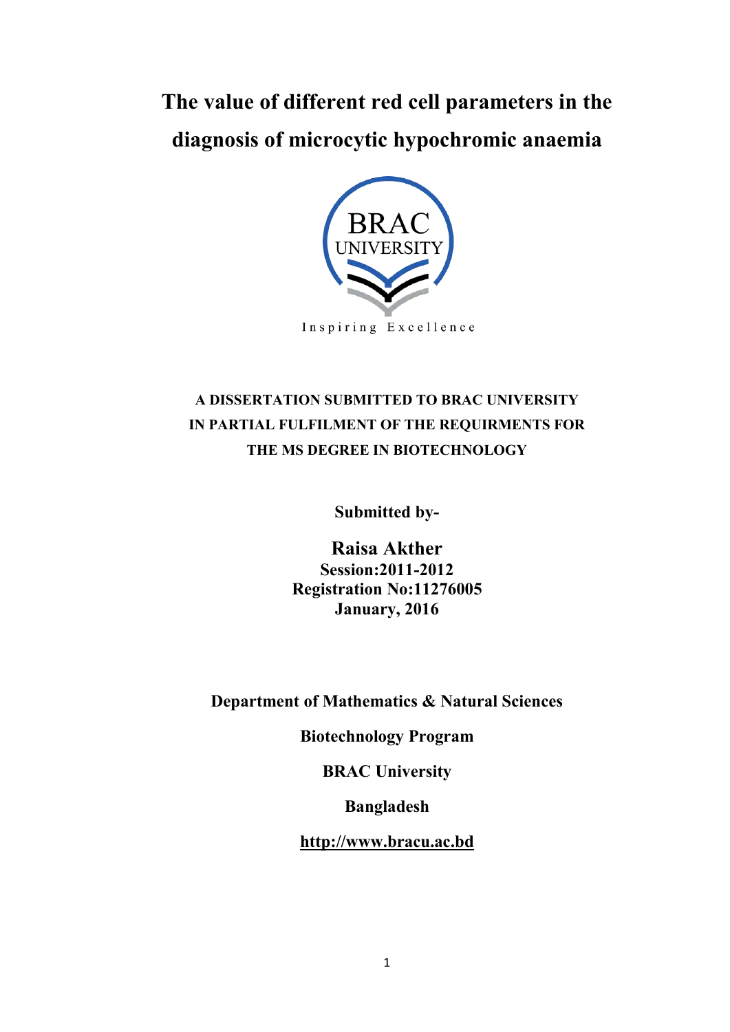# The value of different red cell parameters in the diagnosis of microcytic hypochromic anaemia

BRAC UNIVERSITY

Inspiring Excellence

**A DISSERTATION SUBMITTED TO BRAC UNIVERSITY IN PARTIAL FULFILMENT OF THE REQUIRMENTS FOR THE MS DEGREE IN BIOTECHNOLOGY**

**Submitted by-**

**Raisa Akther**
**Session:2011-2012**
**Registration No:11276005**
**January, 2016**

**Department of Mathematics & Natural Sciences**

**Biotechnology Program**

**BRAC University**

**Bangladesh**

**http://www.bracu.ac.bd**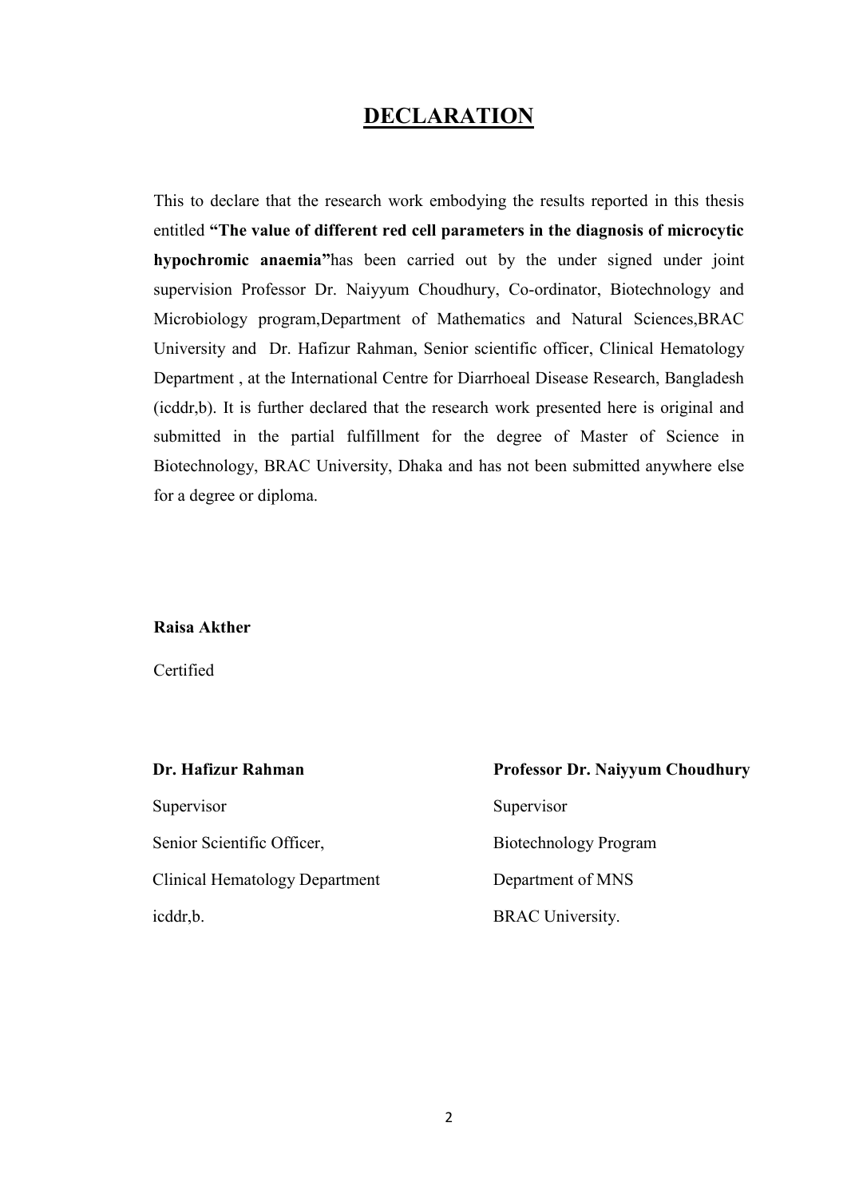# DECLARATION

This to declare that the research work embodying the results reported in this thesis entitled **"The value of different red cell parameters in the diagnosis of microcytic hypochromic anaemia"**has been carried out by the under signed under joint supervision Professor Dr. Naiyyum Choudhury, Co-ordinator, Biotechnology and Microbiology program,Department of Mathematics and Natural Sciences,BRAC University and Dr. Hafizur Rahman, Senior scientific officer, Clinical Hematology Department , at the International Centre for Diarrhoeal Disease Research, Bangladesh (icddr,b). It is further declared that the research work presented here is original and submitted in the partial fulfillment for the degree of Master of Science in Biotechnology, BRAC University, Dhaka and has not been submitted anywhere else for a degree or diploma.

**Raisa Akther**

Certified

**Dr. Hafizur Rahman**

Supervisor

Senior Scientific Officer,

Clinical Hematology Department

icddr,b.

**Professor Dr. Naiyyum Choudhury**

Supervisor

Biotechnology Program

Department of MNS

BRAC University.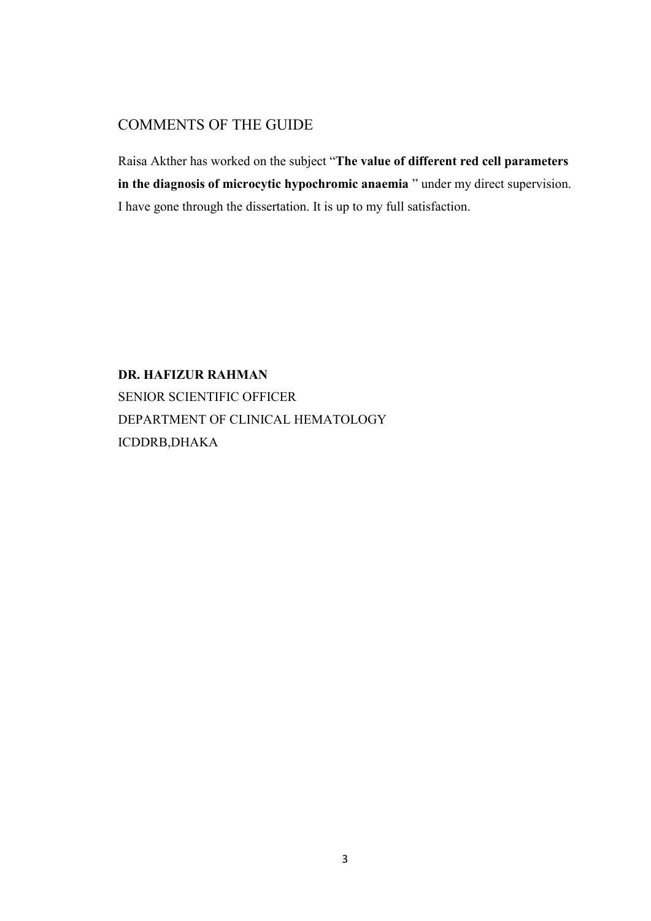## COMMENTS OF THE GUIDE

Raisa Akther has worked on the subject "**The value of different red cell parameters in the diagnosis of microcytic hypochromic anaemia** " under my direct supervision. I have gone through the dissertation. It is up to my full satisfaction.

**DR. HAFIZUR RAHMAN**
SENIOR SCIENTIFIC OFFICER
DEPARTMENT OF CLINICAL HEMATOLOGY
ICDDRB,DHAKA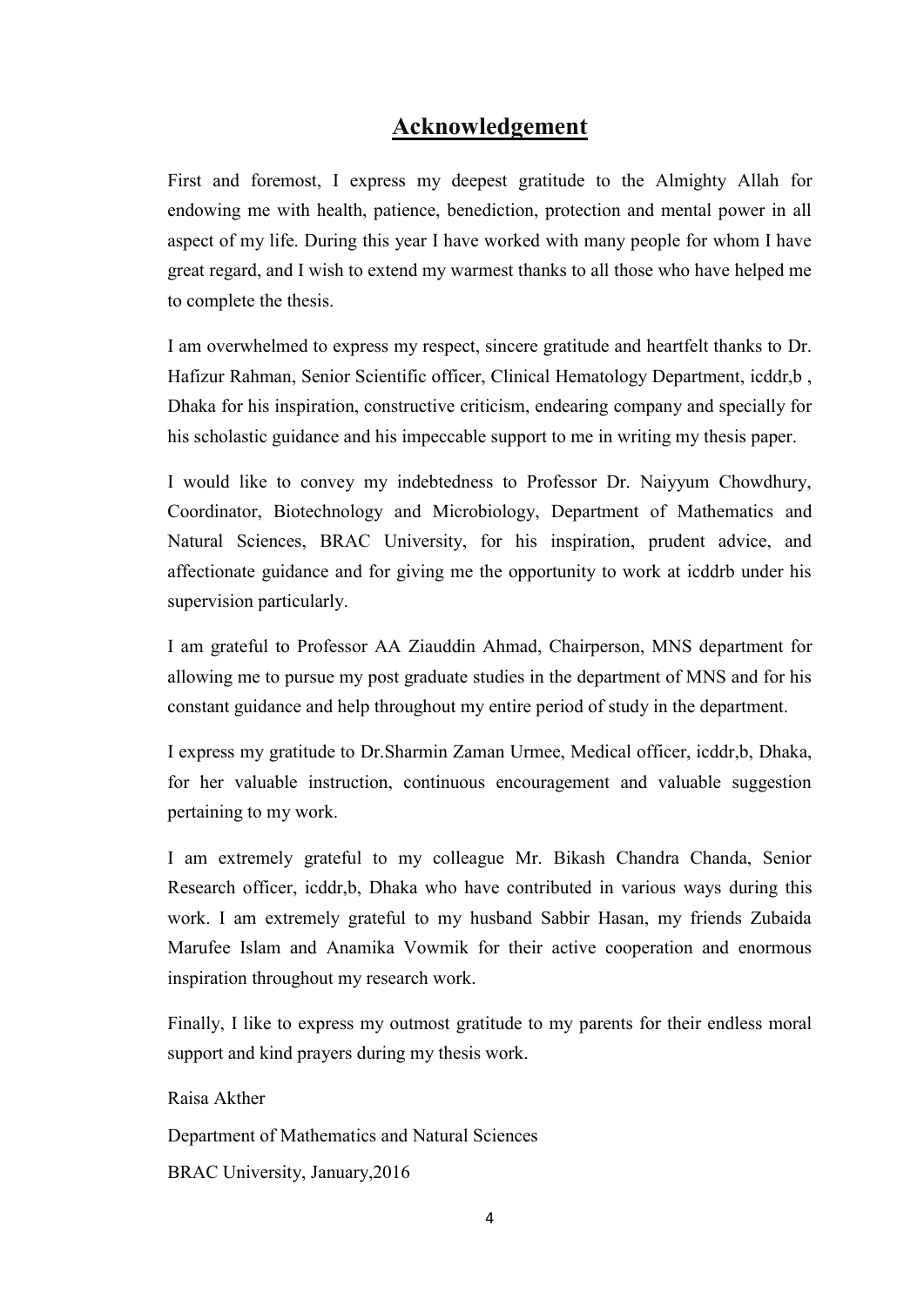# Acknowledgement

First and foremost, I express my deepest gratitude to the Almighty Allah for endowing me with health, patience, benediction, protection and mental power in all aspect of my life. During this year I have worked with many people for whom I have great regard, and I wish to extend my warmest thanks to all those who have helped me to complete the thesis.

I am overwhelmed to express my respect, sincere gratitude and heartfelt thanks to Dr. Hafizur Rahman, Senior Scientific officer, Clinical Hematology Department, icddr,b , Dhaka for his inspiration, constructive criticism, endearing company and specially for his scholastic guidance and his impeccable support to me in writing my thesis paper.

I would like to convey my indebtedness to Professor Dr. Naiyyum Chowdhury, Coordinator, Biotechnology and Microbiology, Department of Mathematics and Natural Sciences, BRAC University, for his inspiration, prudent advice, and affectionate guidance and for giving me the opportunity to work at icddrb under his supervision particularly.

I am grateful to Professor AA Ziauddin Ahmad, Chairperson, MNS department for allowing me to pursue my post graduate studies in the department of MNS and for his constant guidance and help throughout my entire period of study in the department.

I express my gratitude to Dr.Sharmin Zaman Urmee, Medical officer, icddr,b, Dhaka, for her valuable instruction, continuous encouragement and valuable suggestion pertaining to my work.

I am extremely grateful to my colleague Mr. Bikash Chandra Chanda, Senior Research officer, icddr,b, Dhaka who have contributed in various ways during this work. I am extremely grateful to my husband Sabbir Hasan, my friends Zubaida Marufee Islam and Anamika Vowmik for their active cooperation and enormous inspiration throughout my research work.

Finally, I like to express my outmost gratitude to my parents for their endless moral support and kind prayers during my thesis work.

Raisa Akther

Department of Mathematics and Natural Sciences

BRAC University, January,2016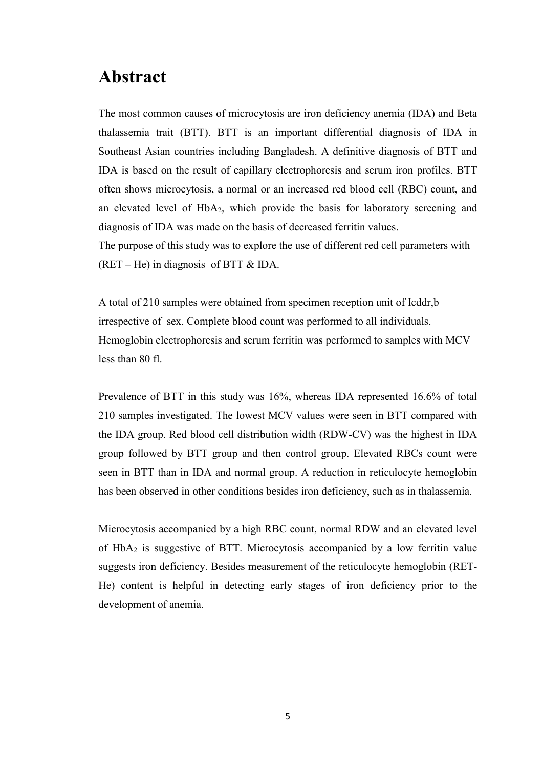# Abstract

The most common causes of microcytosis are iron deficiency anemia (IDA) and Beta thalassemia trait (BTT). BTT is an important differential diagnosis of IDA in Southeast Asian countries including Bangladesh. A definitive diagnosis of BTT and IDA is based on the result of capillary electrophoresis and serum iron profiles. BTT often shows microcytosis, a normal or an increased red blood cell (RBC) count, and an elevated level of $HbA_2$, which provide the basis for laboratory screening and diagnosis of IDA was made on the basis of decreased ferritin values.

The purpose of this study was to explore the use of different red cell parameters with (RET – He) in diagnosis of BTT & IDA.

A total of 210 samples were obtained from specimen reception unit of Icddr,b irrespective of sex. Complete blood count was performed to all individuals. Hemoglobin electrophoresis and serum ferritin was performed to samples with MCV less than 80 fl.

Prevalence of BTT in this study was 16%, whereas IDA represented 16.6% of total 210 samples investigated. The lowest MCV values were seen in BTT compared with the IDA group. Red blood cell distribution width (RDW-CV) was the highest in IDA group followed by BTT group and then control group. Elevated RBCs count were seen in BTT than in IDA and normal group. A reduction in reticulocyte hemoglobin has been observed in other conditions besides iron deficiency, such as in thalassemia.

Microcytosis accompanied by a high RBC count, normal RDW and an elevated level of $HbA_2$ is suggestive of BTT. Microcytosis accompanied by a low ferritin value suggests iron deficiency. Besides measurement of the reticulocyte hemoglobin (RET-He) content is helpful in detecting early stages of iron deficiency prior to the development of anemia.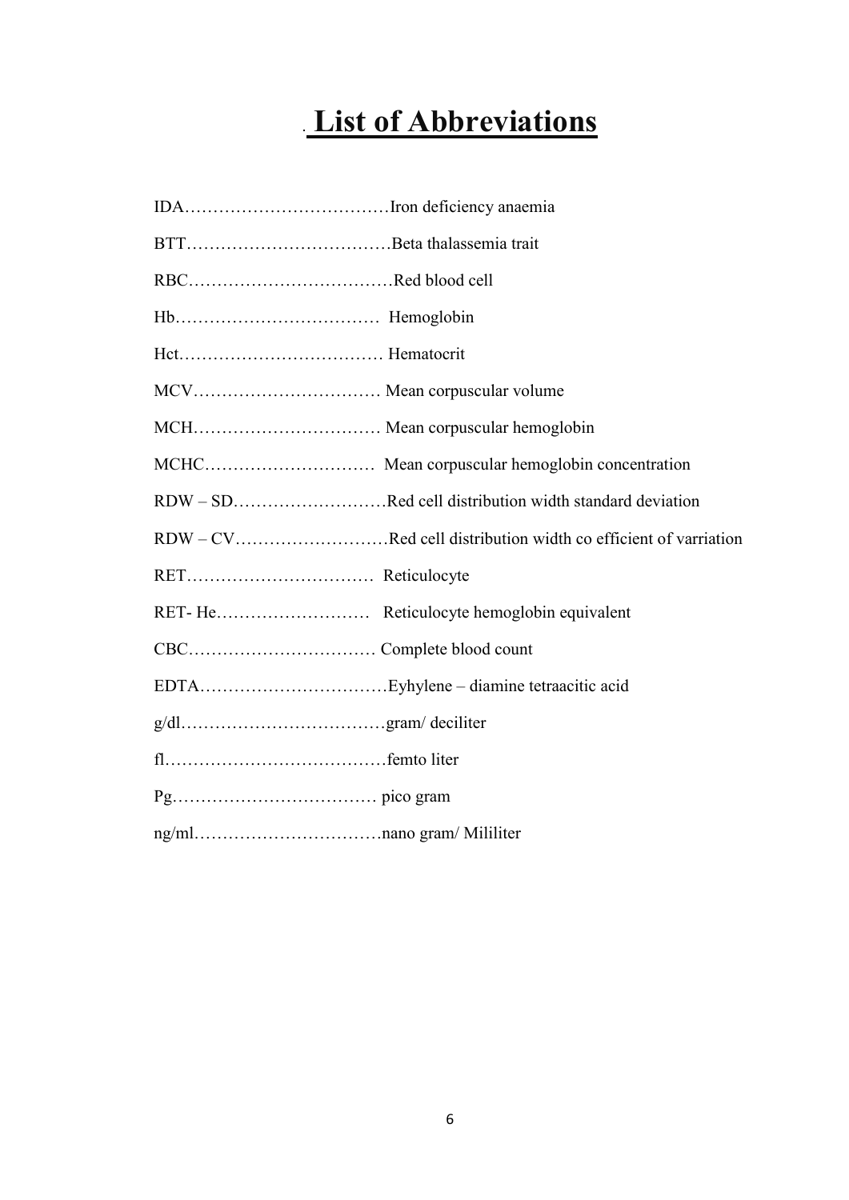# List of Abbreviations

IDA……………………………… Iron deficiency anaemia

BTT……………………………… Beta thalassemia trait

RBC……………………………… Red blood cell

Hb……………………………… Hemoglobin

Hct……………………………… Hematocrit

MCV…………………………… Mean corpuscular volume

MCH…………………………… Mean corpuscular hemoglobin

MCHC………………………… Mean corpuscular hemoglobin concentration

RDW – SD……………………… Red cell distribution width standard deviation

RDW – CV……………………… Red cell distribution width co efficient of varriation

RET…………………………… Reticulocyte

RET- He……………………… Reticulocyte hemoglobin equivalent

CBC…………………………… Complete blood count

EDTA…………………………… Eyhylene – diamine tetraacitic acid

g/dl……………………………… gram/ deciliter

fl………………………………… femto liter

Pg……………………………… pico gram

ng/ml…………………………… nano gram/ Mililiter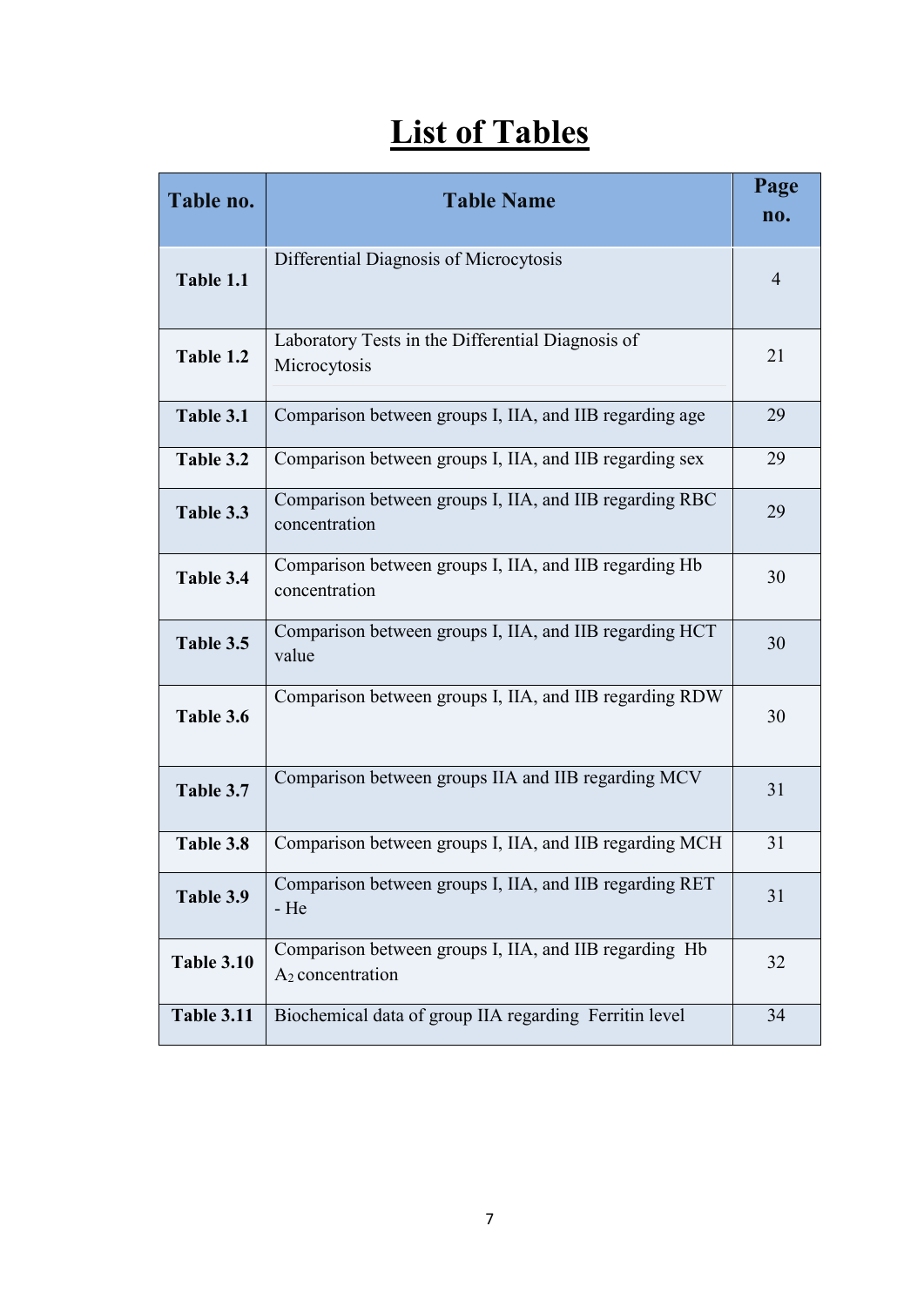# List of Tables

| Table no. | Table Name | Page no. |
|---|---|---|
| **Table 1.1** | Differential Diagnosis of Microcytosis | 4 |
| **Table 1.2** | Laboratory Tests in the Differential Diagnosis of Microcytosis | 21 |
| **Table 3.1** | Comparison between groups I, IIA, and IIB regarding age | 29 |
| **Table 3.2** | Comparison between groups I, IIA, and IIB regarding sex | 29 |
| **Table 3.3** | Comparison between groups I, IIA, and IIB regarding RBC concentration | 29 |
| **Table 3.4** | Comparison between groups I, IIA, and IIB regarding Hb concentration | 30 |
| **Table 3.5** | Comparison between groups I, IIA, and IIB regarding HCT value | 30 |
| **Table 3.6** | Comparison between groups I, IIA, and IIB regarding RDW | 30 |
| **Table 3.7** | Comparison between groups IIA and IIB regarding MCV | 31 |
| **Table 3.8** | Comparison between groups I, IIA, and IIB regarding MCH | 31 |
| **Table 3.9** | Comparison between groups I, IIA, and IIB regarding RET - He | 31 |
| **Table 3.10** | Comparison between groups I, IIA, and IIB regarding Hb $A_2$ concentration | 32 |
| **Table 3.11** | Biochemical data of group IIA regarding Ferritin level | 34 |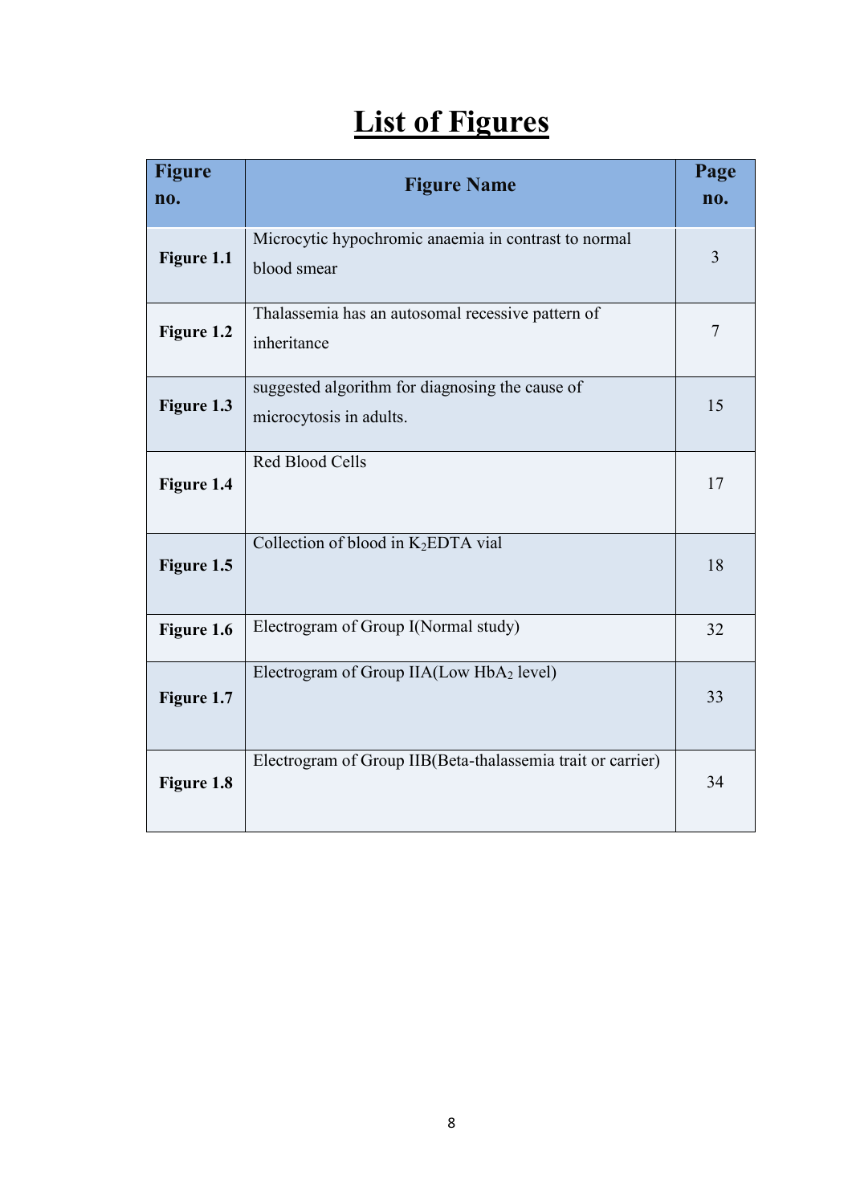# List of Figures

| Figure no. | Figure Name | Page no. |
|---|---|---|
| **Figure 1.1** | Microcytic hypochromic anaemia in contrast to normal blood smear | 3 |
| **Figure 1.2** | Thalassemia has an autosomal recessive pattern of inheritance | 7 |
| **Figure 1.3** | suggested algorithm for diagnosing the cause of microcytosis in adults. | 15 |
| **Figure 1.4** | Red Blood Cells | 17 |
| **Figure 1.5** | Collection of blood in $K_2EDTA$ vial | 18 |
| **Figure 1.6** | Electrogram of Group I(Normal study) | 32 |
| **Figure 1.7** | Electrogram of Group IIA(Low $HbA_2$ level) | 33 |
| **Figure 1.8** | Electrogram of Group IIB(Beta-thalassemia trait or carrier) | 34 |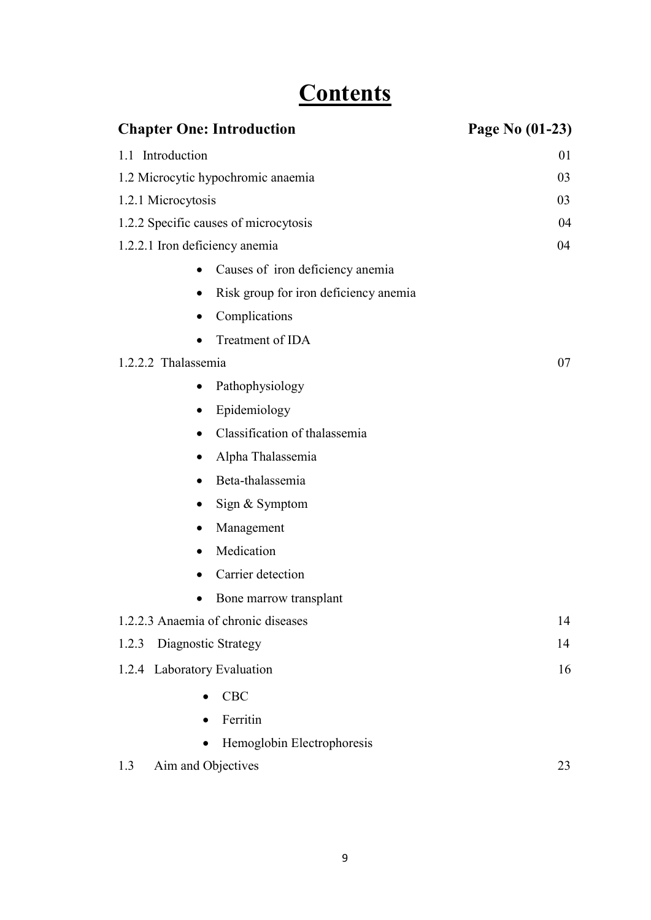# Contents

| **Chapter One: Introduction** | **Page No (01-23)** |
| --- | --- |
| 1.1 Introduction | 01 |
| 1.2 Microcytic hypochromic anaemia | 03 |
| 1.2.1 Microcytosis | 03 |
| 1.2.2 Specific causes of microcytosis | 04 |
| 1.2.2.1 Iron deficiency anemia | 04 |
| • Causes of iron deficiency anemia | |
| • Risk group for iron deficiency anemia | |
| • Complications | |
| • Treatment of IDA | |
| 1.2.2.2 Thalassemia | 07 |
| • Pathophysiology | |
| • Epidemiology | |
| • Classification of thalassemia | |
| • Alpha Thalassemia | |
| • Beta-thalassemia | |
| • Sign & Symptom | |
| • Management | |
| • Medication | |
| • Carrier detection | |
| • Bone marrow transplant | |
| 1.2.2.3 Anaemia of chronic diseases | 14 |
| 1.2.3 Diagnostic Strategy | 14 |
| 1.2.4 Laboratory Evaluation | 16 |
| • CBC | |
| • Ferritin | |
| • Hemoglobin Electrophoresis | |
| 1.3 Aim and Objectives | 23 |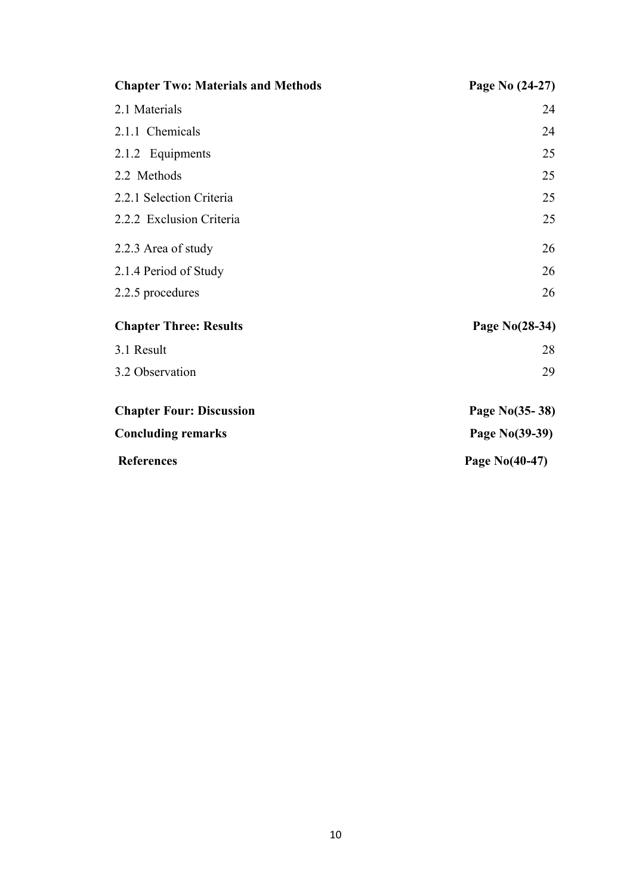| **Chapter Two: Materials and Methods** | **Page No (24-27)** |
|---|---|
| 2.1 Materials | 24 |
| 2.1.1 Chemicals | 24 |
| 2.1.2 Equipments | 25 |
| 2.2 Methods | 25 |
| 2.2.1 Selection Criteria | 25 |
| 2.2.2 Exclusion Criteria | 25 |
| 2.2.3 Area of study | 26 |
| 2.1.4 Period of Study | 26 |
| 2.2.5 procedures | 26 |
| **Chapter Three: Results** | **Page No(28-34)** |
| 3.1 Result | 28 |
| 3.2 Observation | 29 |
| **Chapter Four: Discussion** | **Page No(35- 38)** |
| **Concluding remarks** | **Page No(39-39)** |
| **References** | **Page No(40-47)** |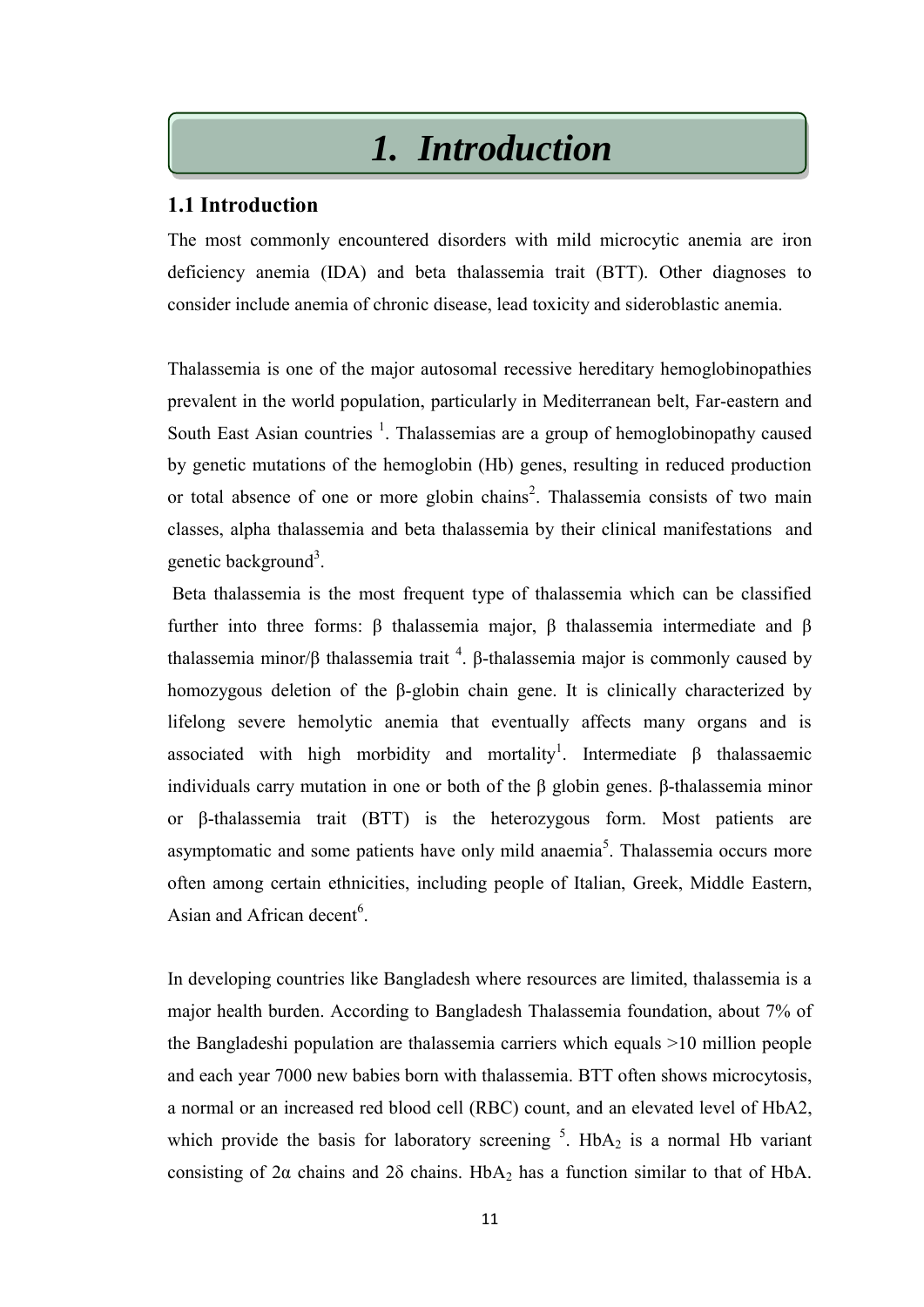# 1. Introduction

## 1.1 Introduction

The most commonly encountered disorders with mild microcytic anemia are iron deficiency anemia (IDA) and beta thalassemia trait (BTT). Other diagnoses to consider include anemia of chronic disease, lead toxicity and sideroblastic anemia.

Thalassemia is one of the major autosomal recessive hereditary hemoglobinopathies prevalent in the world population, particularly in Mediterranean belt, Far-eastern and South East Asian countries [1]. Thalassemias are a group of hemoglobinopathy caused by genetic mutations of the hemoglobin (Hb) genes, resulting in reduced production or total absence of one or more globin chains[2]. Thalassemia consists of two main classes, alpha thalassemia and beta thalassemia by their clinical manifestations and genetic background[3].

Beta thalassemia is the most frequent type of thalassemia which can be classified further into three forms: β thalassemia major, β thalassemia intermediate and β thalassemia minor/β thalassemia trait [4]. β-thalassemia major is commonly caused by homozygous deletion of the β-globin chain gene. It is clinically characterized by lifelong severe hemolytic anemia that eventually affects many organs and is associated with high morbidity and mortality[1]. Intermediate β thalassaemic individuals carry mutation in one or both of the β globin genes. β-thalassemia minor or β-thalassemia trait (BTT) is the heterozygous form. Most patients are asymptomatic and some patients have only mild anaemia[5]. Thalassemia occurs more often among certain ethnicities, including people of Italian, Greek, Middle Eastern, Asian and African decent[6].

In developing countries like Bangladesh where resources are limited, thalassemia is a major health burden. According to Bangladesh Thalassemia foundation, about 7% of the Bangladeshi population are thalassemia carriers which equals >10 million people and each year 7000 new babies born with thalassemia. BTT often shows microcytosis, a normal or an increased red blood cell (RBC) count, and an elevated level of HbA2, which provide the basis for laboratory screening [5]. $HbA_2$ is a normal Hb variant consisting of 2α chains and 2δ chains. $HbA_2$ has a function similar to that of HbA.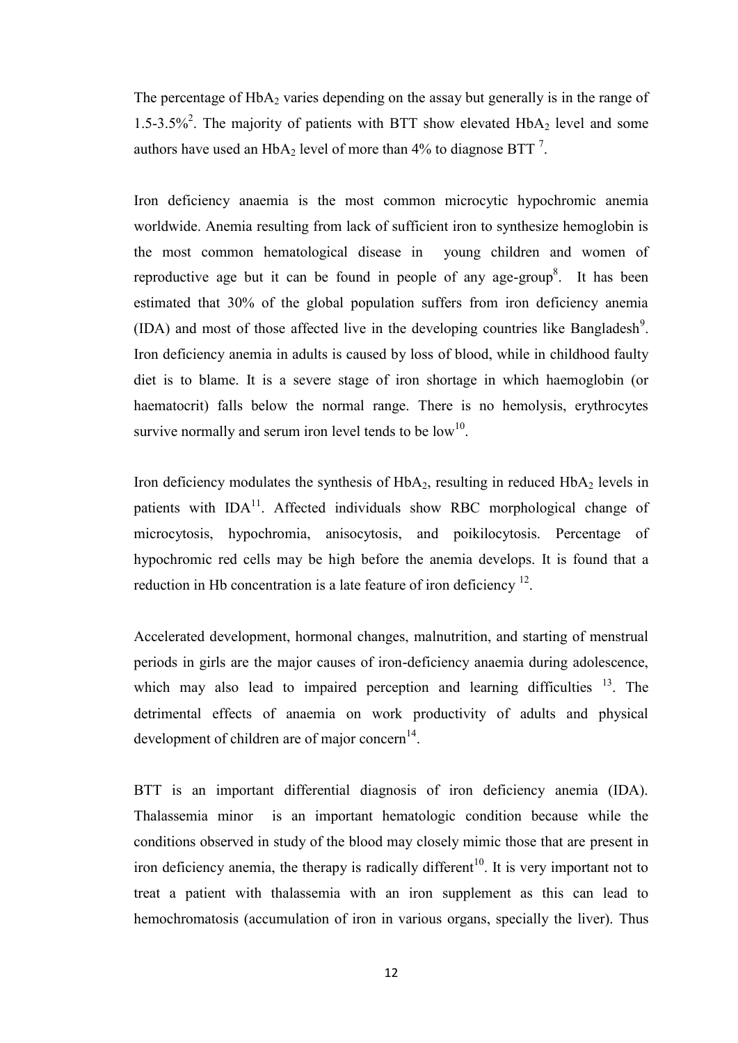The percentage of $HbA_2$ varies depending on the assay but generally is in the range of 1.5-3.5%[2]. The majority of patients with BTT show elevated $HbA_2$ level and some authors have used an $HbA_2$ level of more than 4% to diagnose BTT [7].

Iron deficiency anaemia is the most common microcytic hypochromic anemia worldwide. Anemia resulting from lack of sufficient iron to synthesize hemoglobin is the most common hematological disease in young children and women of reproductive age but it can be found in people of any age-group[8]. It has been estimated that 30% of the global population suffers from iron deficiency anemia (IDA) and most of those affected live in the developing countries like Bangladesh[9]. Iron deficiency anemia in adults is caused by loss of blood, while in childhood faulty diet is to blame. It is a severe stage of iron shortage in which haemoglobin (or haematocrit) falls below the normal range. There is no hemolysis, erythrocytes survive normally and serum iron level tends to be low[10].

Iron deficiency modulates the synthesis of $HbA_2$, resulting in reduced $HbA_2$ levels in patients with IDA[11]. Affected individuals show RBC morphological change of microcytosis, hypochromia, anisocytosis, and poikilocytosis. Percentage of hypochromic red cells may be high before the anemia develops. It is found that a reduction in Hb concentration is a late feature of iron deficiency [12].

Accelerated development, hormonal changes, malnutrition, and starting of menstrual periods in girls are the major causes of iron-deficiency anaemia during adolescence, which may also lead to impaired perception and learning difficulties [13]. The detrimental effects of anaemia on work productivity of adults and physical development of children are of major concern[14].

BTT is an important differential diagnosis of iron deficiency anemia (IDA). Thalassemia minor is an important hematologic condition because while the conditions observed in study of the blood may closely mimic those that are present in iron deficiency anemia, the therapy is radically different[10]. It is very important not to treat a patient with thalassemia with an iron supplement as this can lead to hemochromatosis (accumulation of iron in various organs, specially the liver). Thus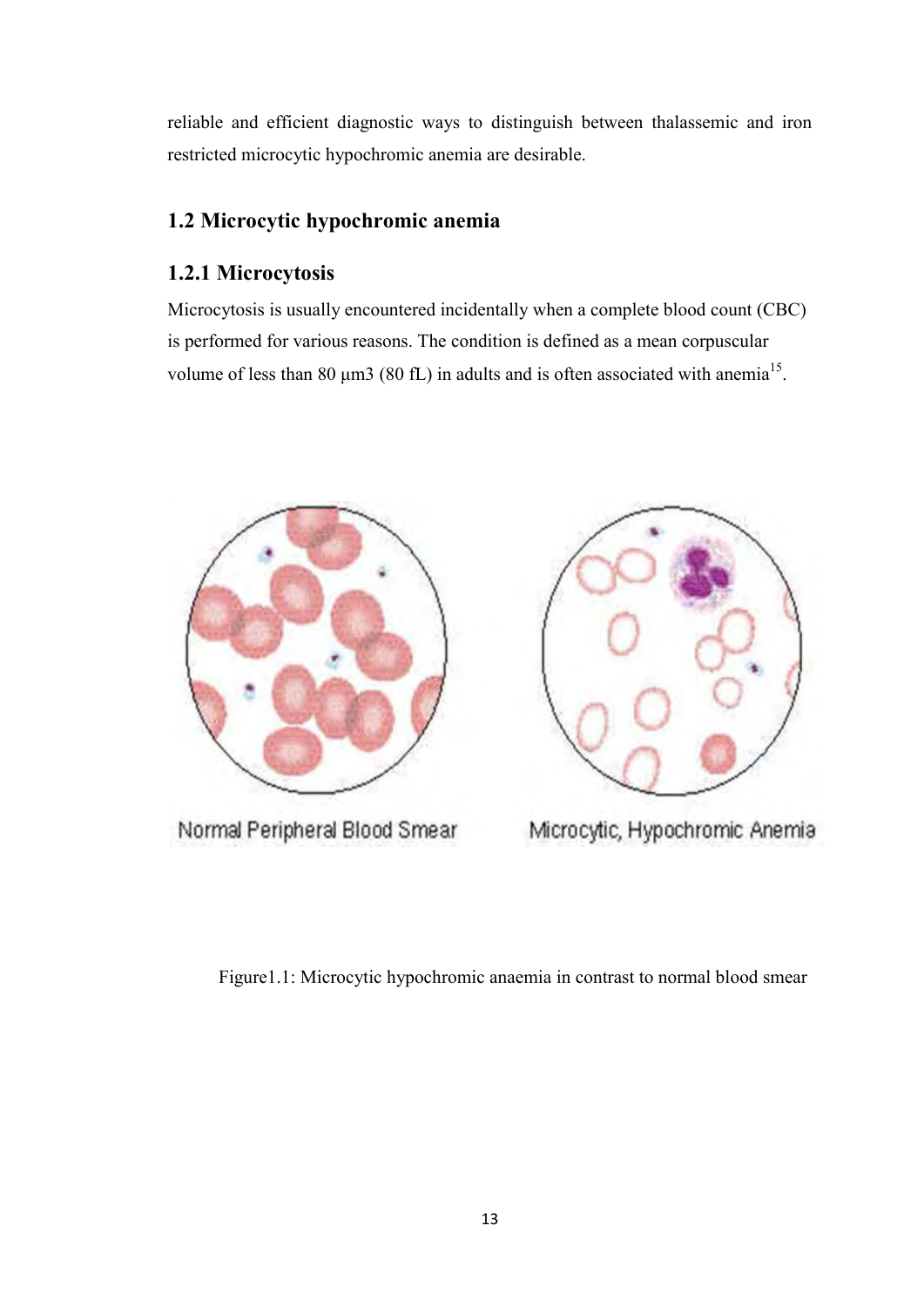reliable and efficient diagnostic ways to distinguish between thalassemic and iron restricted microcytic hypochromic anemia are desirable.

## 1.2 Microcytic hypochromic anemia

### 1.2.1 Microcytosis

Microcytosis is usually encountered incidentally when a complete blood count (CBC) is performed for various reasons. The condition is defined as a mean corpuscular volume of less than 80 μm3 (80 fL) in adults and is often associated with anemia[15].

Normal Peripheral Blood Smear

Microcytic, Hypochromic Anemia

Figure1.1: Microcytic hypochromic anaemia in contrast to normal blood smear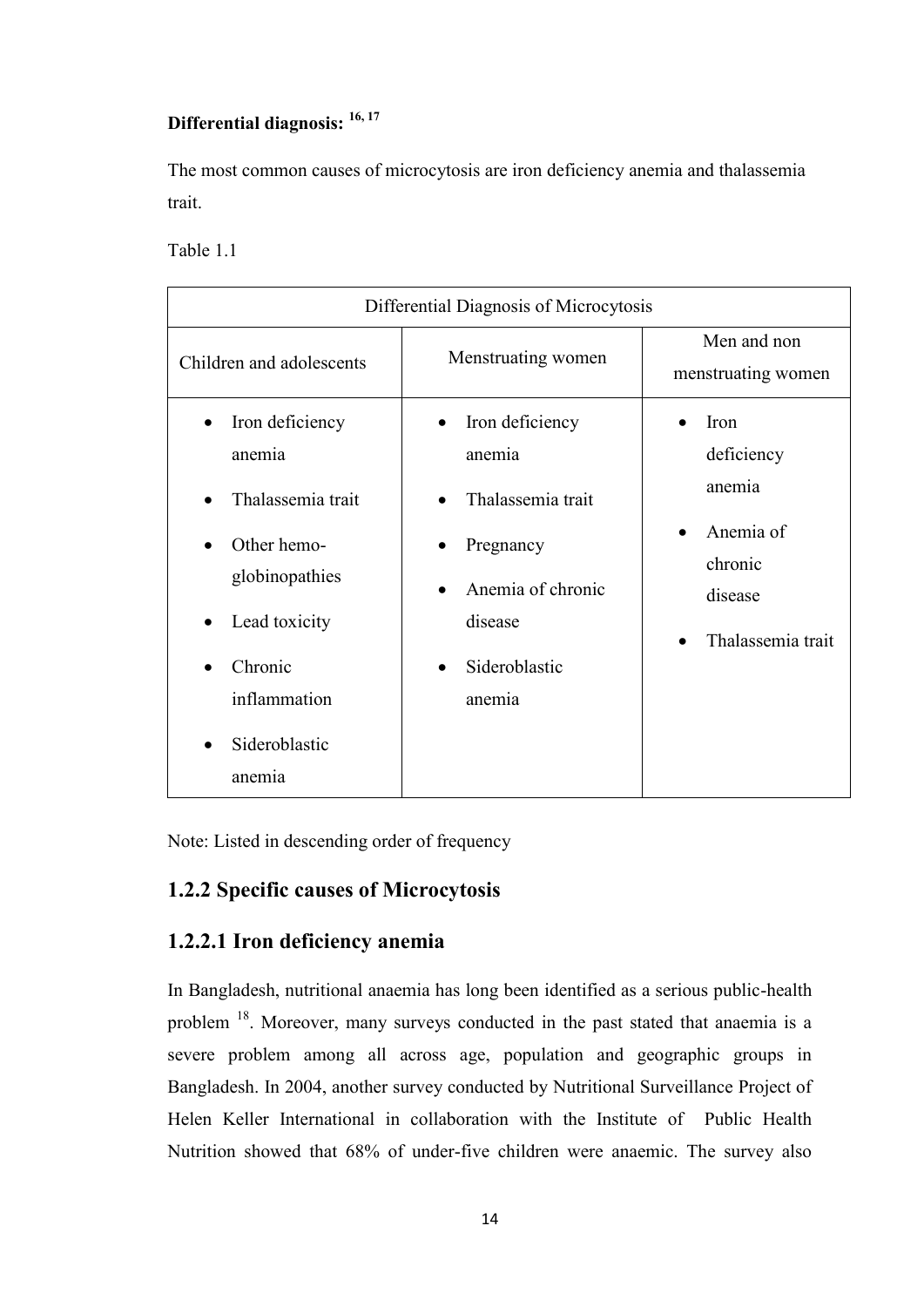**Differential diagnosis:** [16, 17]

The most common causes of microcytosis are iron deficiency anemia and thalassemia trait.

Table 1.1

| Differential Diagnosis of Microcytosis | | |
|---|---|---|
| Children and adolescents | Menstruating women | Men and non menstruating women |
| • Iron deficiency anemia<br>• Thalassemia trait<br>• Other hemo-globinopathies<br>• Lead toxicity<br>• Chronic inflammation<br>• Sideroblastic anemia | • Iron deficiency anemia<br>• Thalassemia trait<br>• Pregnancy<br>• Anemia of chronic disease<br>• Sideroblastic anemia | • Iron deficiency anemia<br>• Anemia of chronic disease<br>• Thalassemia trait |

Note: Listed in descending order of frequency

## 1.2.2 Specific causes of Microcytosis

### 1.2.2.1 Iron deficiency anemia

In Bangladesh, nutritional anaemia has long been identified as a serious public-health problem [18]. Moreover, many surveys conducted in the past stated that anaemia is a severe problem among all across age, population and geographic groups in Bangladesh. In 2004, another survey conducted by Nutritional Surveillance Project of Helen Keller International in collaboration with the Institute of Public Health Nutrition showed that 68% of under-five children were anaemic. The survey also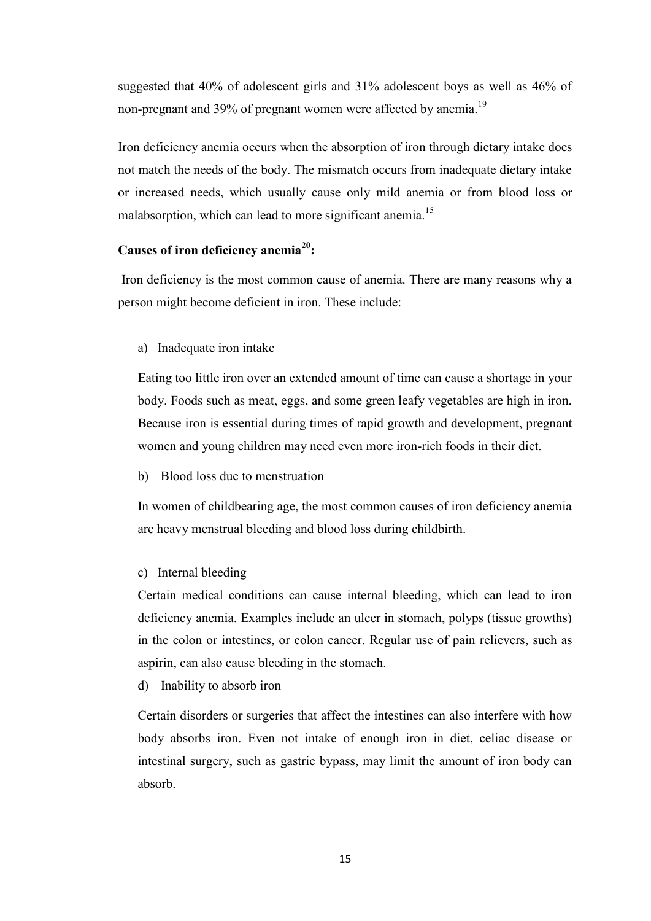suggested that 40% of adolescent girls and 31% adolescent boys as well as 46% of non-pregnant and 39% of pregnant women were affected by anemia.[19]

Iron deficiency anemia occurs when the absorption of iron through dietary intake does not match the needs of the body. The mismatch occurs from inadequate dietary intake or increased needs, which usually cause only mild anemia or from blood loss or malabsorption, which can lead to more significant anemia.[15]

**Causes of iron deficiency anemia[20]:**

Iron deficiency is the most common cause of anemia. There are many reasons why a person might become deficient in iron. These include:

a) Inadequate iron intake

Eating too little iron over an extended amount of time can cause a shortage in your body. Foods such as meat, eggs, and some green leafy vegetables are high in iron. Because iron is essential during times of rapid growth and development, pregnant women and young children may need even more iron-rich foods in their diet.

b) Blood loss due to menstruation

In women of childbearing age, the most common causes of iron deficiency anemia are heavy menstrual bleeding and blood loss during childbirth.

c) Internal bleeding

Certain medical conditions can cause internal bleeding, which can lead to iron deficiency anemia. Examples include an ulcer in stomach, polyps (tissue growths) in the colon or intestines, or colon cancer. Regular use of pain relievers, such as aspirin, can also cause bleeding in the stomach.

d) Inability to absorb iron

Certain disorders or surgeries that affect the intestines can also interfere with how body absorbs iron. Even not intake of enough iron in diet, celiac disease or intestinal surgery, such as gastric bypass, may limit the amount of iron body can absorb.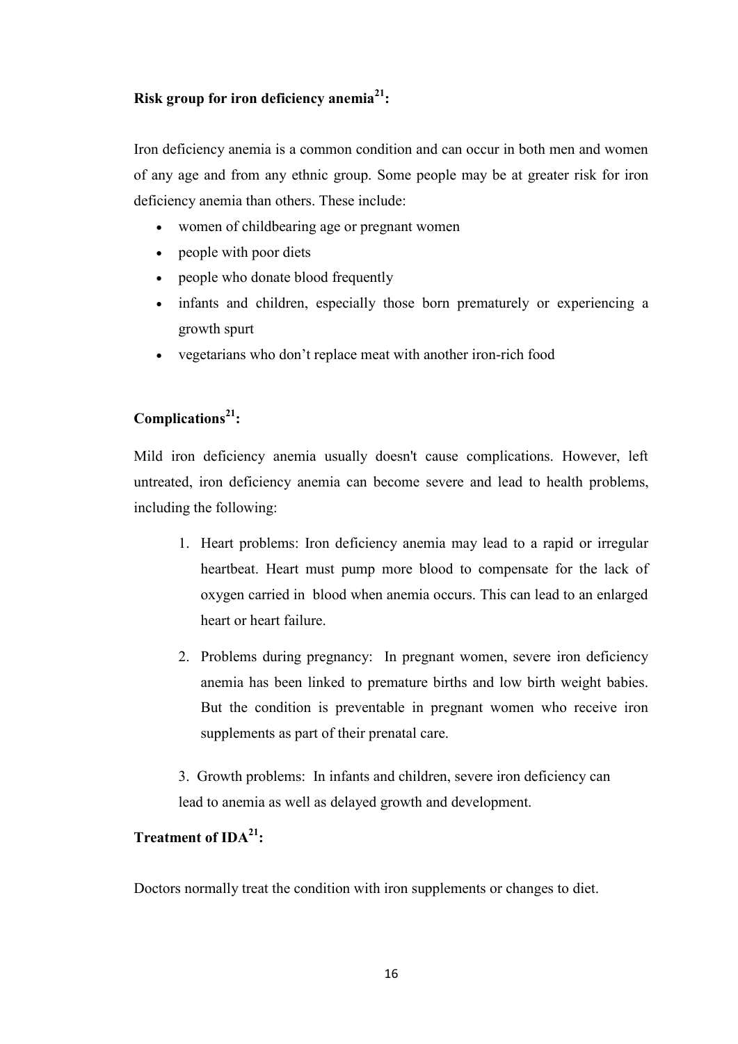**Risk group for iron deficiency anemia[21]:**

Iron deficiency anemia is a common condition and can occur in both men and women of any age and from any ethnic group. Some people may be at greater risk for iron deficiency anemia than others. These include:

- women of childbearing age or pregnant women
- people with poor diets
- people who donate blood frequently
- infants and children, especially those born prematurely or experiencing a growth spurt
- vegetarians who don't replace meat with another iron-rich food

**Complications[21]:**

Mild iron deficiency anemia usually doesn't cause complications. However, left untreated, iron deficiency anemia can become severe and lead to health problems, including the following:

1. Heart problems: Iron deficiency anemia may lead to a rapid or irregular heartbeat. Heart must pump more blood to compensate for the lack of oxygen carried in blood when anemia occurs. This can lead to an enlarged heart or heart failure.

2. Problems during pregnancy: In pregnant women, severe iron deficiency anemia has been linked to premature births and low birth weight babies. But the condition is preventable in pregnant women who receive iron supplements as part of their prenatal care.

3. Growth problems: In infants and children, severe iron deficiency can lead to anemia as well as delayed growth and development.

**Treatment of IDA[21]:**

Doctors normally treat the condition with iron supplements or changes to diet.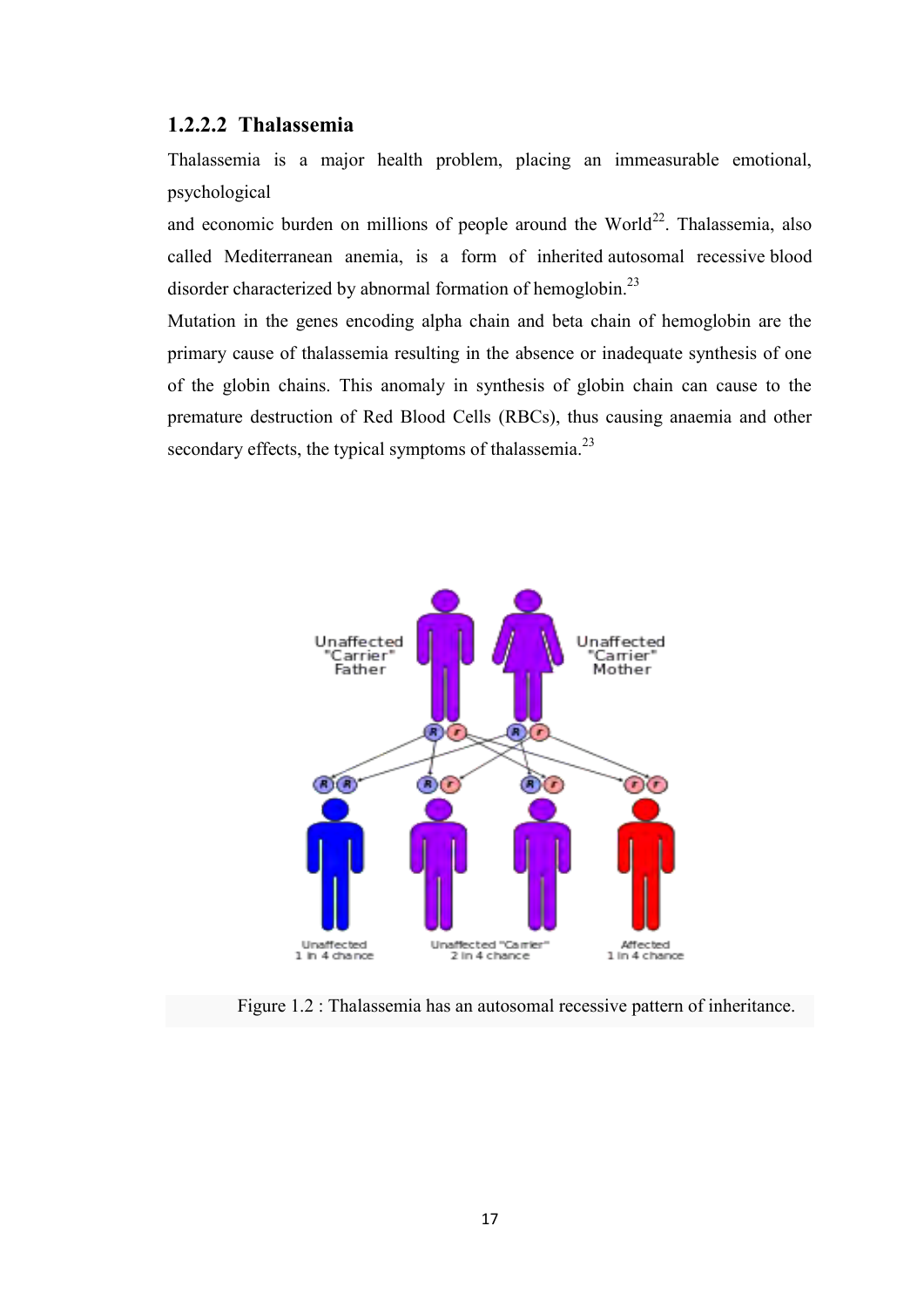### 1.2.2.2 Thalassemia

Thalassemia is a major health problem, placing an immeasurable emotional, psychological
and economic burden on millions of people around the World[22]. Thalassemia, also called Mediterranean anemia, is a form of inherited autosomal recessive blood disorder characterized by abnormal formation of hemoglobin.[23]

Mutation in the genes encoding alpha chain and beta chain of hemoglobin are the primary cause of thalassemia resulting in the absence or inadequate synthesis of one of the globin chains. This anomaly in synthesis of globin chain can cause to the premature destruction of Red Blood Cells (RBCs), thus causing anaemia and other secondary effects, the typical symptoms of thalassemia.[23]

Figure 1.2 : Thalassemia has an autosomal recessive pattern of inheritance.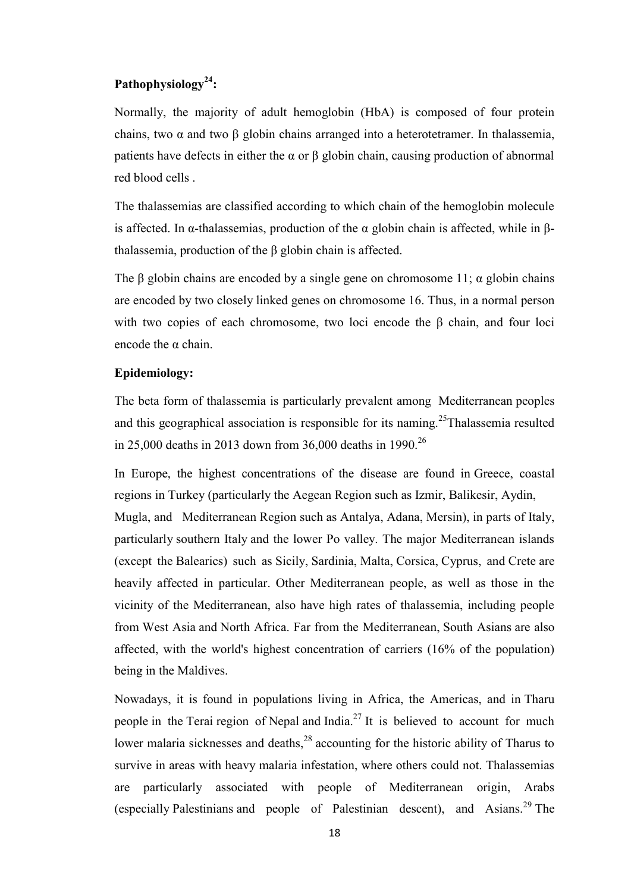**Pathophysiology[24]:**

Normally, the majority of adult hemoglobin (HbA) is composed of four protein chains, two α and two β globin chains arranged into a heterotetramer. In thalassemia, patients have defects in either the α or β globin chain, causing production of abnormal red blood cells .

The thalassemias are classified according to which chain of the hemoglobin molecule is affected. In α-thalassemias, production of the α globin chain is affected, while in β-thalassemia, production of the β globin chain is affected.

The β globin chains are encoded by a single gene on chromosome 11; α globin chains are encoded by two closely linked genes on chromosome 16. Thus, in a normal person with two copies of each chromosome, two loci encode the β chain, and four loci encode the α chain.

**Epidemiology:**

The beta form of thalassemia is particularly prevalent among Mediterranean peoples and this geographical association is responsible for its naming.[25]Thalassemia resulted in 25,000 deaths in 2013 down from 36,000 deaths in 1990.[26]

In Europe, the highest concentrations of the disease are found in Greece, coastal regions in Turkey (particularly the Aegean Region such as Izmir, Balikesir, Aydin, Mugla, and Mediterranean Region such as Antalya, Adana, Mersin), in parts of Italy, particularly southern Italy and the lower Po valley. The major Mediterranean islands (except the Balearics) such as Sicily, Sardinia, Malta, Corsica, Cyprus, and Crete are heavily affected in particular. Other Mediterranean people, as well as those in the vicinity of the Mediterranean, also have high rates of thalassemia, including people from West Asia and North Africa. Far from the Mediterranean, South Asians are also affected, with the world's highest concentration of carriers (16% of the population) being in the Maldives.

Nowadays, it is found in populations living in Africa, the Americas, and in Tharu people in the Terai region of Nepal and India.[27] It is believed to account for much lower malaria sicknesses and deaths,[28] accounting for the historic ability of Tharus to survive in areas with heavy malaria infestation, where others could not. Thalassemias are particularly associated with people of Mediterranean origin, Arabs (especially Palestinians and people of Palestinian descent), and Asians.[29] The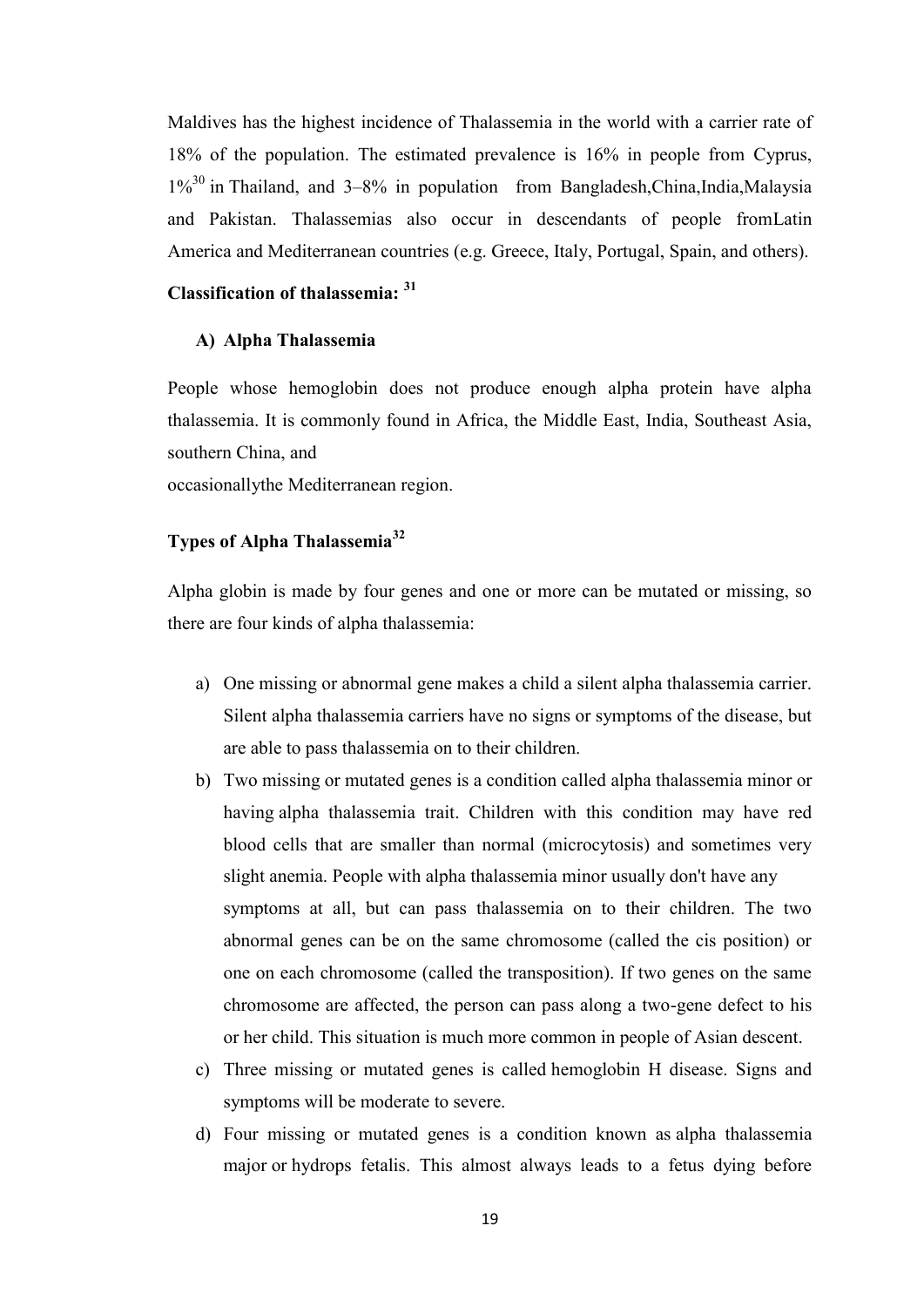Maldives has the highest incidence of Thalassemia in the world with a carrier rate of 18% of the population. The estimated prevalence is 16% in people from Cyprus, 1%[30] in Thailand, and 3–8% in population from Bangladesh,China,India,Malaysia and Pakistan. Thalassemias also occur in descendants of people fromLatin America and Mediterranean countries (e.g. Greece, Italy, Portugal, Spain, and others).

### Classification of thalassemia: [31]

#### A) Alpha Thalassemia

People whose hemoglobin does not produce enough alpha protein have alpha thalassemia. It is commonly found in Africa, the Middle East, India, Southeast Asia, southern China, and
occasionallythe Mediterranean region.

### Types of Alpha Thalassemia[32]

Alpha globin is made by four genes and one or more can be mutated or missing, so there are four kinds of alpha thalassemia:

a) One missing or abnormal gene makes a child a silent alpha thalassemia carrier. Silent alpha thalassemia carriers have no signs or symptoms of the disease, but are able to pass thalassemia on to their children.
b) Two missing or mutated genes is a condition called alpha thalassemia minor or having alpha thalassemia trait. Children with this condition may have red blood cells that are smaller than normal (microcytosis) and sometimes very slight anemia. People with alpha thalassemia minor usually don't have any symptoms at all, but can pass thalassemia on to their children. The two abnormal genes can be on the same chromosome (called the cis position) or one on each chromosome (called the transposition). If two genes on the same chromosome are affected, the person can pass along a two-gene defect to his or her child. This situation is much more common in people of Asian descent.
c) Three missing or mutated genes is called hemoglobin H disease. Signs and symptoms will be moderate to severe.
d) Four missing or mutated genes is a condition known as alpha thalassemia major or hydrops fetalis. This almost always leads to a fetus dying before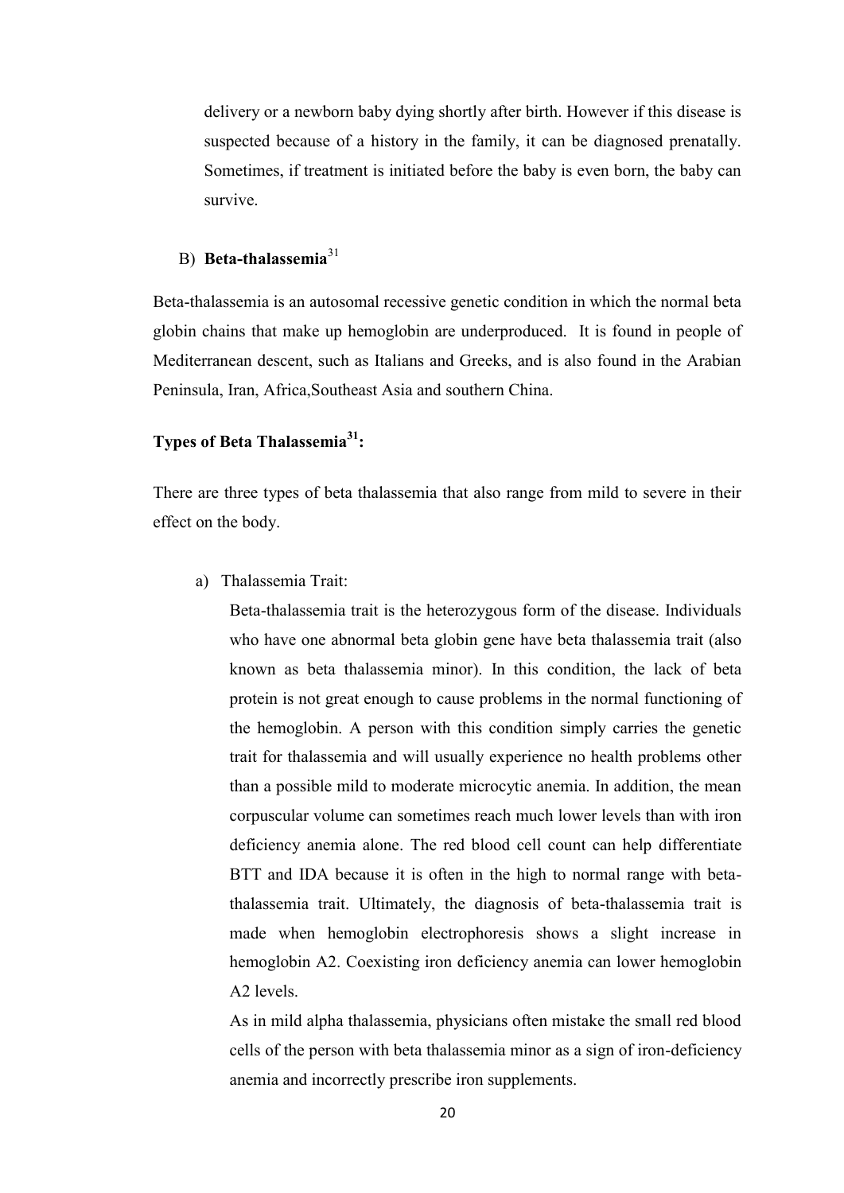delivery or a newborn baby dying shortly after birth. However if this disease is suspected because of a history in the family, it can be diagnosed prenatally. Sometimes, if treatment is initiated before the baby is even born, the baby can survive.

### B) **Beta-thalassemia**[31]

Beta-thalassemia is an autosomal recessive genetic condition in which the normal beta globin chains that make up hemoglobin are underproduced. It is found in people of Mediterranean descent, such as Italians and Greeks, and is also found in the Arabian Peninsula, Iran, Africa,Southeast Asia and southern China.

### **Types of Beta Thalassemia[31]:**

There are three types of beta thalassemia that also range from mild to severe in their effect on the body.

a) Thalassemia Trait:

Beta-thalassemia trait is the heterozygous form of the disease. Individuals who have one abnormal beta globin gene have beta thalassemia trait (also known as beta thalassemia minor). In this condition, the lack of beta protein is not great enough to cause problems in the normal functioning of the hemoglobin. A person with this condition simply carries the genetic trait for thalassemia and will usually experience no health problems other than a possible mild to moderate microcytic anemia. In addition, the mean corpuscular volume can sometimes reach much lower levels than with iron deficiency anemia alone. The red blood cell count can help differentiate BTT and IDA because it is often in the high to normal range with beta-thalassemia trait. Ultimately, the diagnosis of beta-thalassemia trait is made when hemoglobin electrophoresis shows a slight increase in hemoglobin A2. Coexisting iron deficiency anemia can lower hemoglobin A2 levels.

As in mild alpha thalassemia, physicians often mistake the small red blood cells of the person with beta thalassemia minor as a sign of iron-deficiency anemia and incorrectly prescribe iron supplements.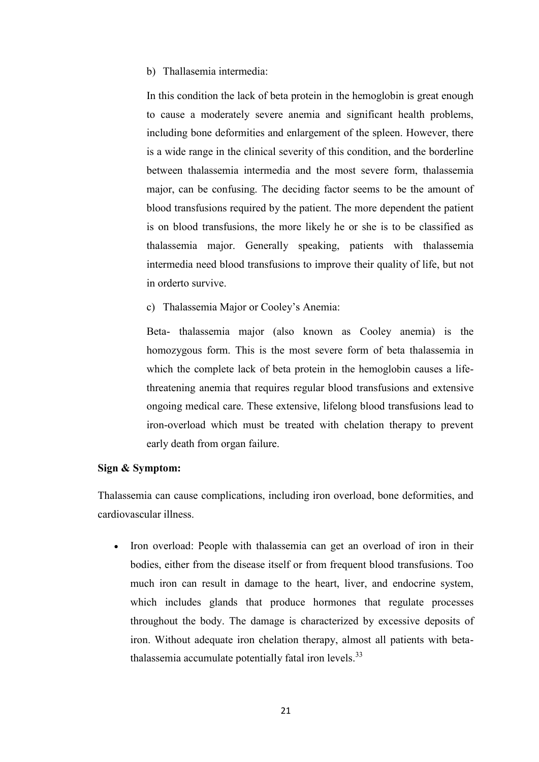b) Thallasemia intermedia:

In this condition the lack of beta protein in the hemoglobin is great enough to cause a moderately severe anemia and significant health problems, including bone deformities and enlargement of the spleen. However, there is a wide range in the clinical severity of this condition, and the borderline between thalassemia intermedia and the most severe form, thalassemia major, can be confusing. The deciding factor seems to be the amount of blood transfusions required by the patient. The more dependent the patient is on blood transfusions, the more likely he or she is to be classified as thalassemia major. Generally speaking, patients with thalassemia intermedia need blood transfusions to improve their quality of life, but not in orderto survive.

c) Thalassemia Major or Cooley's Anemia:

Beta- thalassemia major (also known as Cooley anemia) is the homozygous form. This is the most severe form of beta thalassemia in which the complete lack of beta protein in the hemoglobin causes a life-threatening anemia that requires regular blood transfusions and extensive ongoing medical care. These extensive, lifelong blood transfusions lead to iron-overload which must be treated with chelation therapy to prevent early death from organ failure.

**Sign & Symptom:**

Thalassemia can cause complications, including iron overload, bone deformities, and cardiovascular illness.

- Iron overload: People with thalassemia can get an overload of iron in their bodies, either from the disease itself or from frequent blood transfusions. Too much iron can result in damage to the heart, liver, and endocrine system, which includes glands that produce hormones that regulate processes throughout the body. The damage is characterized by excessive deposits of iron. Without adequate iron chelation therapy, almost all patients with beta-thalassemia accumulate potentially fatal iron levels.[33]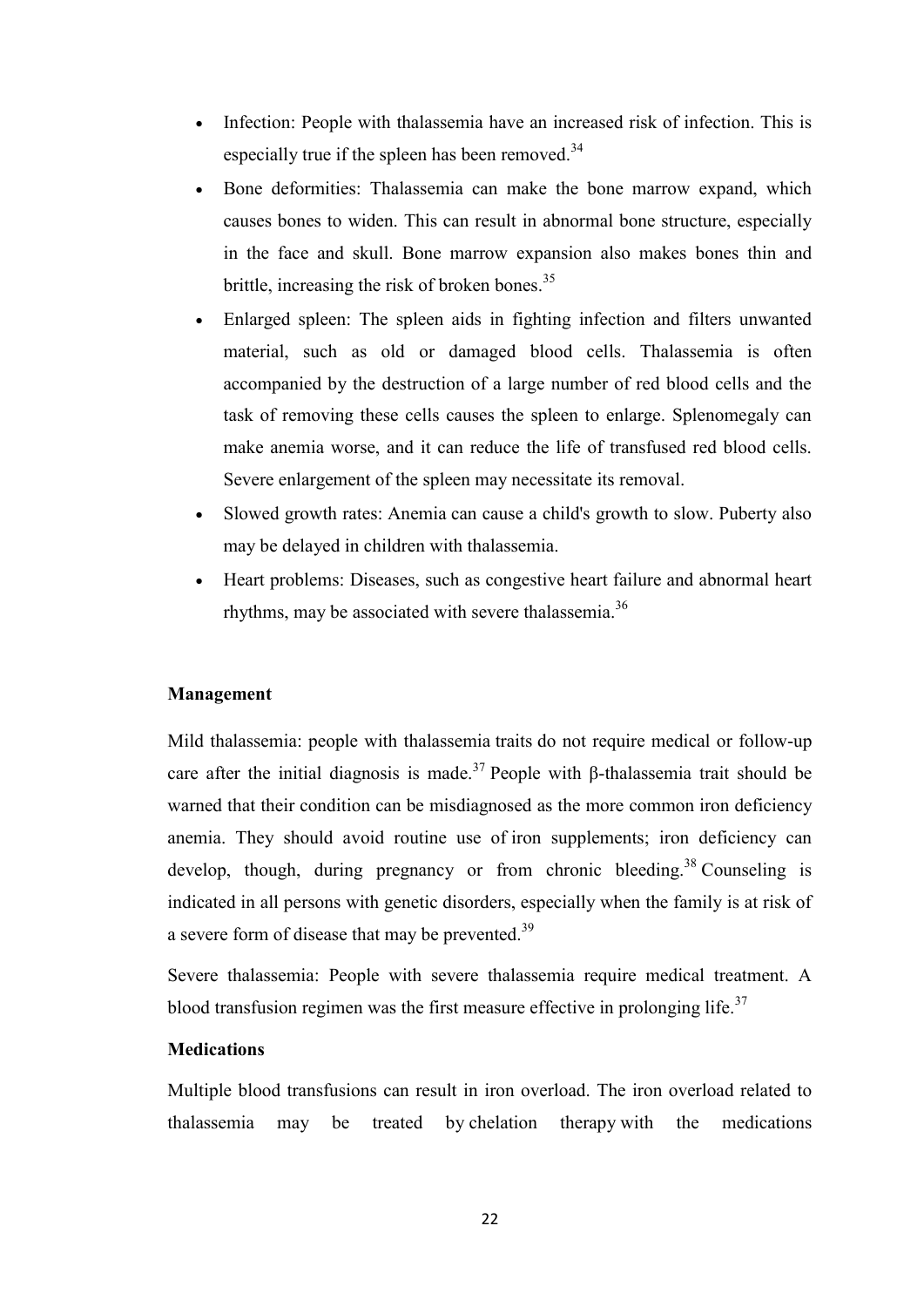- Infection: People with thalassemia have an increased risk of infection. This is especially true if the spleen has been removed.[34]
- Bone deformities: Thalassemia can make the bone marrow expand, which causes bones to widen. This can result in abnormal bone structure, especially in the face and skull. Bone marrow expansion also makes bones thin and brittle, increasing the risk of broken bones.[35]
- Enlarged spleen: The spleen aids in fighting infection and filters unwanted material, such as old or damaged blood cells. Thalassemia is often accompanied by the destruction of a large number of red blood cells and the task of removing these cells causes the spleen to enlarge. Splenomegaly can make anemia worse, and it can reduce the life of transfused red blood cells. Severe enlargement of the spleen may necessitate its removal.
- Slowed growth rates: Anemia can cause a child's growth to slow. Puberty also may be delayed in children with thalassemia.
- Heart problems: Diseases, such as congestive heart failure and abnormal heart rhythms, may be associated with severe thalassemia.[36]

**Management**

Mild thalassemia: people with thalassemia traits do not require medical or follow-up care after the initial diagnosis is made.[37] People with β-thalassemia trait should be warned that their condition can be misdiagnosed as the more common iron deficiency anemia. They should avoid routine use of iron supplements; iron deficiency can develop, though, during pregnancy or from chronic bleeding.[38] Counseling is indicated in all persons with genetic disorders, especially when the family is at risk of a severe form of disease that may be prevented.[39]

Severe thalassemia: People with severe thalassemia require medical treatment. A blood transfusion regimen was the first measure effective in prolonging life.[37]

**Medications**

Multiple blood transfusions can result in iron overload. The iron overload related to thalassemia may be treated by chelation therapy with the medications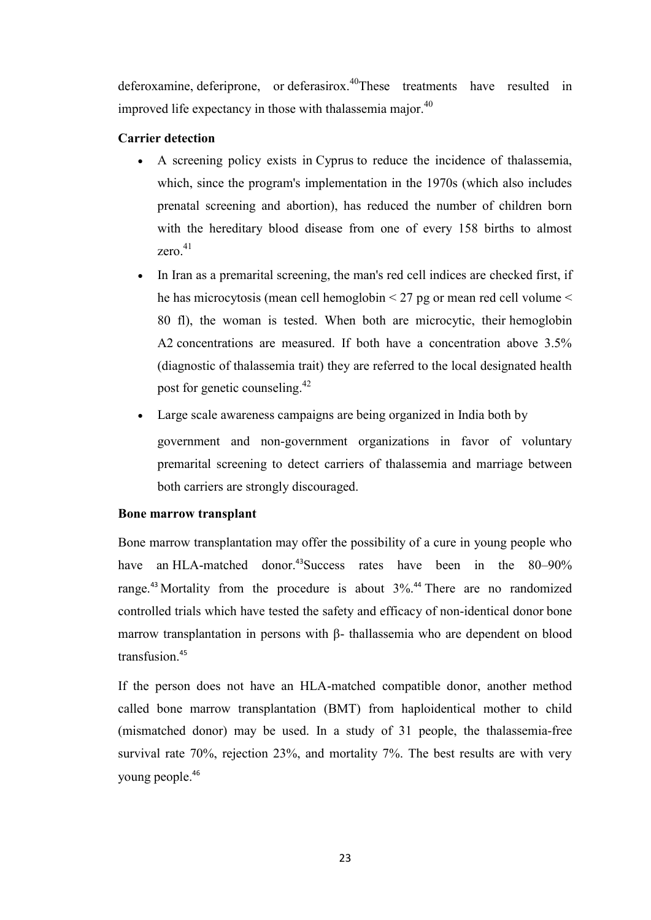deferoxamine, deferiprone, or deferasirox.[40] These treatments have resulted in improved life expectancy in those with thalassemia major.[40]

**Carrier detection**

- A screening policy exists in Cyprus to reduce the incidence of thalassemia, which, since the program's implementation in the 1970s (which also includes prenatal screening and abortion), has reduced the number of children born with the hereditary blood disease from one of every 158 births to almost zero.[41]
- In Iran as a premarital screening, the man's red cell indices are checked first, if he has microcytosis (mean cell hemoglobin < 27 pg or mean red cell volume < 80 fl), the woman is tested. When both are microcytic, their hemoglobin A2 concentrations are measured. If both have a concentration above 3.5% (diagnostic of thalassemia trait) they are referred to the local designated health post for genetic counseling.[42]
- Large scale awareness campaigns are being organized in India both by government and non-government organizations in favor of voluntary premarital screening to detect carriers of thalassemia and marriage between both carriers are strongly discouraged.

**Bone marrow transplant**

Bone marrow transplantation may offer the possibility of a cure in young people who have an HLA-matched donor.[43] Success rates have been in the 80–90% range.[43] Mortality from the procedure is about 3%.[44] There are no randomized controlled trials which have tested the safety and efficacy of non-identical donor bone marrow transplantation in persons with β- thallassemia who are dependent on blood transfusion.[45]

If the person does not have an HLA-matched compatible donor, another method called bone marrow transplantation (BMT) from haploidentical mother to child (mismatched donor) may be used. In a study of 31 people, the thalassemia-free survival rate 70%, rejection 23%, and mortality 7%. The best results are with very young people.[46]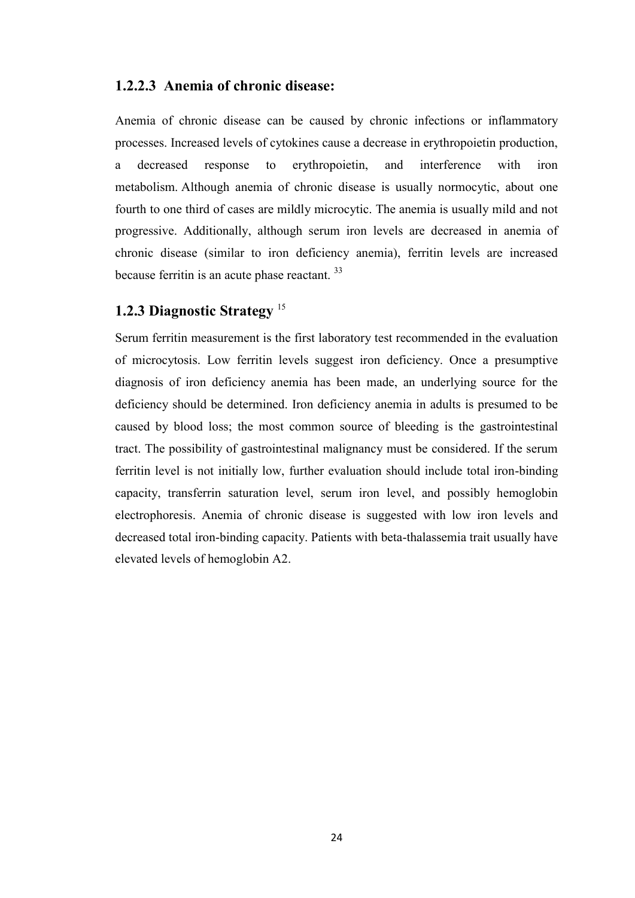### 1.2.2.3 Anemia of chronic disease:

Anemia of chronic disease can be caused by chronic infections or inflammatory processes. Increased levels of cytokines cause a decrease in erythropoietin production, a decreased response to erythropoietin, and interference with iron metabolism. Although anemia of chronic disease is usually normocytic, about one fourth to one third of cases are mildly microcytic. The anemia is usually mild and not progressive. Additionally, although serum iron levels are decreased in anemia of chronic disease (similar to iron deficiency anemia), ferritin levels are increased because ferritin is an acute phase reactant. [33]

## 1.2.3 Diagnostic Strategy [15]

Serum ferritin measurement is the first laboratory test recommended in the evaluation of microcytosis. Low ferritin levels suggest iron deficiency. Once a presumptive diagnosis of iron deficiency anemia has been made, an underlying source for the deficiency should be determined. Iron deficiency anemia in adults is presumed to be caused by blood loss; the most common source of bleeding is the gastrointestinal tract. The possibility of gastrointestinal malignancy must be considered. If the serum ferritin level is not initially low, further evaluation should include total iron-binding capacity, transferrin saturation level, serum iron level, and possibly hemoglobin electrophoresis. Anemia of chronic disease is suggested with low iron levels and decreased total iron-binding capacity. Patients with beta-thalassemia trait usually have elevated levels of hemoglobin A2.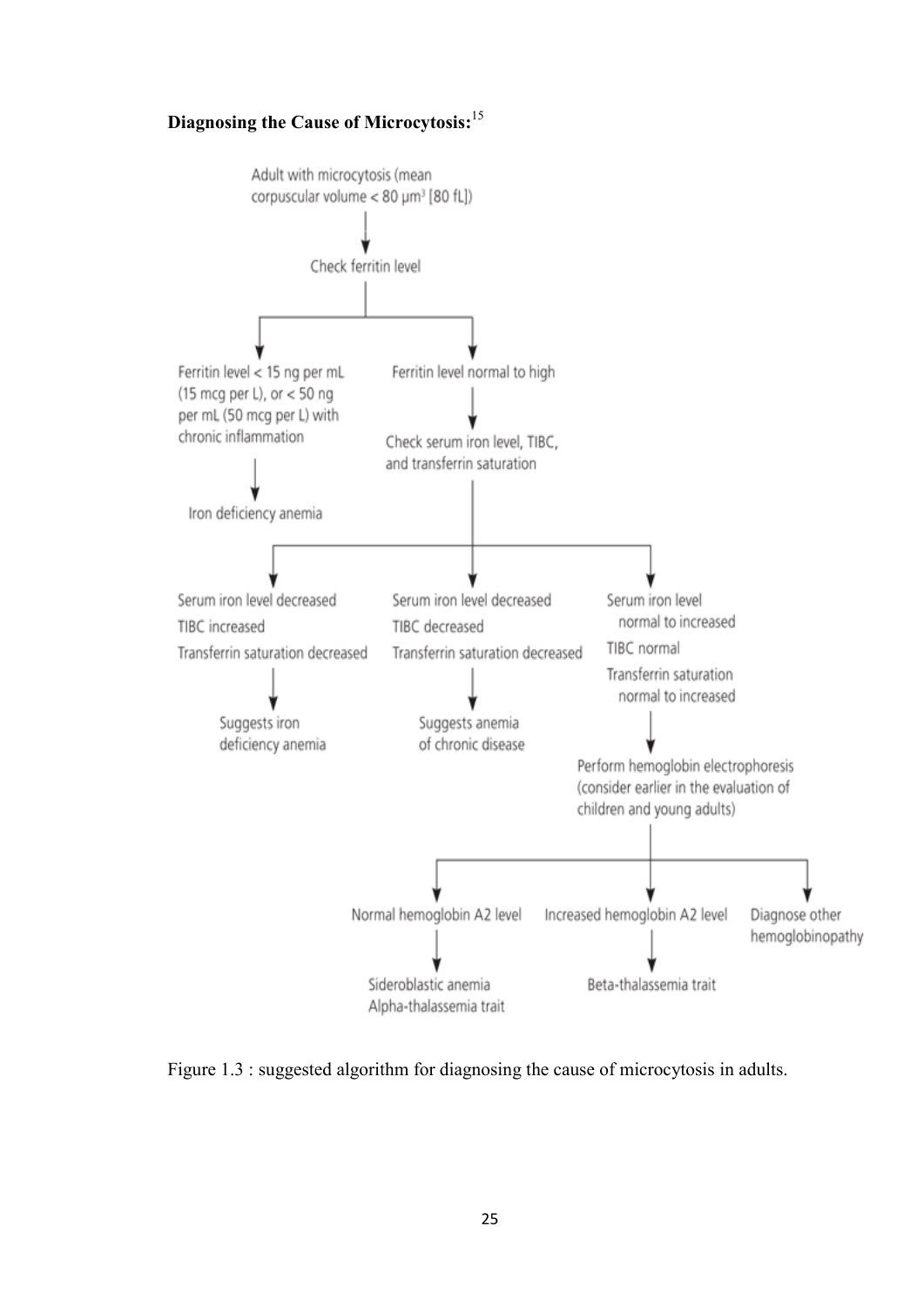**Diagnosing the Cause of Microcytosis:**[15]

Adult with microcytosis (mean corpuscular volume < 80 μm³ [80 fL])

↓

Check ferritin level

- Ferritin level < 15 ng per mL (15 mcg per L), or < 50 ng per mL (50 mcg per L) with chronic inflammation
  - ↓ Iron deficiency anemia
- Ferritin level normal to high
  - ↓ Check serum iron level, TIBC, and transferrin saturation
    - Serum iron level decreased; TIBC increased; Transferrin saturation decreased
      - ↓ Suggests iron deficiency anemia
    - Serum iron level decreased; TIBC decreased; Transferrin saturation decreased
      - ↓ Suggests anemia of chronic disease
    - Serum iron level normal to increased; TIBC normal; Transferrin saturation normal to increased
      - ↓ Perform hemoglobin electrophoresis (consider earlier in the evaluation of children and young adults)
        - Normal hemoglobin A2 level
          - ↓ Sideroblastic anemia; Alpha-thalassemia trait
        - Increased hemoglobin A2 level
          - ↓ Beta-thalassemia trait
        - Diagnose other hemoglobinopathy

Figure 1.3 : suggested algorithm for diagnosing the cause of microcytosis in adults.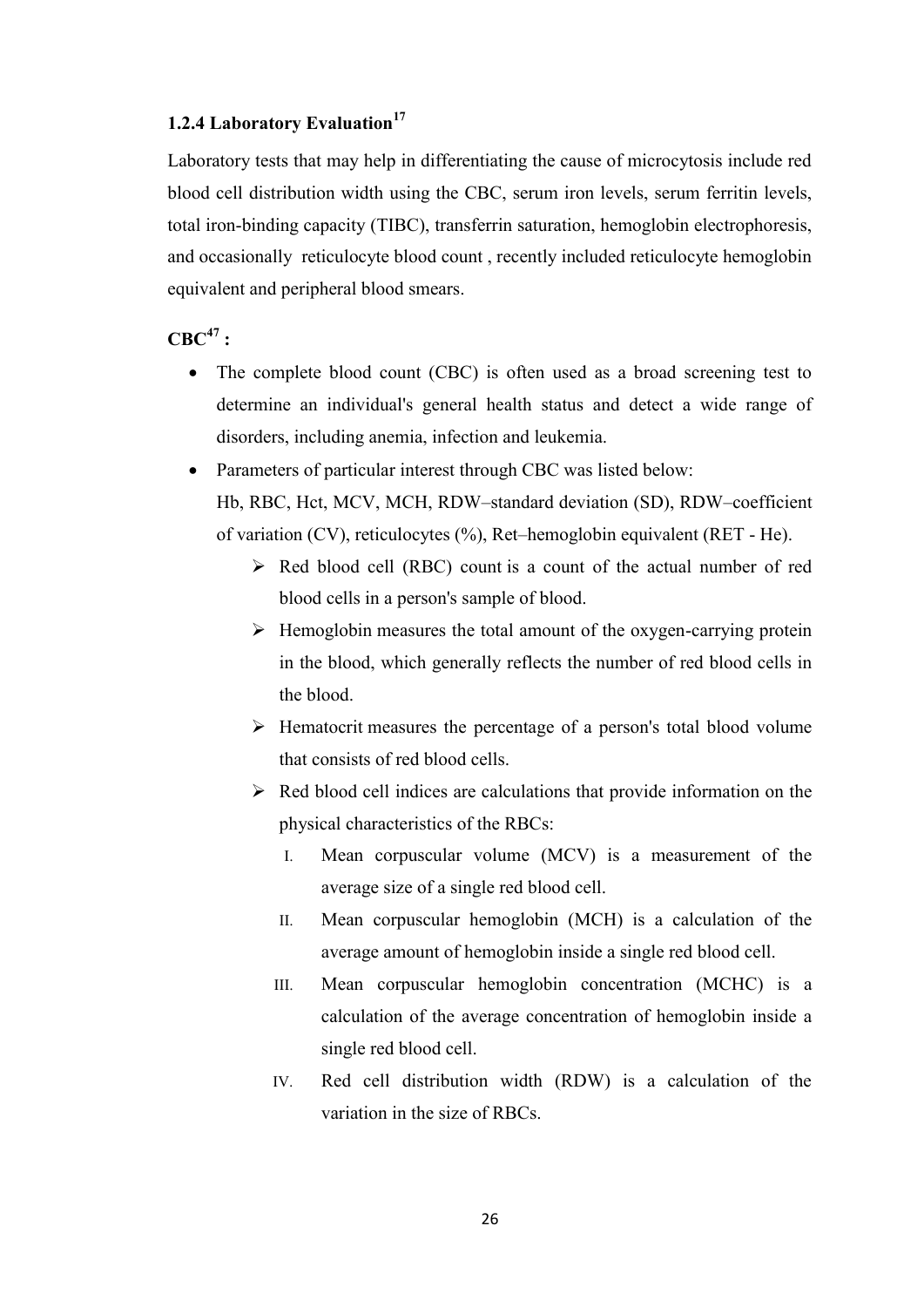### 1.2.4 Laboratory Evaluation[17]

Laboratory tests that may help in differentiating the cause of microcytosis include red blood cell distribution width using the CBC, serum iron levels, serum ferritin levels, total iron-binding capacity (TIBC), transferrin saturation, hemoglobin electrophoresis, and occasionally reticulocyte blood count , recently included reticulocyte hemoglobin equivalent and peripheral blood smears.

**CBC[47] :**

- The complete blood count (CBC) is often used as a broad screening test to determine an individual's general health status and detect a wide range of disorders, including anemia, infection and leukemia.
- Parameters of particular interest through CBC was listed below:
  Hb, RBC, Hct, MCV, MCH, RDW–standard deviation (SD), RDW–coefficient of variation (CV), reticulocytes (%), Ret–hemoglobin equivalent (RET - He).
  - Red blood cell (RBC) count is a count of the actual number of red blood cells in a person's sample of blood.
  - Hemoglobin measures the total amount of the oxygen-carrying protein in the blood, which generally reflects the number of red blood cells in the blood.
  - Hematocrit measures the percentage of a person's total blood volume that consists of red blood cells.
  - Red blood cell indices are calculations that provide information on the physical characteristics of the RBCs:
    I. Mean corpuscular volume (MCV) is a measurement of the average size of a single red blood cell.
    II. Mean corpuscular hemoglobin (MCH) is a calculation of the average amount of hemoglobin inside a single red blood cell.
    III. Mean corpuscular hemoglobin concentration (MCHC) is a calculation of the average concentration of hemoglobin inside a single red blood cell.
    IV. Red cell distribution width (RDW) is a calculation of the variation in the size of RBCs.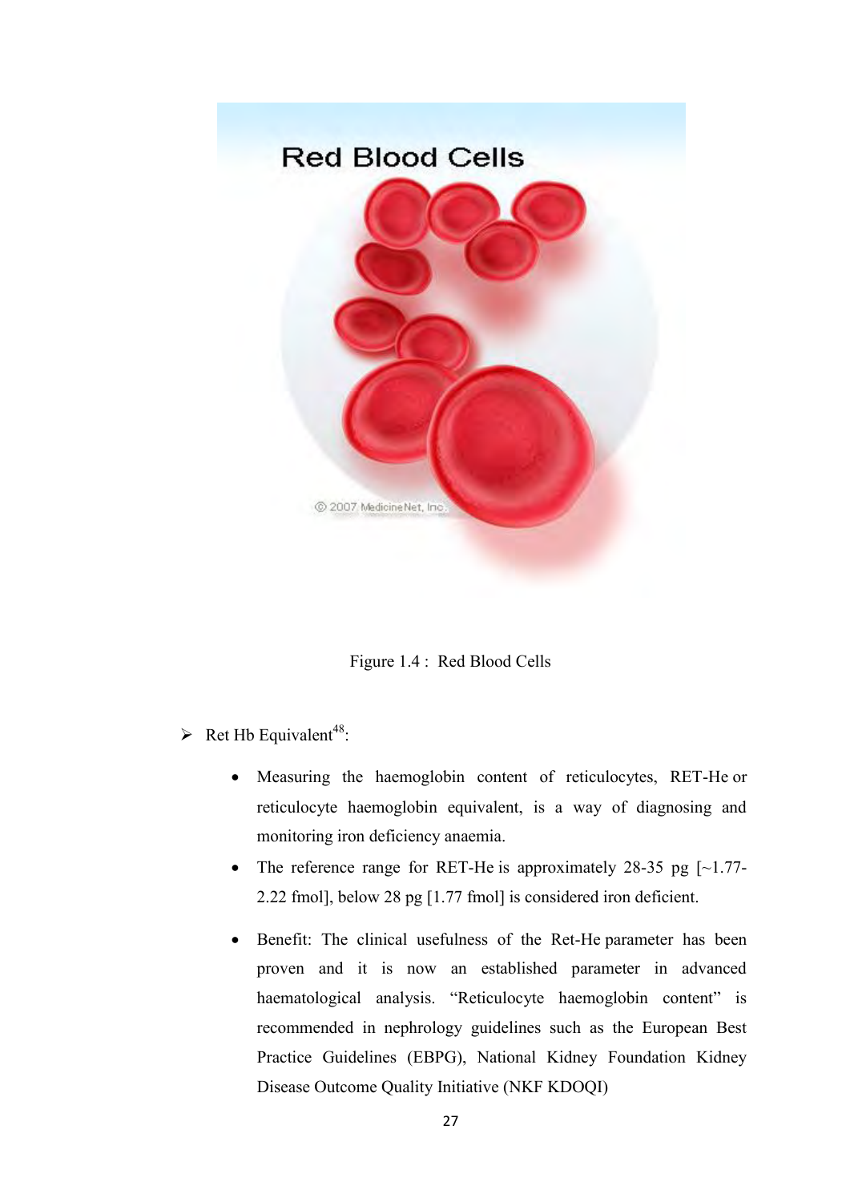Figure 1.4 : Red Blood Cells

- Ret Hb Equivalent[48]:
  - Measuring the haemoglobin content of reticulocytes, RET-He or reticulocyte haemoglobin equivalent, is a way of diagnosing and monitoring iron deficiency anaemia.
  - The reference range for RET-He is approximately 28-35 pg [~1.77-2.22 fmol], below 28 pg [1.77 fmol] is considered iron deficient.
  - Benefit: The clinical usefulness of the Ret-He parameter has been proven and it is now an established parameter in advanced haematological analysis. "Reticulocyte haemoglobin content" is recommended in nephrology guidelines such as the European Best Practice Guidelines (EBPG), National Kidney Foundation Kidney Disease Outcome Quality Initiative (NKF KDOQI)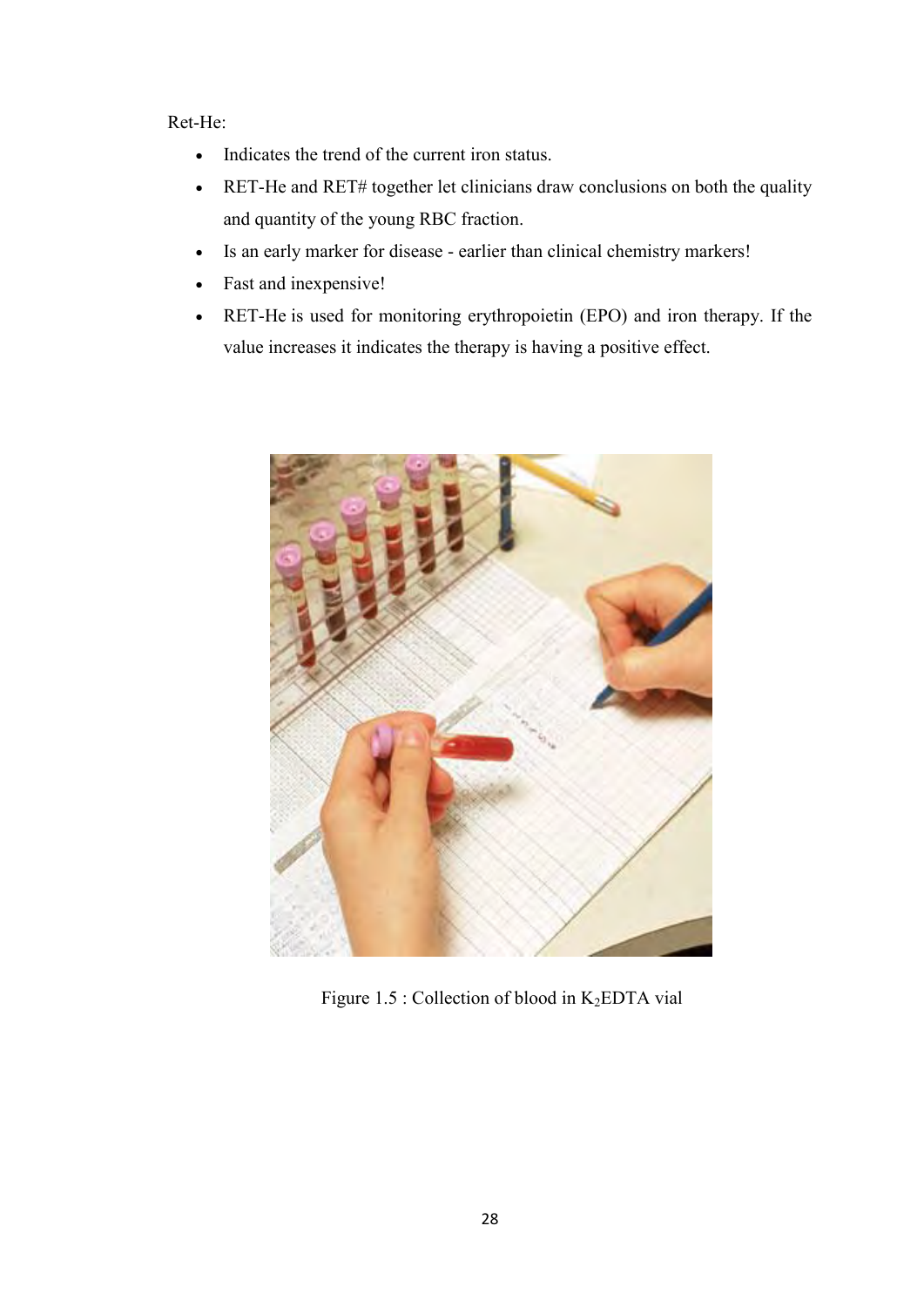Ret-He:

- Indicates the trend of the current iron status.
- RET-He and RET# together let clinicians draw conclusions on both the quality and quantity of the young RBC fraction.
- Is an early marker for disease - earlier than clinical chemistry markers!
- Fast and inexpensive!
- RET-He is used for monitoring erythropoietin (EPO) and iron therapy. If the value increases it indicates the therapy is having a positive effect.

Figure 1.5 : Collection of blood in $K_2$EDTA vial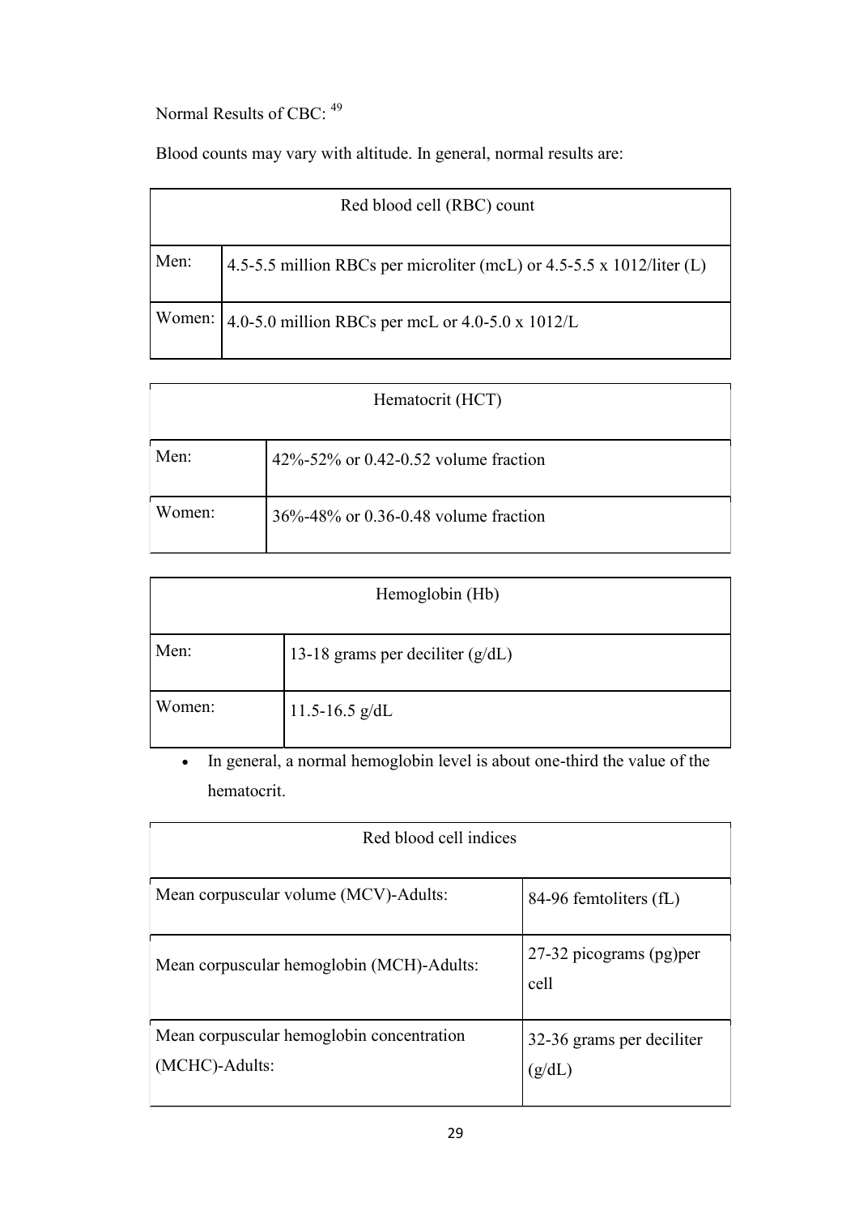Normal Results of CBC: [49]

Blood counts may vary with altitude. In general, normal results are:

| Red blood cell (RBC) count | |
|---|---|
| Men: | 4.5-5.5 million RBCs per microliter (mcL) or 4.5-5.5 x 1012/liter (L) |
| Women: | 4.0-5.0 million RBCs per mcL or 4.0-5.0 x 1012/L |

| Hematocrit (HCT) | |
|---|---|
| Men: | 42%-52% or 0.42-0.52 volume fraction |
| Women: | 36%-48% or 0.36-0.48 volume fraction |

| Hemoglobin (Hb) | |
|---|---|
| Men: | 13-18 grams per deciliter (g/dL) |
| Women: | 11.5-16.5 g/dL |

- In general, a normal hemoglobin level is about one-third the value of the hematocrit.

| Red blood cell indices | |
|---|---|
| Mean corpuscular volume (MCV)-Adults: | 84-96 femtoliters (fL) |
| Mean corpuscular hemoglobin (MCH)-Adults: | 27-32 picograms (pg)per cell |
| Mean corpuscular hemoglobin concentration (MCHC)-Adults: | 32-36 grams per deciliter (g/dL) |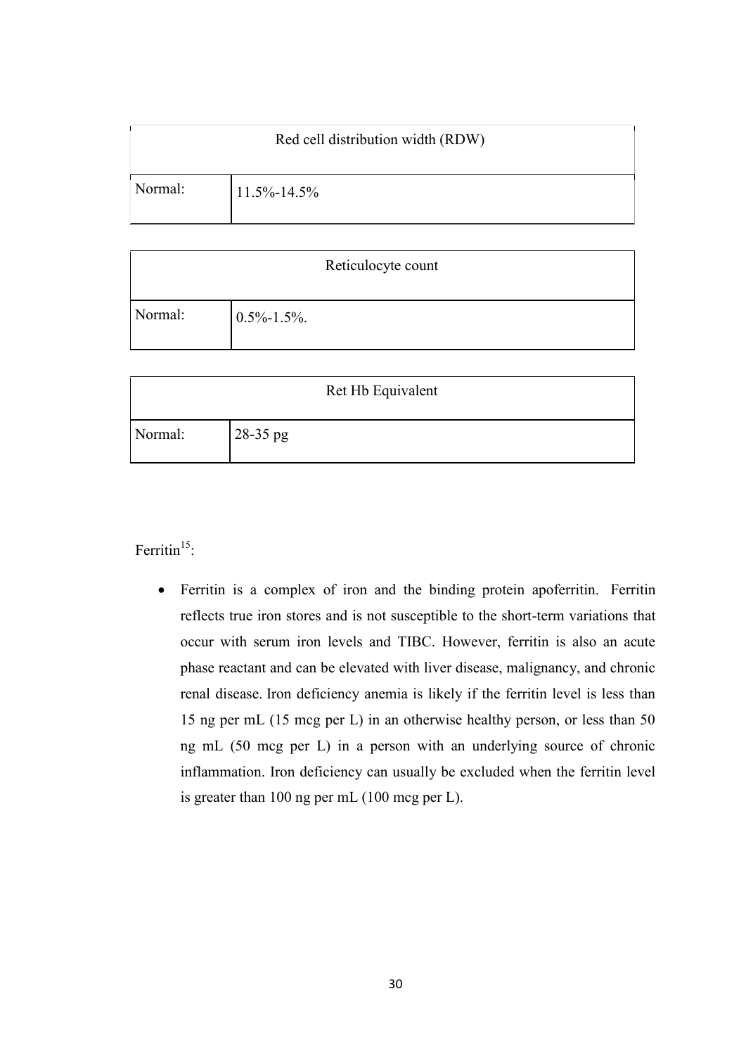| Red cell distribution width (RDW) | |
| --- | --- |
| Normal: | 11.5%-14.5% |

| Reticulocyte count | |
| --- | --- |
| Normal: | 0.5%-1.5%. |

| Ret Hb Equivalent | |
| --- | --- |
| Normal: | 28-35 pg |

Ferritin[15]:

- Ferritin is a complex of iron and the binding protein apoferritin. Ferritin reflects true iron stores and is not susceptible to the short-term variations that occur with serum iron levels and TIBC. However, ferritin is also an acute phase reactant and can be elevated with liver disease, malignancy, and chronic renal disease. Iron deficiency anemia is likely if the ferritin level is less than 15 ng per mL (15 mcg per L) in an otherwise healthy person, or less than 50 ng mL (50 mcg per L) in a person with an underlying source of chronic inflammation. Iron deficiency can usually be excluded when the ferritin level is greater than 100 ng per mL (100 mcg per L).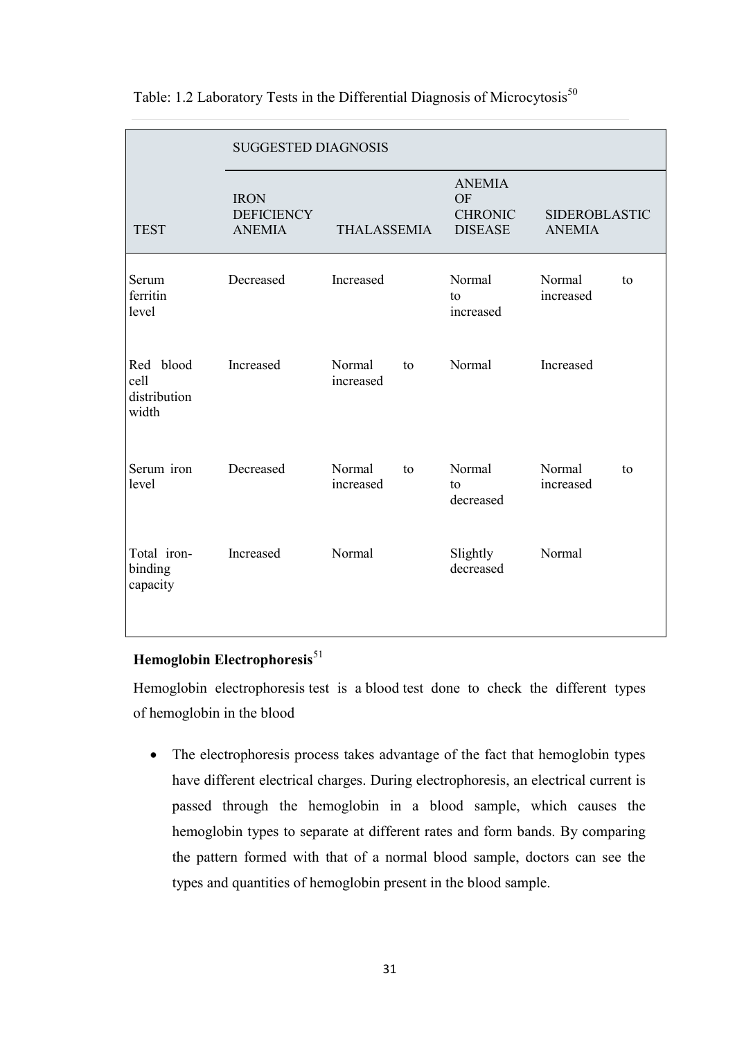Table: 1.2 Laboratory Tests in the Differential Diagnosis of Microcytosis[50]

| | SUGGESTED DIAGNOSIS | | | |
|---|---|---|---|---|
| TEST | IRON DEFICIENCY ANEMIA | THALASSEMIA | ANEMIA OF CHRONIC DISEASE | SIDEROBLASTIC ANEMIA |
| Serum ferritin level | Decreased | Increased | Normal to increased | Normal to increased |
| Red blood cell distribution width | Increased | Normal to increased | Normal | Increased |
| Serum iron level | Decreased | Normal to increased | Normal to decreased | Normal to increased |
| Total iron-binding capacity | Increased | Normal | Slightly decreased | Normal |

**Hemoglobin Electrophoresis**[51]

Hemoglobin electrophoresis test is a blood test done to check the different types of hemoglobin in the blood

- The electrophoresis process takes advantage of the fact that hemoglobin types have different electrical charges. During electrophoresis, an electrical current is passed through the hemoglobin in a blood sample, which causes the hemoglobin types to separate at different rates and form bands. By comparing the pattern formed with that of a normal blood sample, doctors can see the types and quantities of hemoglobin present in the blood sample.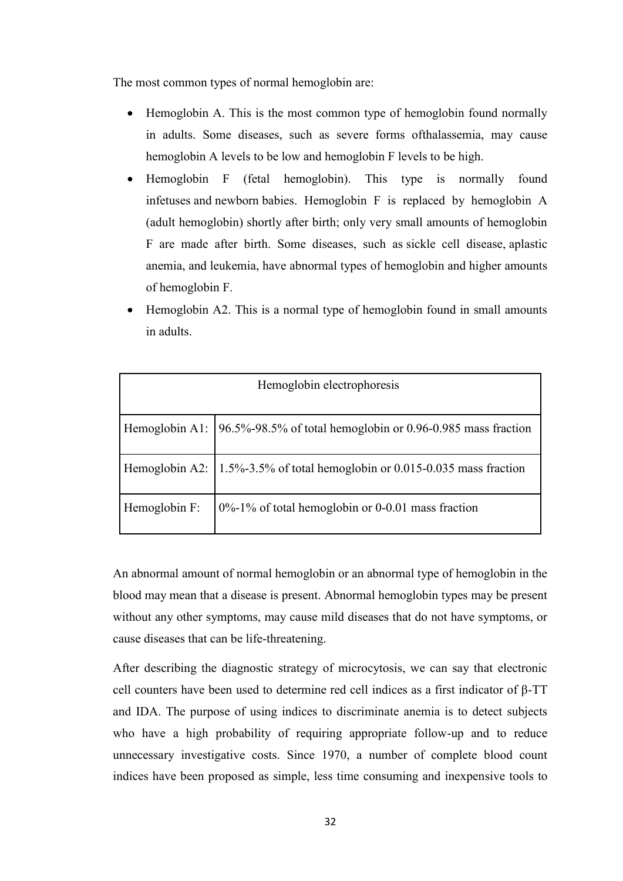The most common types of normal hemoglobin are:

- Hemoglobin A. This is the most common type of hemoglobin found normally in adults. Some diseases, such as severe forms ofthalassemia, may cause hemoglobin A levels to be low and hemoglobin F levels to be high.
- Hemoglobin F (fetal hemoglobin). This type is normally found infetuses and newborn babies. Hemoglobin F is replaced by hemoglobin A (adult hemoglobin) shortly after birth; only very small amounts of hemoglobin F are made after birth. Some diseases, such as sickle cell disease, aplastic anemia, and leukemia, have abnormal types of hemoglobin and higher amounts of hemoglobin F.
- Hemoglobin A2. This is a normal type of hemoglobin found in small amounts in adults.

| Hemoglobin electrophoresis | |
|---|---|
| Hemoglobin A1: | 96.5%-98.5% of total hemoglobin or 0.96-0.985 mass fraction |
| Hemoglobin A2: | 1.5%-3.5% of total hemoglobin or 0.015-0.035 mass fraction |
| Hemoglobin F: | 0%-1% of total hemoglobin or 0-0.01 mass fraction |

An abnormal amount of normal hemoglobin or an abnormal type of hemoglobin in the blood may mean that a disease is present. Abnormal hemoglobin types may be present without any other symptoms, may cause mild diseases that do not have symptoms, or cause diseases that can be life-threatening.

After describing the diagnostic strategy of microcytosis, we can say that electronic cell counters have been used to determine red cell indices as a first indicator of β-TT and IDA. The purpose of using indices to discriminate anemia is to detect subjects who have a high probability of requiring appropriate follow-up and to reduce unnecessary investigative costs. Since 1970, a number of complete blood count indices have been proposed as simple, less time consuming and inexpensive tools to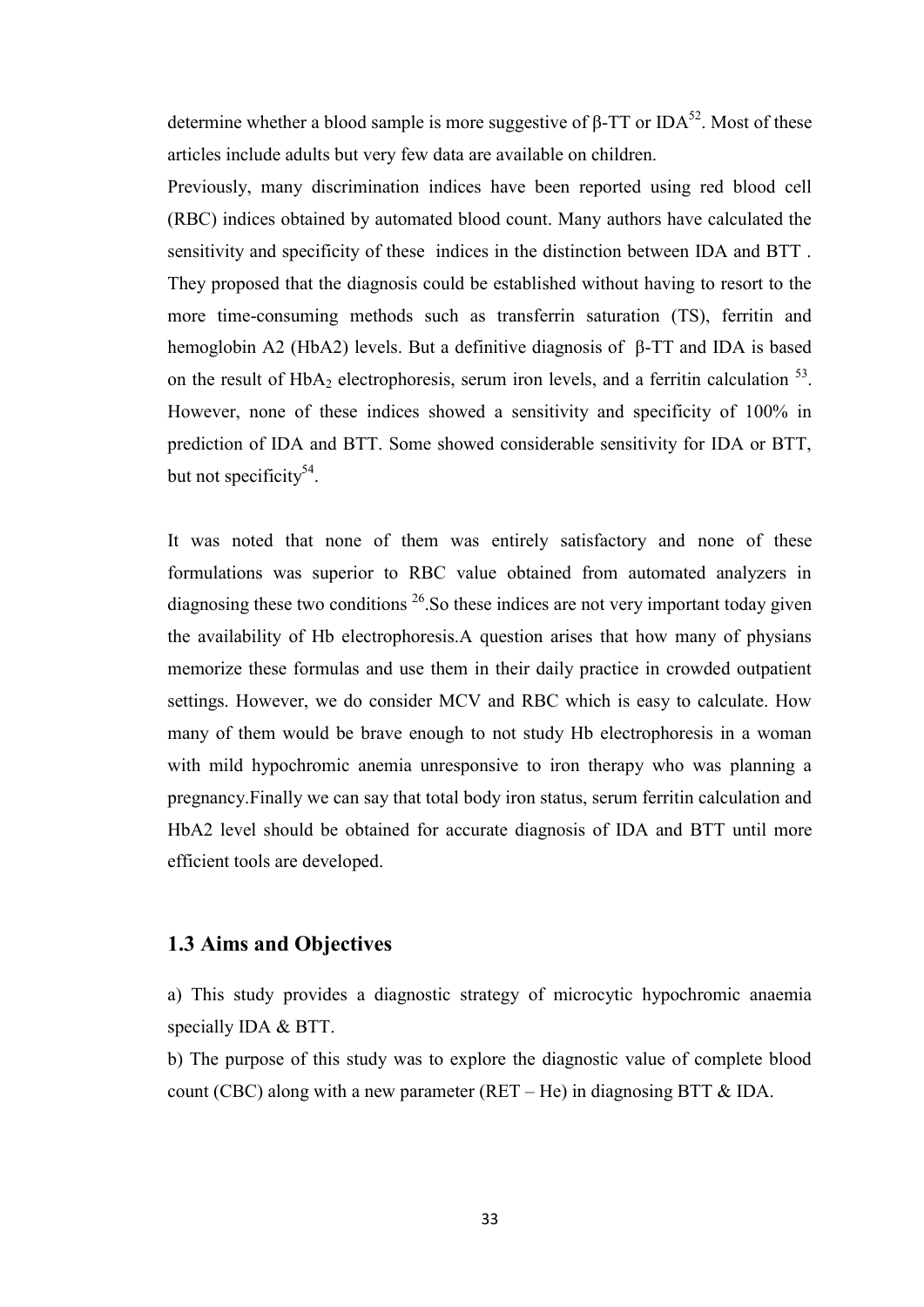determine whether a blood sample is more suggestive of β-TT or IDA[52]. Most of these articles include adults but very few data are available on children.

Previously, many discrimination indices have been reported using red blood cell (RBC) indices obtained by automated blood count. Many authors have calculated the sensitivity and specificity of these indices in the distinction between IDA and BTT . They proposed that the diagnosis could be established without having to resort to the more time-consuming methods such as transferrin saturation (TS), ferritin and hemoglobin A2 (HbA2) levels. But a definitive diagnosis of β-TT and IDA is based on the result of $HbA_2$ electrophoresis, serum iron levels, and a ferritin calculation [53]. However, none of these indices showed a sensitivity and specificity of 100% in prediction of IDA and BTT. Some showed considerable sensitivity for IDA or BTT, but not specificity[54].

It was noted that none of them was entirely satisfactory and none of these formulations was superior to RBC value obtained from automated analyzers in diagnosing these two conditions [26].So these indices are not very important today given the availability of Hb electrophoresis.A question arises that how many of physians memorize these formulas and use them in their daily practice in crowded outpatient settings. However, we do consider MCV and RBC which is easy to calculate. How many of them would be brave enough to not study Hb electrophoresis in a woman with mild hypochromic anemia unresponsive to iron therapy who was planning a pregnancy.Finally we can say that total body iron status, serum ferritin calculation and HbA2 level should be obtained for accurate diagnosis of IDA and BTT until more efficient tools are developed.

## 1.3 Aims and Objectives

a) This study provides a diagnostic strategy of microcytic hypochromic anaemia specially IDA & BTT.

b) The purpose of this study was to explore the diagnostic value of complete blood count (CBC) along with a new parameter (RET – He) in diagnosing BTT & IDA.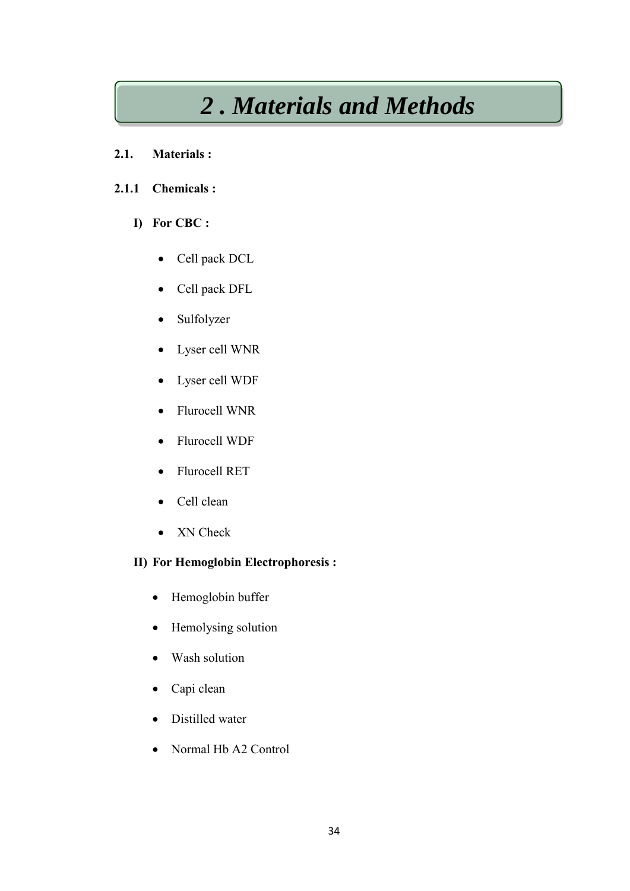# 2 . Materials and Methods

## 2.1. Materials :

### 2.1.1 Chemicals :

**I) For CBC :**

- Cell pack DCL
- Cell pack DFL
- Sulfolyzer
- Lyser cell WNR
- Lyser cell WDF
- Flurocell WNR
- Flurocell WDF
- Flurocell RET
- Cell clean
- XN Check

**II) For Hemoglobin Electrophoresis :**

- Hemoglobin buffer
- Hemolysing solution
- Wash solution
- Capi clean
- Distilled water
- Normal Hb A2 Control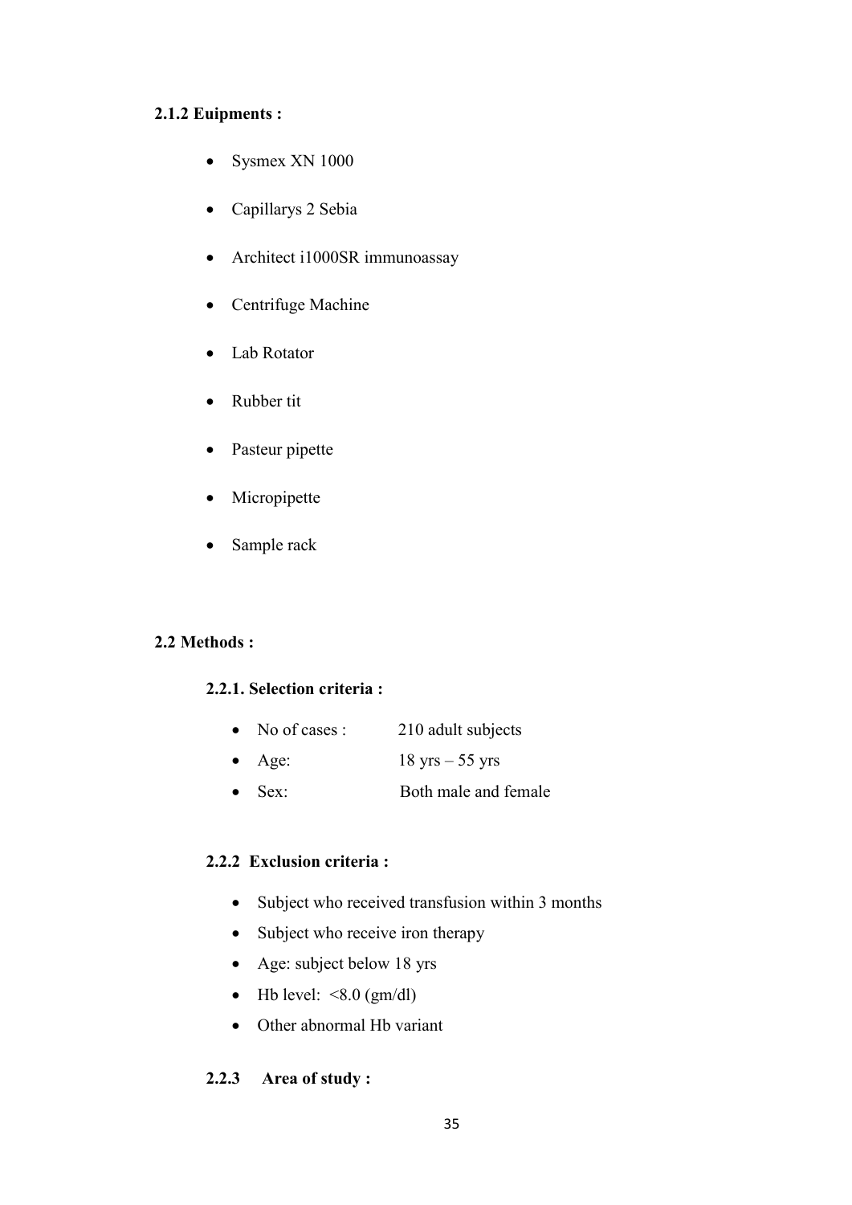**2.1.2 Euipments :**

- Sysmex XN 1000
- Capillarys 2 Sebia
- Architect i1000SR immunoassay
- Centrifuge Machine
- Lab Rotator
- Rubber tit
- Pasteur pipette
- Micropipette
- Sample rack

**2.2 Methods :**

**2.2.1. Selection criteria :**

- No of cases : 210 adult subjects
- Age: 18 yrs – 55 yrs
- Sex: Both male and female

**2.2.2 Exclusion criteria :**

- Subject who received transfusion within 3 months
- Subject who receive iron therapy
- Age: subject below 18 yrs
- Hb level: <8.0 (gm/dl)
- Other abnormal Hb variant

**2.2.3 Area of study :**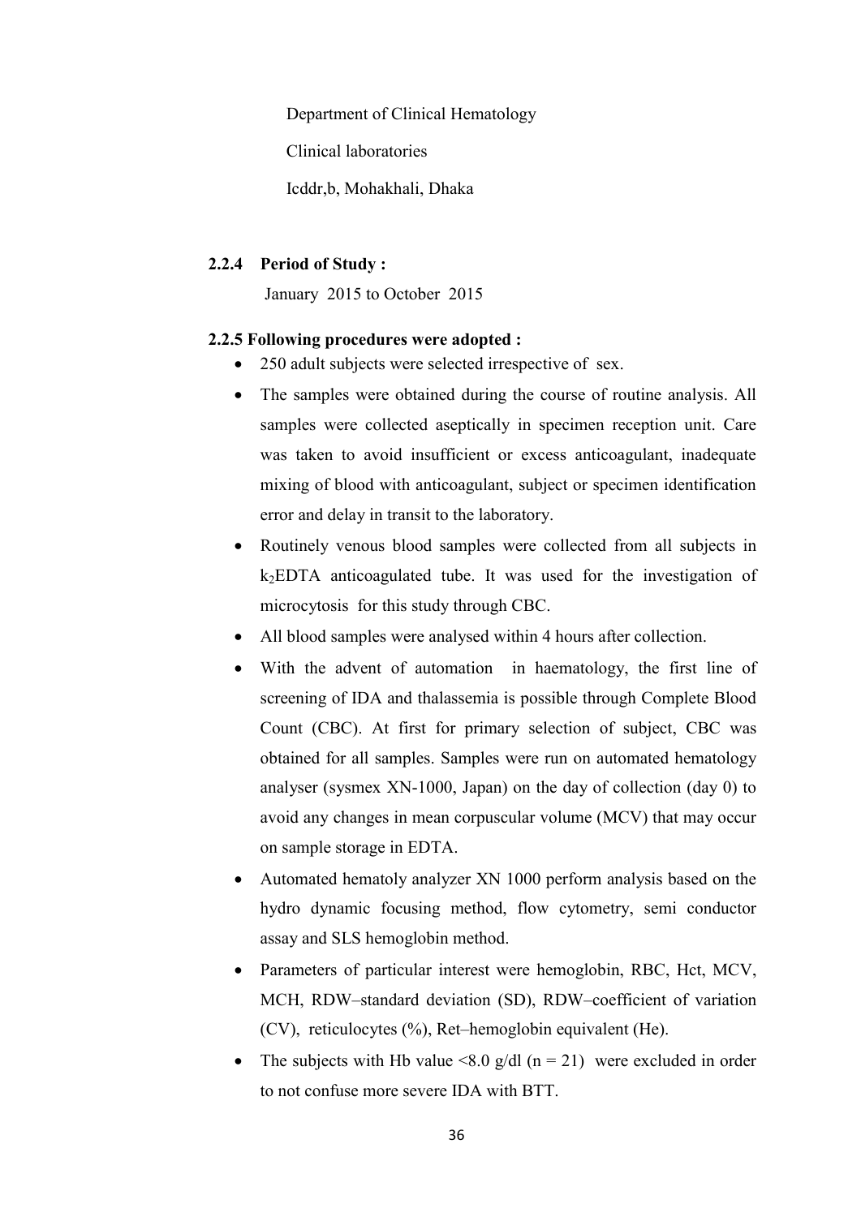Department of Clinical Hematology

Clinical laboratories

Icddr,b, Mohakhali, Dhaka

### 2.2.4 Period of Study :

January 2015 to October 2015

### 2.2.5 Following procedures were adopted :

- 250 adult subjects were selected irrespective of sex.
- The samples were obtained during the course of routine analysis. All samples were collected aseptically in specimen reception unit. Care was taken to avoid insufficient or excess anticoagulant, inadequate mixing of blood with anticoagulant, subject or specimen identification error and delay in transit to the laboratory.
- Routinely venous blood samples were collected from all subjects in $k_2$EDTA anticoagulated tube. It was used for the investigation of microcytosis for this study through CBC.
- All blood samples were analysed within 4 hours after collection.
- With the advent of automation in haematology, the first line of screening of IDA and thalassemia is possible through Complete Blood Count (CBC). At first for primary selection of subject, CBC was obtained for all samples. Samples were run on automated hematology analyser (sysmex XN-1000, Japan) on the day of collection (day 0) to avoid any changes in mean corpuscular volume (MCV) that may occur on sample storage in EDTA.
- Automated hematoly analyzer XN 1000 perform analysis based on the hydro dynamic focusing method, flow cytometry, semi conductor assay and SLS hemoglobin method.
- Parameters of particular interest were hemoglobin, RBC, Hct, MCV, MCH, RDW–standard deviation (SD), RDW–coefficient of variation (CV), reticulocytes (%), Ret–hemoglobin equivalent (He).
- The subjects with Hb value <8.0 g/dl (n = 21) were excluded in order to not confuse more severe IDA with BTT.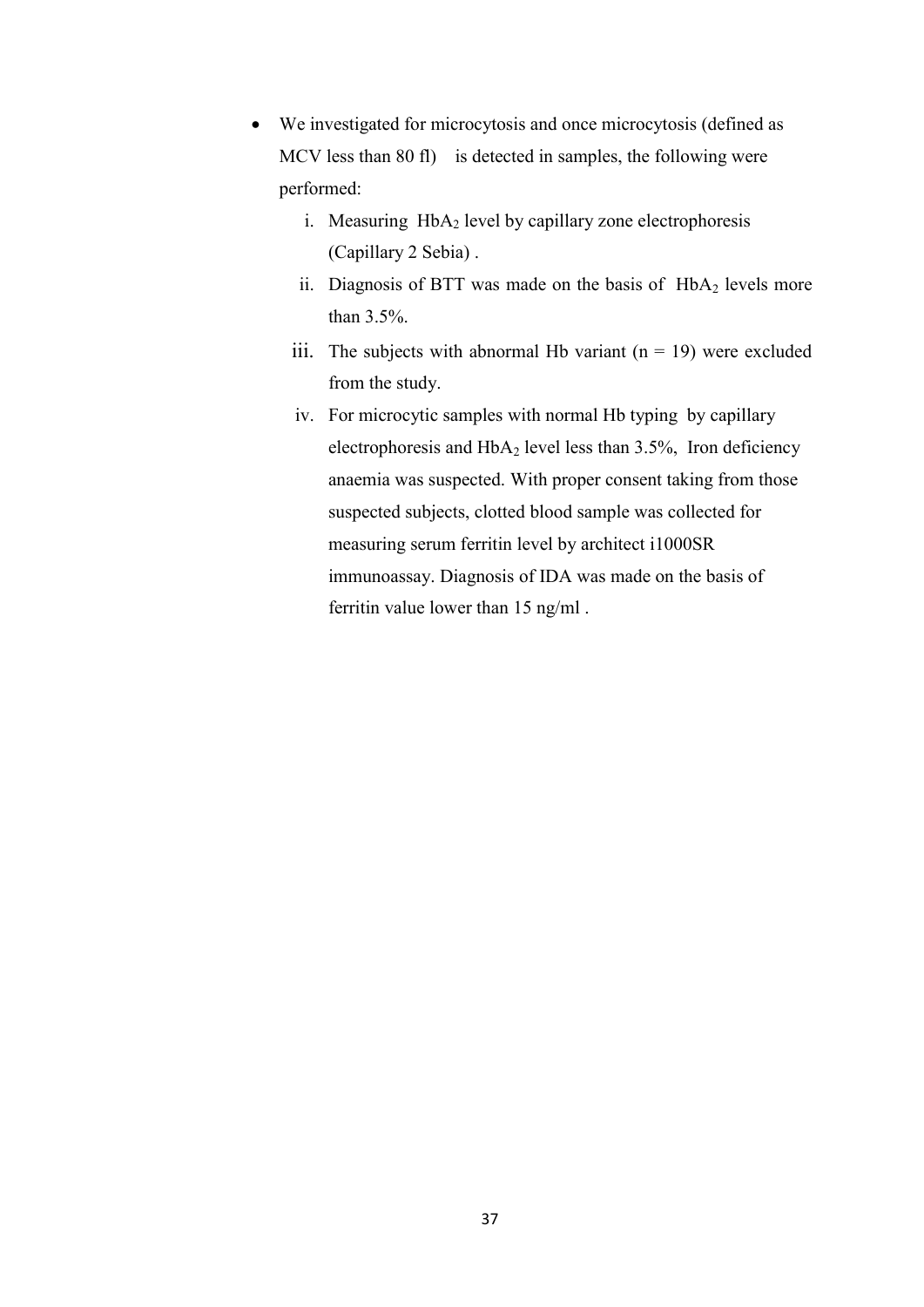- We investigated for microcytosis and once microcytosis (defined as MCV less than 80 fl) is detected in samples, the following were performed:
    i. Measuring $HbA_2$ level by capillary zone electrophoresis (Capillary 2 Sebia) .
    ii. Diagnosis of BTT was made on the basis of $HbA_2$ levels more than 3.5%.
    iii. The subjects with abnormal Hb variant (n = 19) were excluded from the study.
    iv. For microcytic samples with normal Hb typing by capillary electrophoresis and $HbA_2$ level less than 3.5%, Iron deficiency anaemia was suspected. With proper consent taking from those suspected subjects, clotted blood sample was collected for measuring serum ferritin level by architect i1000SR immunoassay. Diagnosis of IDA was made on the basis of ferritin value lower than 15 ng/ml .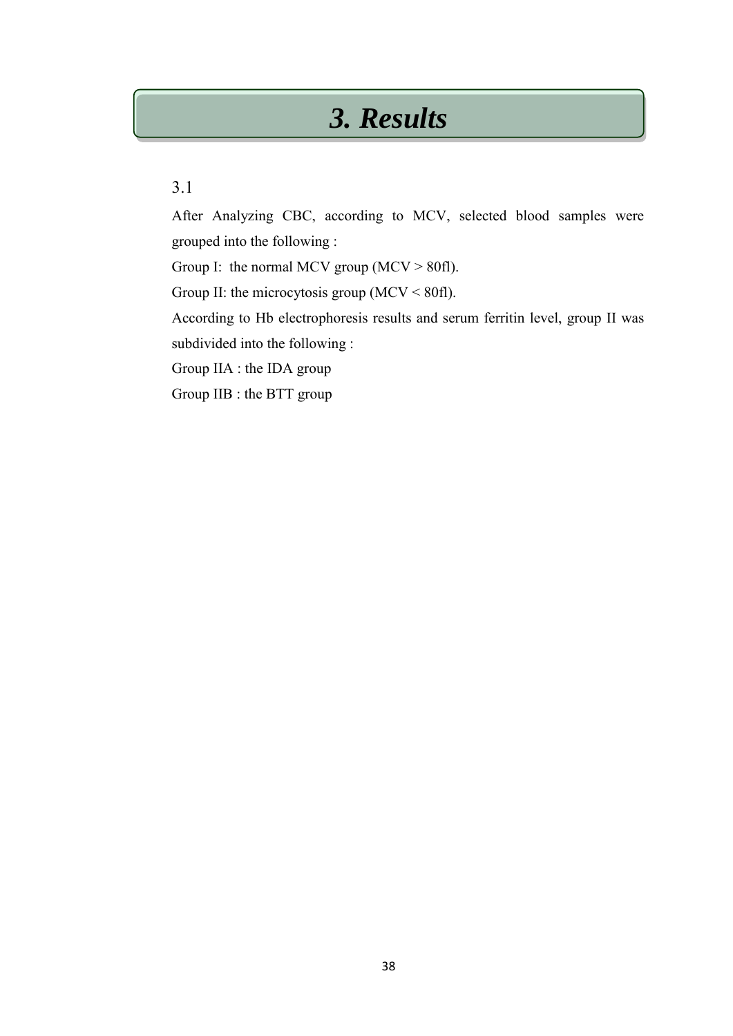# *3. Results*

## 3.1

After Analyzing CBC, according to MCV, selected blood samples were grouped into the following :

Group I: the normal MCV group (MCV > 80fl).

Group II: the microcytosis group (MCV < 80fl).

According to Hb electrophoresis results and serum ferritin level, group II was subdivided into the following :

Group IIA : the IDA group

Group IIB : the BTT group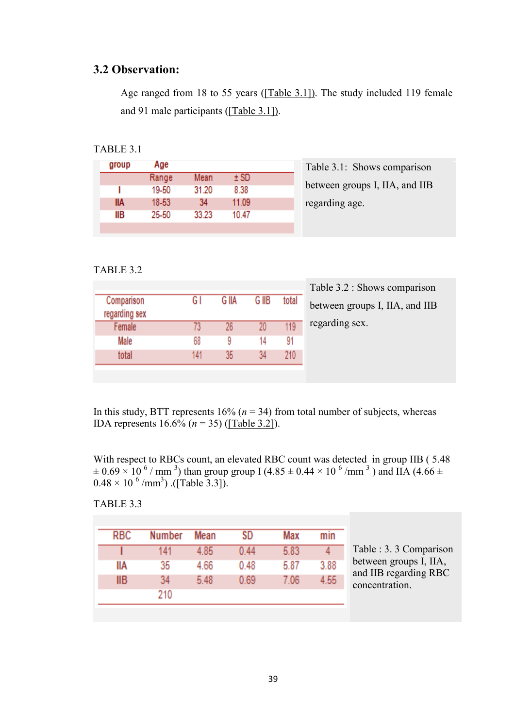## 3.2 Observation:

Age ranged from 18 to 55 years ([Table 3.1]). The study included 119 female and 91 male participants ([Table 3.1]).

TABLE 3.1

| group | Age | | |
|---|---|---|---|
| | Range | Mean | ± SD |
| I | 19-50 | 31.20 | 8.38 |
| IIA | 18-53 | 34 | 11.09 |
| IIB | 25-50 | 33.23 | 10.47 |

Table 3.1: Shows comparison between groups I, IIA, and IIB regarding age.

TABLE 3.2

| Comparison regarding sex | G I | G IIA | G IIB | total |
|---|---|---|---|---|
| Female | 73 | 26 | 20 | 119 |
| Male | 68 | 9 | 14 | 91 |
| total | 141 | 35 | 34 | 210 |

Table 3.2 : Shows comparison between groups I, IIA, and IIB regarding sex.

In this study, BTT represents 16% ($n$ = 34) from total number of subjects, whereas IDA represents 16.6% ($n$ = 35) ([Table 3.2]).

With respect to RBCs count, an elevated RBC count was detected in group IIB ( 5.48 ± 0.69 × $10^6$ / $mm^3$) than group group I (4.85 ± 0.44 × $10^6$ /$mm^3$ ) and IIA (4.66 ± 0.48 × $10^6$ /$mm^3$) .([Table 3.3]).

TABLE 3.3

| RBC | Number | Mean | SD | Max | min |
|---|---|---|---|---|---|
| I | 141 | 4.85 | 0.44 | 5.83 | 4 |
| IIA | 35 | 4.66 | 0.48 | 5.87 | 3.88 |
| IIB | 34 | 5.48 | 0.69 | 7.06 | 4.55 |
| | 210 | | | | |

Table : 3. 3 Comparison between groups I, IIA, and IIB regarding RBC concentration.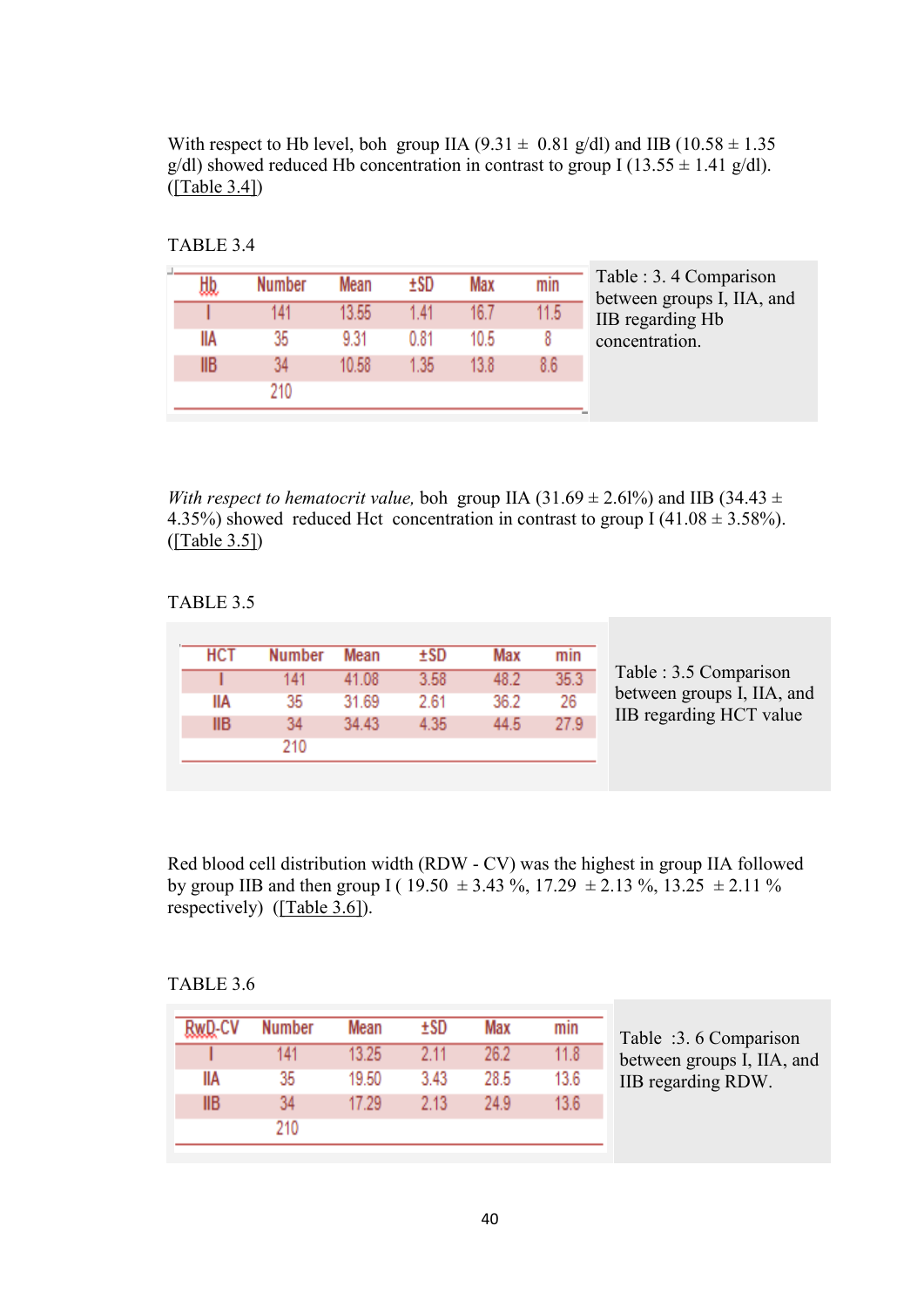With respect to Hb level, boh group IIA (9.31 ± 0.81 g/dl) and IIB (10.58 ± 1.35 g/dl) showed reduced Hb concentration in contrast to group I (13.55 ± 1.41 g/dl). ([Table 3.4])

TABLE 3.4

| Hb | Number | Mean | ±SD | Max | min |
|---|---|---|---|---|---|
| I | 141 | 13.55 | 1.41 | 16.7 | 11.5 |
| IIA | 35 | 9.31 | 0.81 | 10.5 | 8 |
| IIB | 34 | 10.58 | 1.35 | 13.8 | 8.6 |
| | 210 | | | | |

Table : 3. 4 Comparison between groups I, IIA, and IIB regarding Hb concentration.

*With respect to hematocrit value,* boh group IIA (31.69 ± 2.61%) and IIB (34.43 ± 4.35%) showed reduced Hct concentration in contrast to group I (41.08 ± 3.58%). ([Table 3.5])

TABLE 3.5

| HCT | Number | Mean | ±SD | Max | min |
|---|---|---|---|---|---|
| I | 141 | 41.08 | 3.58 | 48.2 | 35.3 |
| IIA | 35 | 31.69 | 2.61 | 36.2 | 26 |
| IIB | 34 | 34.43 | 4.35 | 44.5 | 27.9 |
| | 210 | | | | |

Table : 3.5 Comparison between groups I, IIA, and IIB regarding HCT value

Red blood cell distribution width (RDW - CV) was the highest in group IIA followed by group IIB and then group I ( 19.50 ± 3.43 %, 17.29 ± 2.13 %, 13.25 ± 2.11 % respectively) ([Table 3.6]).

TABLE 3.6

| RwD-CV | Number | Mean | ±SD | Max | min |
|---|---|---|---|---|---|
| I | 141 | 13.25 | 2.11 | 26.2 | 11.8 |
| IIA | 35 | 19.50 | 3.43 | 28.5 | 13.6 |
| IIB | 34 | 17.29 | 2.13 | 24.9 | 13.6 |
| | 210 | | | | |

Table :3. 6 Comparison between groups I, IIA, and IIB regarding RDW.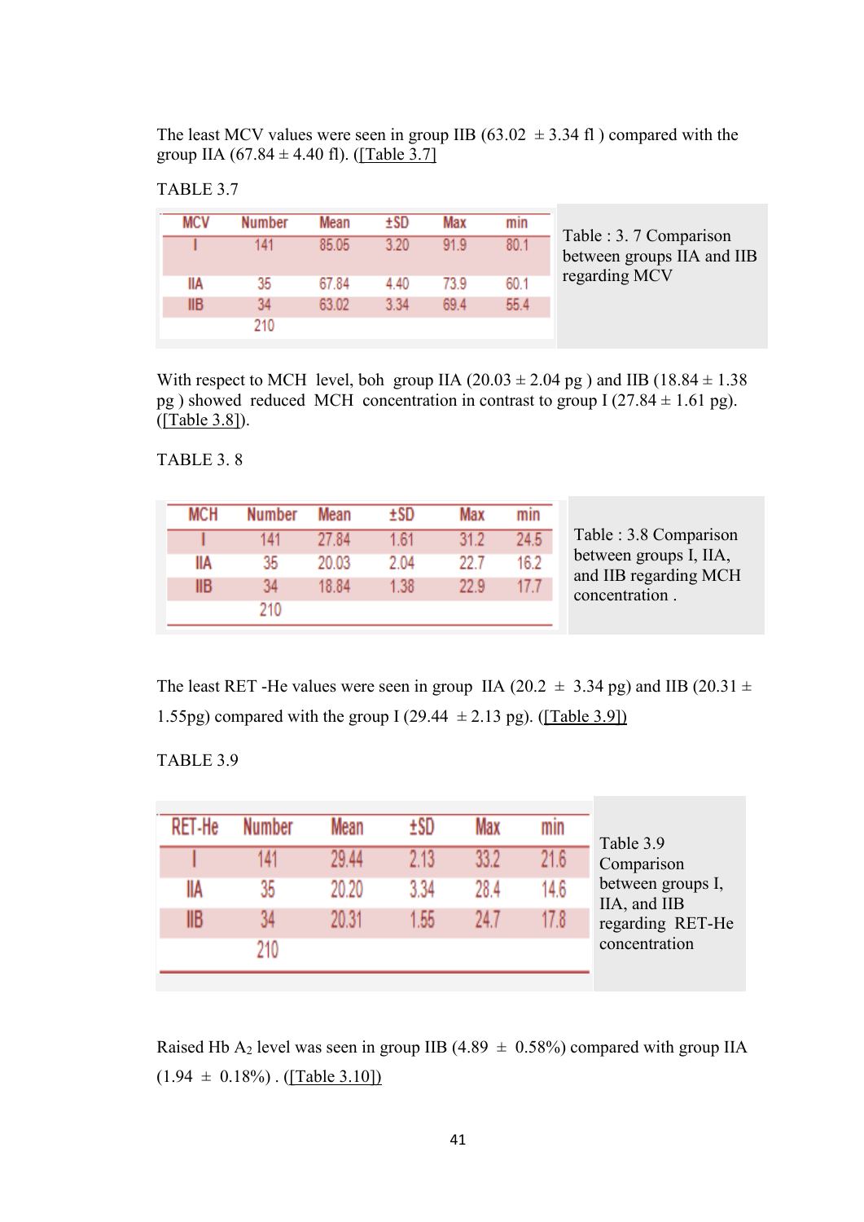The least MCV values were seen in group IIB (63.02 ± 3.34 fl ) compared with the group IIA (67.84 ± 4.40 fl). ([Table 3.7]

TABLE 3.7

| MCV | Number | Mean | ±SD | Max | min |
|---|---|---|---|---|---|
| I | 141 | 85.05 | 3.20 | 91.9 | 80.1 |
| IIA | 35 | 67.84 | 4.40 | 73.9 | 60.1 |
| IIB | 34 | 63.02 | 3.34 | 69.4 | 55.4 |
| | 210 | | | | |

Table : 3. 7 Comparison between groups IIA and IIB regarding MCV

With respect to MCH level, boh group IIA (20.03 ± 2.04 pg ) and IIB (18.84 ± 1.38 pg ) showed reduced MCH concentration in contrast to group I (27.84 ± 1.61 pg). ([Table 3.8]).

TABLE 3. 8

| MCH | Number | Mean | ±SD | Max | min |
|---|---|---|---|---|---|
| I | 141 | 27.84 | 1.61 | 31.2 | 24.5 |
| IIA | 35 | 20.03 | 2.04 | 22.7 | 16.2 |
| IIB | 34 | 18.84 | 1.38 | 22.9 | 17.7 |
| | 210 | | | | |

Table : 3.8 Comparison between groups I, IIA, and IIB regarding MCH concentration .

The least RET -He values were seen in group IIA (20.2 ± 3.34 pg) and IIB (20.31 ± 1.55pg) compared with the group I (29.44 ± 2.13 pg). ([Table 3.9])

TABLE 3.9

| RET-He | Number | Mean | ±SD | Max | min |
|---|---|---|---|---|---|
| I | 141 | 29.44 | 2.13 | 33.2 | 21.6 |
| IIA | 35 | 20.20 | 3.34 | 28.4 | 14.6 |
| IIB | 34 | 20.31 | 1.55 | 24.7 | 17.8 |
| | 210 | | | | |

Table 3.9 Comparison between groups I, IIA, and IIB regarding RET-He concentration

Raised Hb $A_2$ level was seen in group IIB (4.89 ± 0.58%) compared with group IIA (1.94 ± 0.18%) . ([Table 3.10])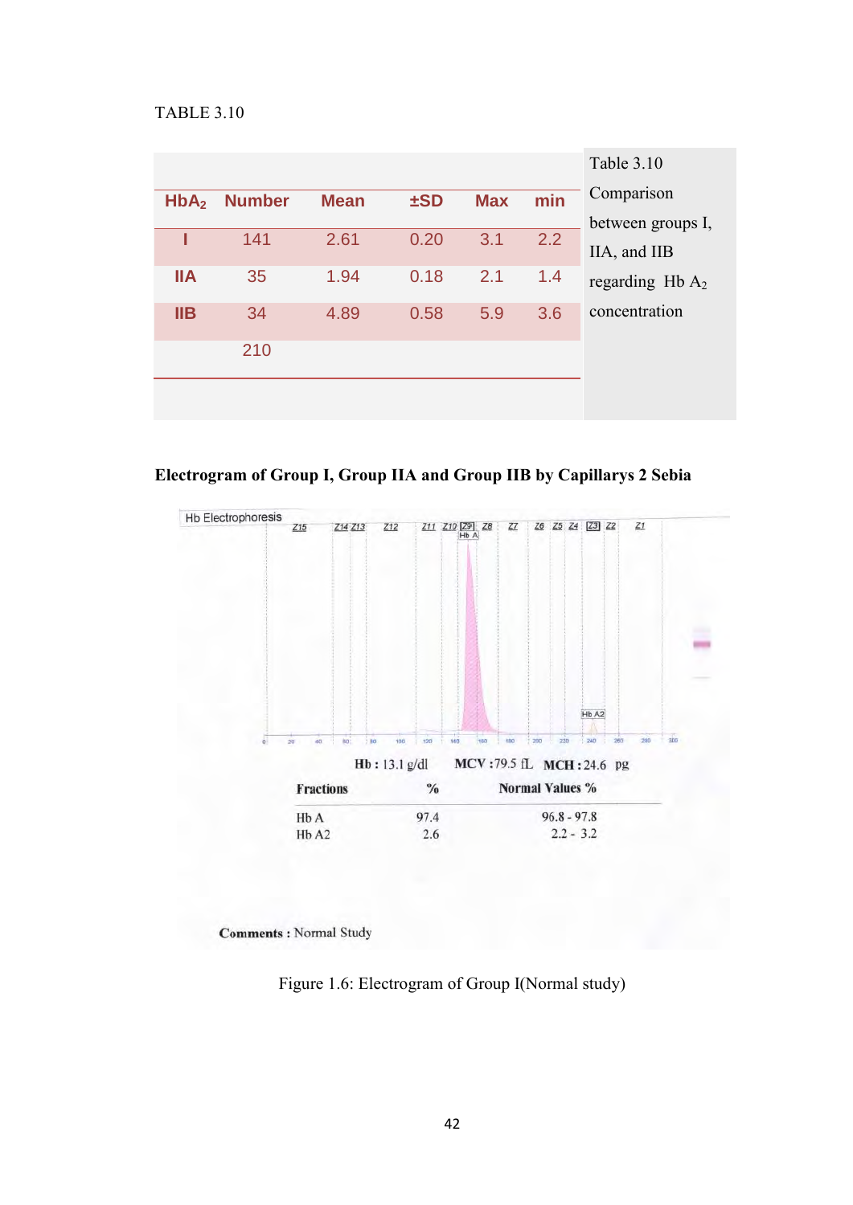TABLE 3.10

| $HbA_2$ | Number | Mean | ±SD | Max | min |
|---|---|---|---|---|---|
| I | 141 | 2.61 | 0.20 | 3.1 | 2.2 |
| IIA | 35 | 1.94 | 0.18 | 2.1 | 1.4 |
| IIB | 34 | 4.89 | 0.58 | 5.9 | 3.6 |
| | 210 | | | | |

Table 3.10 Comparison between groups I, IIA, and IIB regarding Hb $A_2$ concentration

**Electrogram of Group I, Group IIA and Group IIB by Capillarys 2 Sebia**

Hb Electrophoresis

Hb : 13.1 g/dl MCV : 79.5 fL MCH : 24.6 pg

| Fractions | % | Normal Values % |
|---|---|---|
| Hb A | 97.4 | 96.8 - 97.8 |
| Hb A2 | 2.6 | 2.2 - 3.2 |

**Comments :** Normal Study

Figure 1.6: Electrogram of Group I(Normal study)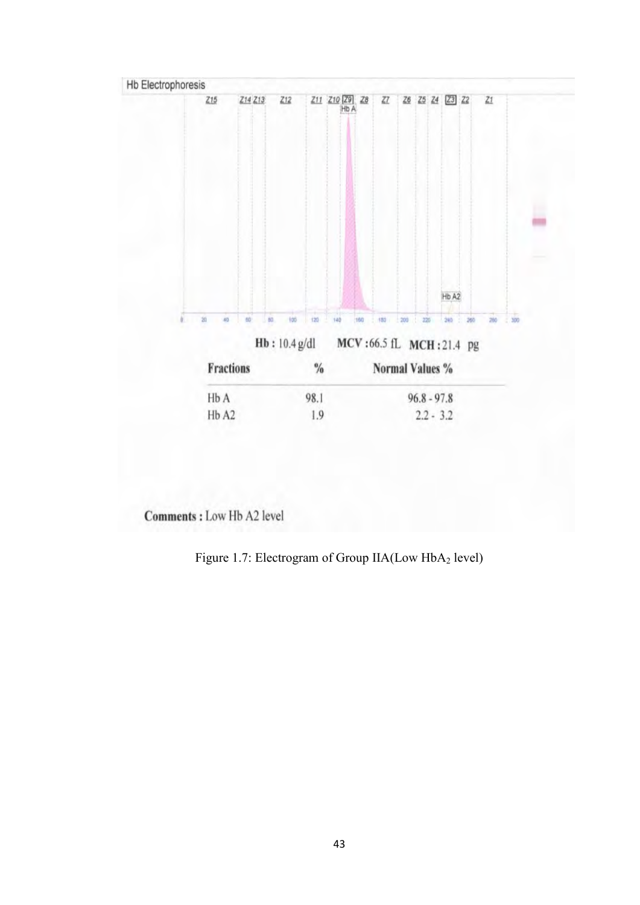Hb Electrophoresis

**Hb :** 10.4 g/dl **MCV :** 66.5 fL **MCH :** 21.4 pg

| Fractions | % | Normal Values % |
|---|---|---|
| Hb A | 98.1 | 96.8 - 97.8 |
| Hb A2 | 1.9 | 2.2 - 3.2 |

**Comments :** Low Hb A2 level

Figure 1.7: Electrogram of Group IIA(Low $HbA_2$ level)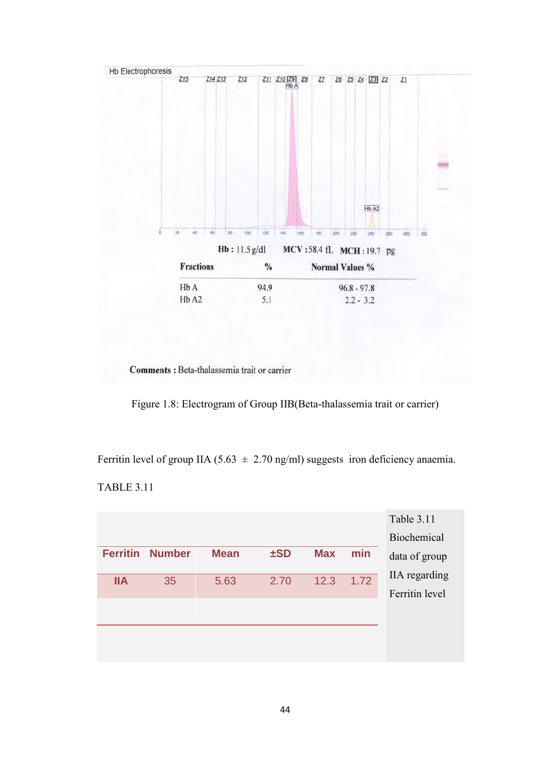Hb Electrophoresis

Hb : 11.5 g/dl MCV : 58.4 fL MCH : 19.7 pg

| Fractions | % | Normal Values % |
|---|---|---|
| Hb A | 94.9 | 96.8 - 97.8 |
| Hb A2 | 5.1 | 2.2 - 3.2 |

**Comments :** Beta-thalassemia trait or carrier

Figure 1.8: Electrogram of Group IIB(Beta-thalassemia trait or carrier)

Ferritin level of group IIA (5.63 ± 2.70 ng/ml) suggests iron deficiency anaemia.

TABLE 3.11

| Ferritin | Number | Mean | ±SD | Max | min |
|---|---|---|---|---|---|
| IIA | 35 | 5.63 | 2.70 | 12.3 | 1.72 |

Table 3.11 Biochemical data of group IIA regarding Ferritin level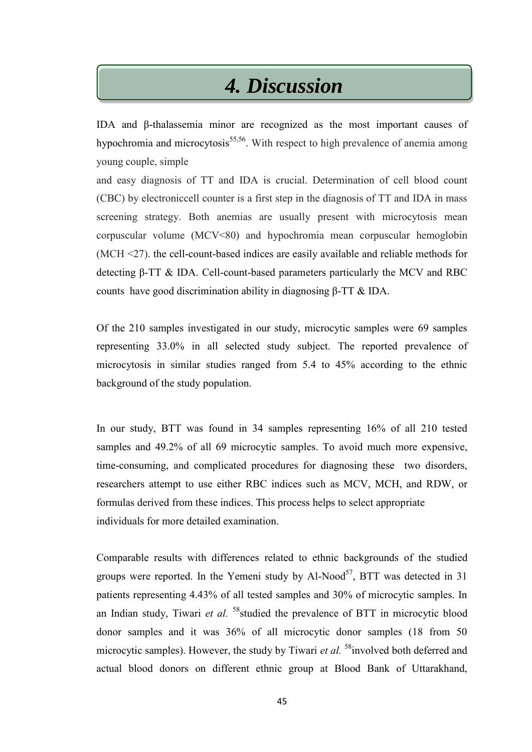# 4. Discussion

IDA and β-thalassemia minor are recognized as the most important causes of hypochromia and microcytosis[55,56]. With respect to high prevalence of anemia among young couple, simple

and easy diagnosis of TT and IDA is crucial. Determination of cell blood count (CBC) by electroniccell counter is a first step in the diagnosis of TT and IDA in mass screening strategy. Both anemias are usually present with microcytosis mean corpuscular volume (MCV<80) and hypochromia mean corpuscular hemoglobin (MCH <27). the cell-count-based indices are easily available and reliable methods for detecting β-TT & IDA. Cell-count-based parameters particularly the MCV and RBC counts have good discrimination ability in diagnosing β-TT & IDA.

Of the 210 samples investigated in our study, microcytic samples were 69 samples representing 33.0% in all selected study subject. The reported prevalence of microcytosis in similar studies ranged from 5.4 to 45% according to the ethnic background of the study population.

In our study, BTT was found in 34 samples representing 16% of all 210 tested samples and 49.2% of all 69 microcytic samples. To avoid much more expensive, time-consuming, and complicated procedures for diagnosing these two disorders, researchers attempt to use either RBC indices such as MCV, MCH, and RDW, or formulas derived from these indices. This process helps to select appropriate individuals for more detailed examination.

Comparable results with differences related to ethnic backgrounds of the studied groups were reported. In the Yemeni study by Al-Nood[57], BTT was detected in 31 patients representing 4.43% of all tested samples and 30% of microcytic samples. In an Indian study, Tiwari *et al.* [58]studied the prevalence of BTT in microcytic blood donor samples and it was 36% of all microcytic donor samples (18 from 50 microcytic samples). However, the study by Tiwari *et al.* [58]involved both deferred and actual blood donors on different ethnic group at Blood Bank of Uttarakhand,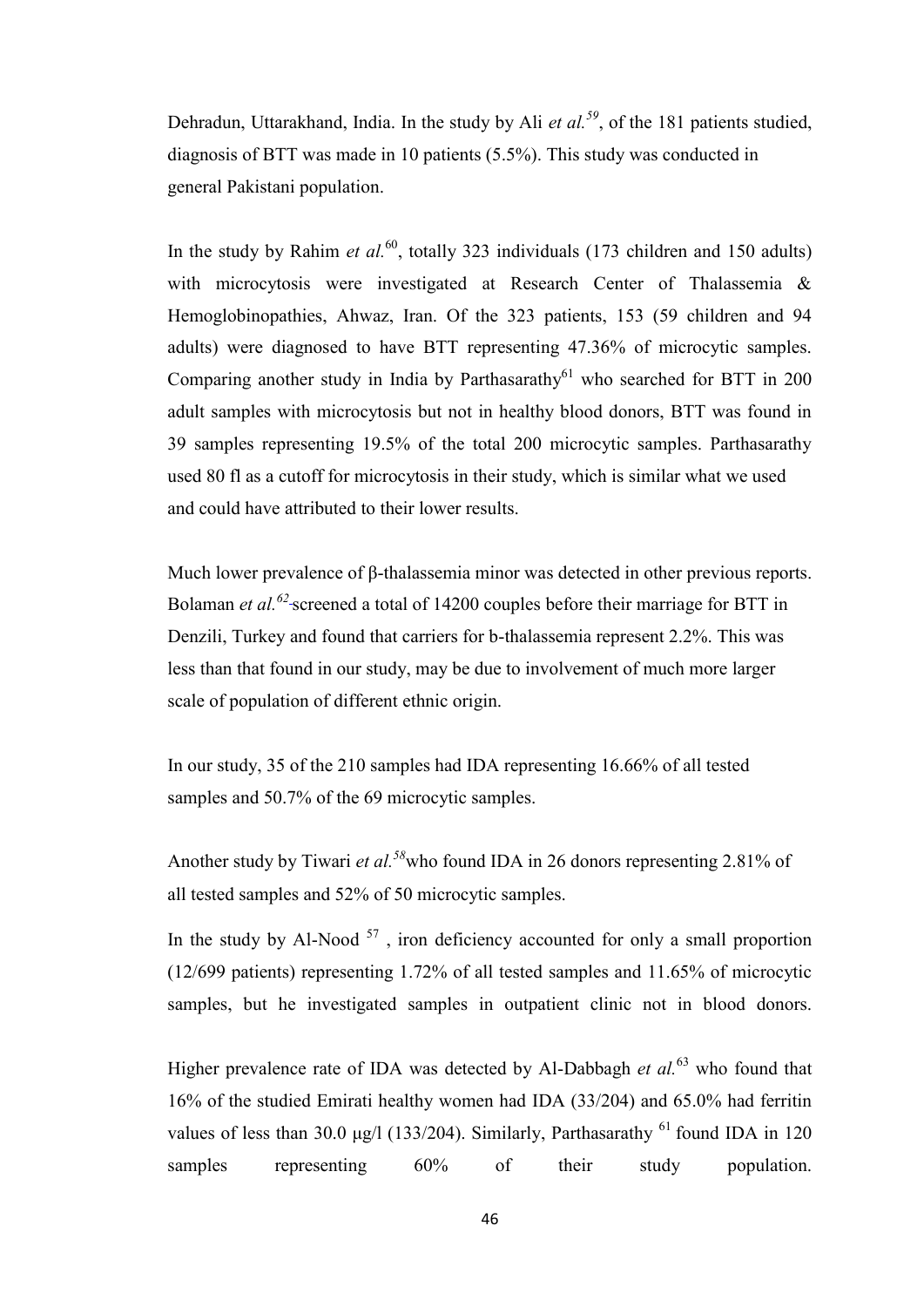Dehradun, Uttarakhand, India. In the study by Ali *et al.*[59], of the 181 patients studied, diagnosis of BTT was made in 10 patients (5.5%). This study was conducted in general Pakistani population.

In the study by Rahim *et al.*[60], totally 323 individuals (173 children and 150 adults) with microcytosis were investigated at Research Center of Thalassemia & Hemoglobinopathies, Ahwaz, Iran. Of the 323 patients, 153 (59 children and 94 adults) were diagnosed to have BTT representing 47.36% of microcytic samples. Comparing another study in India by Parthasarathy[61] who searched for BTT in 200 adult samples with microcytosis but not in healthy blood donors, BTT was found in 39 samples representing 19.5% of the total 200 microcytic samples. Parthasarathy used 80 fl as a cutoff for microcytosis in their study, which is similar what we used and could have attributed to their lower results.

Much lower prevalence of β-thalassemia minor was detected in other previous reports. Bolaman *et al.*[62] screened a total of 14200 couples before their marriage for BTT in Denzili, Turkey and found that carriers for b-thalassemia represent 2.2%. This was less than that found in our study, may be due to involvement of much more larger scale of population of different ethnic origin.

In our study, 35 of the 210 samples had IDA representing 16.66% of all tested samples and 50.7% of the 69 microcytic samples.

Another study by Tiwari *et al.*[58] who found IDA in 26 donors representing 2.81% of all tested samples and 52% of 50 microcytic samples.

In the study by Al-Nood [57], iron deficiency accounted for only a small proportion (12/699 patients) representing 1.72% of all tested samples and 11.65% of microcytic samples, but he investigated samples in outpatient clinic not in blood donors.

Higher prevalence rate of IDA was detected by Al-Dabbagh *et al.*[63] who found that 16% of the studied Emirati healthy women had IDA (33/204) and 65.0% had ferritin values of less than 30.0 μg/l (133/204). Similarly, Parthasarathy [61] found IDA in 120 samples representing 60% of their study population.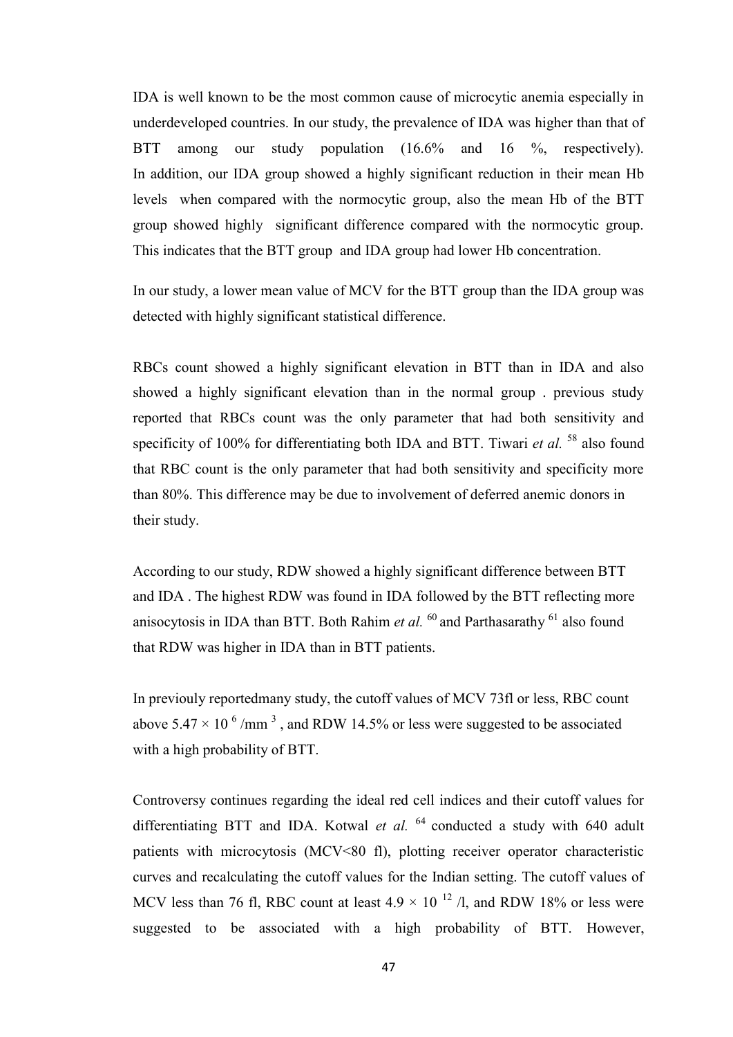IDA is well known to be the most common cause of microcytic anemia especially in underdeveloped countries. In our study, the prevalence of IDA was higher than that of BTT among our study population (16.6% and 16 %, respectively). In addition, our IDA group showed a highly significant reduction in their mean Hb levels when compared with the normocytic group, also the mean Hb of the BTT group showed highly significant difference compared with the normocytic group. This indicates that the BTT group and IDA group had lower Hb concentration.

In our study, a lower mean value of MCV for the BTT group than the IDA group was detected with highly significant statistical difference.

RBCs count showed a highly significant elevation in BTT than in IDA and also showed a highly significant elevation than in the normal group . previous study reported that RBCs count was the only parameter that had both sensitivity and specificity of 100% for differentiating both IDA and BTT. Tiwari *et al.* [58] also found that RBC count is the only parameter that had both sensitivity and specificity more than 80%. This difference may be due to involvement of deferred anemic donors in their study.

According to our study, RDW showed a highly significant difference between BTT and IDA . The highest RDW was found in IDA followed by the BTT reflecting more anisocytosis in IDA than BTT. Both Rahim *et al.* [60] and Parthasarathy [61] also found that RDW was higher in IDA than in BTT patients.

In previouly reportedmany study, the cutoff values of MCV 73fl or less, RBC count above $5.47 \times 10^{6}$ /mm $^{3}$ , and RDW 14.5% or less were suggested to be associated with a high probability of BTT.

Controversy continues regarding the ideal red cell indices and their cutoff values for differentiating BTT and IDA. Kotwal *et al.* [64] conducted a study with 640 adult patients with microcytosis (MCV<80 fl), plotting receiver operator characteristic curves and recalculating the cutoff values for the Indian setting. The cutoff values of MCV less than 76 fl, RBC count at least $4.9 \times 10^{12}$ /l, and RDW 18% or less were suggested to be associated with a high probability of BTT. However,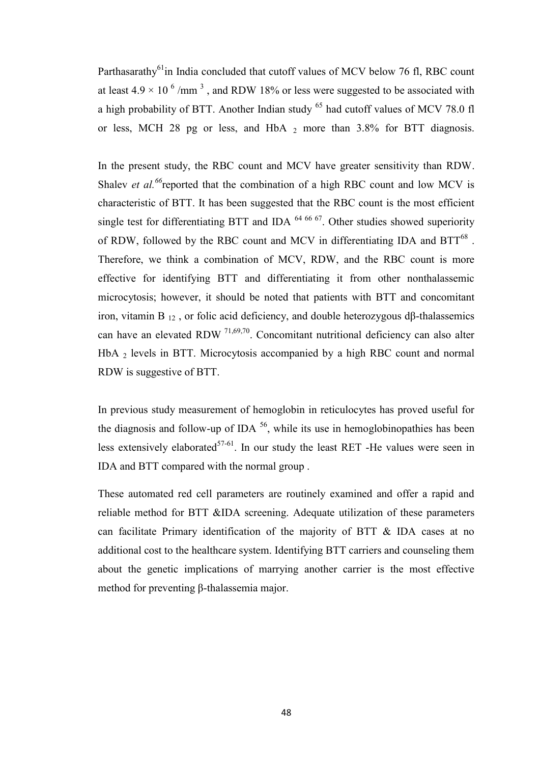Parthasarathy[61] in India concluded that cutoff values of MCV below 76 fl, RBC count at least $4.9 \times 10^6$ /mm$^3$, and RDW 18% or less were suggested to be associated with a high probability of BTT. Another Indian study [65] had cutoff values of MCV 78.0 fl or less, MCH 28 pg or less, and $HbA_2$ more than 3.8% for BTT diagnosis.

In the present study, the RBC count and MCV have greater sensitivity than RDW. Shalev *et al.*[66] reported that the combination of a high RBC count and low MCV is characteristic of BTT. It has been suggested that the RBC count is the most efficient single test for differentiating BTT and IDA [64 66 67]. Other studies showed superiority of RDW, followed by the RBC count and MCV in differentiating IDA and BTT[68]. Therefore, we think a combination of MCV, RDW, and the RBC count is more effective for identifying BTT and differentiating it from other nonthalassemic microcytosis; however, it should be noted that patients with BTT and concomitant iron, vitamin $B_{12}$, or folic acid deficiency, and double heterozygous dβ-thalassemics can have an elevated RDW [71,69,70]. Concomitant nutritional deficiency can also alter $HbA_2$ levels in BTT. Microcytosis accompanied by a high RBC count and normal RDW is suggestive of BTT.

In previous study measurement of hemoglobin in reticulocytes has proved useful for the diagnosis and follow-up of IDA [56], while its use in hemoglobinopathies has been less extensively elaborated[57-61]. In our study the least RET -He values were seen in IDA and BTT compared with the normal group .

These automated red cell parameters are routinely examined and offer a rapid and reliable method for BTT &IDA screening. Adequate utilization of these parameters can facilitate Primary identification of the majority of BTT & IDA cases at no additional cost to the healthcare system. Identifying BTT carriers and counseling them about the genetic implications of marrying another carrier is the most effective method for preventing β-thalassemia major.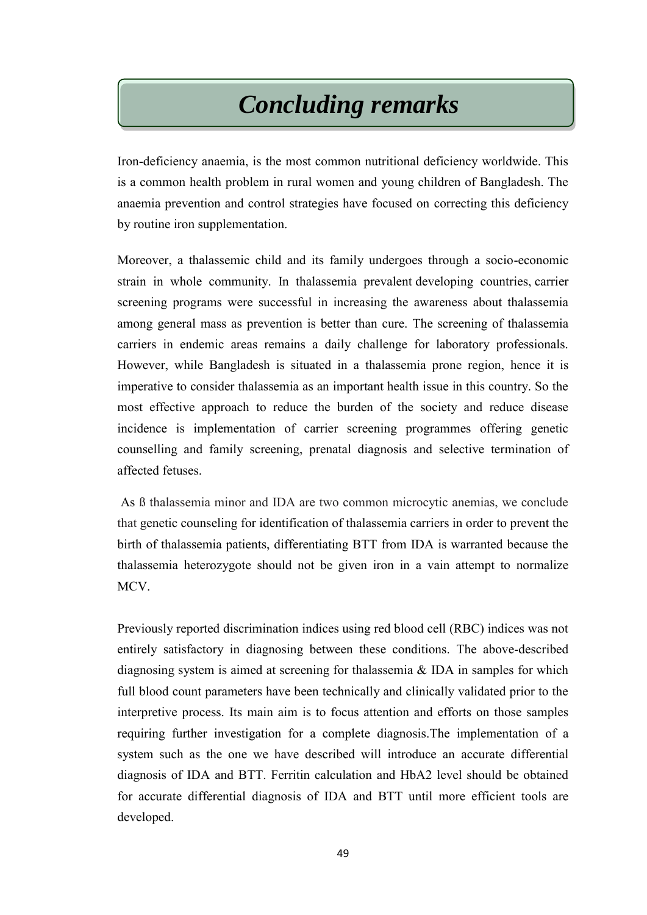# *Concluding remarks*

Iron-deficiency anaemia, is the most common nutritional deficiency worldwide. This is a common health problem in rural women and young children of Bangladesh. The anaemia prevention and control strategies have focused on correcting this deficiency by routine iron supplementation.

Moreover, a thalassemic child and its family undergoes through a socio-economic strain in whole community. In thalassemia prevalent developing countries, carrier screening programs were successful in increasing the awareness about thalassemia among general mass as prevention is better than cure. The screening of thalassemia carriers in endemic areas remains a daily challenge for laboratory professionals. However, while Bangladesh is situated in a thalassemia prone region, hence it is imperative to consider thalassemia as an important health issue in this country. So the most effective approach to reduce the burden of the society and reduce disease incidence is implementation of carrier screening programmes offering genetic counselling and family screening, prenatal diagnosis and selective termination of affected fetuses.

As ß thalassemia minor and IDA are two common microcytic anemias, we conclude that genetic counseling for identification of thalassemia carriers in order to prevent the birth of thalassemia patients, differentiating BTT from IDA is warranted because the thalassemia heterozygote should not be given iron in a vain attempt to normalize MCV.

Previously reported discrimination indices using red blood cell (RBC) indices was not entirely satisfactory in diagnosing between these conditions. The above-described diagnosing system is aimed at screening for thalassemia & IDA in samples for which full blood count parameters have been technically and clinically validated prior to the interpretive process. Its main aim is to focus attention and efforts on those samples requiring further investigation for a complete diagnosis.The implementation of a system such as the one we have described will introduce an accurate differential diagnosis of IDA and BTT. Ferritin calculation and HbA2 level should be obtained for accurate differential diagnosis of IDA and BTT until more efficient tools are developed.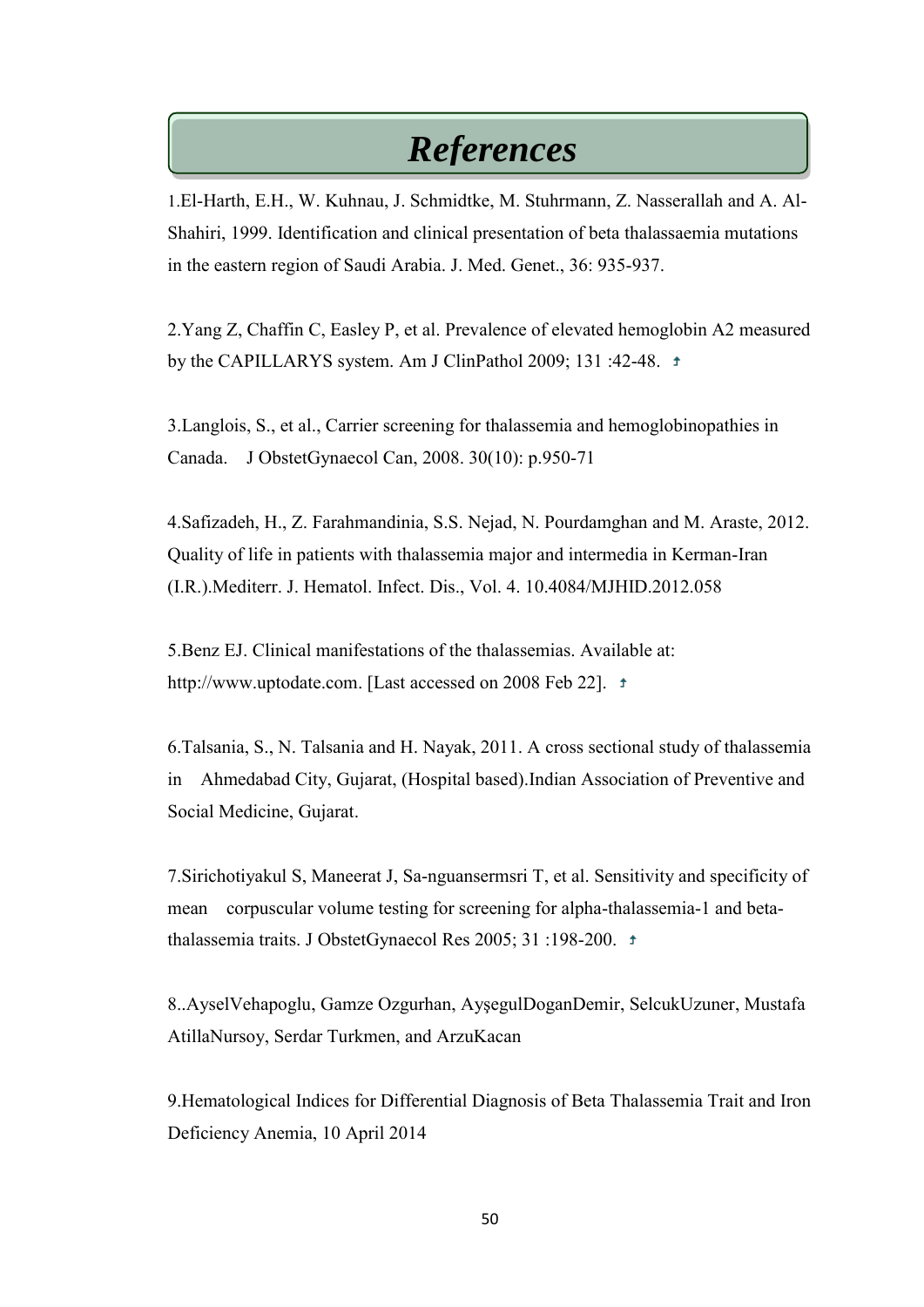# *References*

1.El-Harth, E.H., W. Kuhnau, J. Schmidtke, M. Stuhrmann, Z. Nasserallah and A. Al-Shahiri, 1999. Identification and clinical presentation of beta thalassaemia mutations in the eastern region of Saudi Arabia. J. Med. Genet., 36: 935-937.

2.Yang Z, Chaffin C, Easley P, et al. Prevalence of elevated hemoglobin A2 measured by the CAPILLARYS system. Am J ClinPathol 2009; 131 :42-48.

3.Langlois, S., et al., Carrier screening for thalassemia and hemoglobinopathies in Canada. J ObstetGynaecol Can, 2008. 30(10): p.950-71

4.Safizadeh, H., Z. Farahmandinia, S.S. Nejad, N. Pourdamghan and M. Araste, 2012. Quality of life in patients with thalassemia major and intermedia in Kerman-Iran (I.R.).Mediterr. J. Hematol. Infect. Dis., Vol. 4. 10.4084/MJHID.2012.058

5.Benz EJ. Clinical manifestations of the thalassemias. Available at: http://www.uptodate.com. [Last accessed on 2008 Feb 22].

6.Talsania, S., N. Talsania and H. Nayak, 2011. A cross sectional study of thalassemia in Ahmedabad City, Gujarat, (Hospital based).Indian Association of Preventive and Social Medicine, Gujarat.

7.Sirichotiyakul S, Maneerat J, Sa-nguansermsri T, et al. Sensitivity and specificity of mean corpuscular volume testing for screening for alpha-thalassemia-1 and beta-thalassemia traits. J ObstetGynaecol Res 2005; 31 :198-200.

8..AyselVehapoglu, Gamze Ozgurhan, AyşegulDoganDemir, SelcukUzuner, Mustafa AtillaNursoy, Serdar Turkmen, and ArzuKacan

9.Hematological Indices for Differential Diagnosis of Beta Thalassemia Trait and Iron Deficiency Anemia, 10 April 2014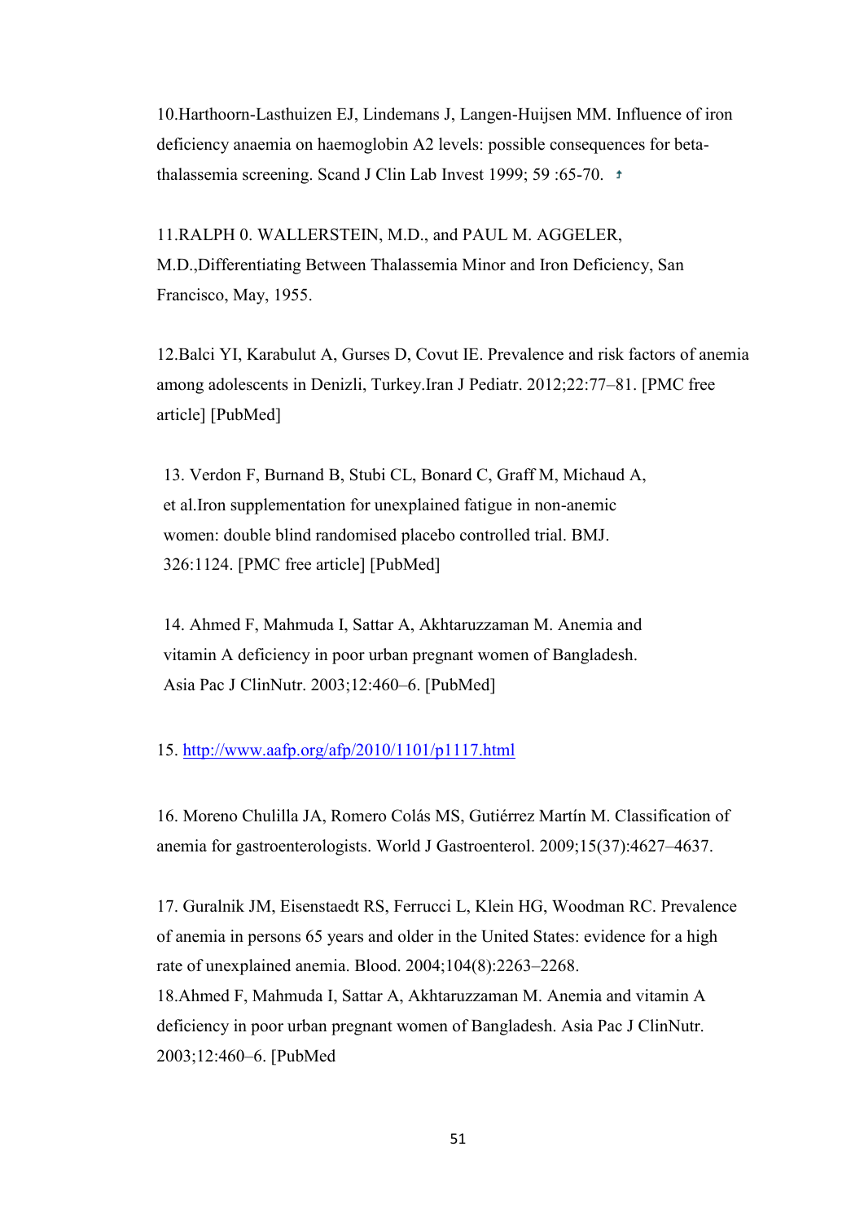10.Harthoorn-Lasthuizen EJ, Lindemans J, Langen-Huijsen MM. Influence of iron deficiency anaemia on haemoglobin A2 levels: possible consequences for beta-thalassemia screening. Scand J Clin Lab Invest 1999; 59 :65-70. ↑

11.RALPH 0. WALLERSTEIN, M.D., and PAUL M. AGGELER, M.D.,Differentiating Between Thalassemia Minor and Iron Deficiency, San Francisco, May, 1955.

12.Balci YI, Karabulut A, Gurses D, Covut IE. Prevalence and risk factors of anemia among adolescents in Denizli, Turkey.Iran J Pediatr. 2012;22:77–81. [PMC free article] [PubMed]

13. Verdon F, Burnand B, Stubi CL, Bonard C, Graff M, Michaud A, et al.Iron supplementation for unexplained fatigue in non-anemic women: double blind randomised placebo controlled trial. BMJ. 326:1124. [PMC free article] [PubMed]

14. Ahmed F, Mahmuda I, Sattar A, Akhtaruzzaman M. Anemia and vitamin A deficiency in poor urban pregnant women of Bangladesh. Asia Pac J ClinNutr. 2003;12:460–6. [PubMed]

15. http://www.aafp.org/afp/2010/1101/p1117.html

16. Moreno Chulilla JA, Romero Colás MS, Gutiérrez Martín M. Classification of anemia for gastroenterologists. World J Gastroenterol. 2009;15(37):4627–4637.

17. Guralnik JM, Eisenstaedt RS, Ferrucci L, Klein HG, Woodman RC. Prevalence of anemia in persons 65 years and older in the United States: evidence for a high rate of unexplained anemia. Blood. 2004;104(8):2263–2268.

18.Ahmed F, Mahmuda I, Sattar A, Akhtaruzzaman M. Anemia and vitamin A deficiency in poor urban pregnant women of Bangladesh. Asia Pac J ClinNutr. 2003;12:460–6. [PubMed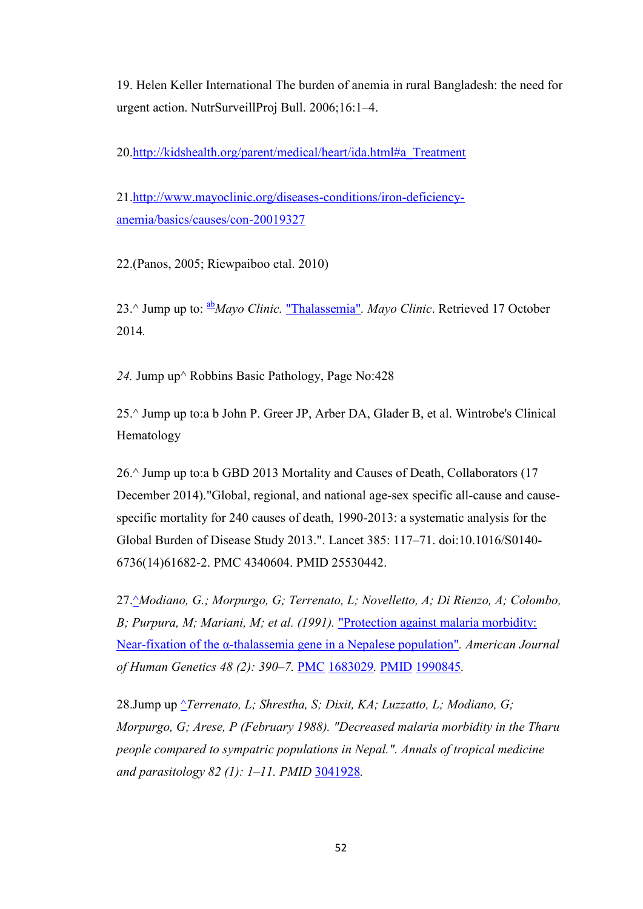19. Helen Keller International The burden of anemia in rural Bangladesh: the need for urgent action. NutrSurveillProj Bull. 2006;16:1–4.

20.http://kidshealth.org/parent/medical/heart/ida.html#a_Treatment

21.http://www.mayoclinic.org/diseases-conditions/iron-deficiency-anemia/basics/causes/con-20019327

22.(Panos, 2005; Riewpaiboo etal. 2010)

23.^ Jump up to: [ab]*Mayo Clinic.* "Thalassemia". *Mayo Clinic*. Retrieved 17 October 2014*.*

*24.* Jump up^ Robbins Basic Pathology, Page No:428

25.^ Jump up to:a b John P. Greer JP, Arber DA, Glader B, et al. Wintrobe's Clinical Hematology

26.^ Jump up to:a b GBD 2013 Mortality and Causes of Death, Collaborators (17 December 2014)."Global, regional, and national age-sex specific all-cause and cause-specific mortality for 240 causes of death, 1990-2013: a systematic analysis for the Global Burden of Disease Study 2013.". Lancet 385: 117–71. doi:10.1016/S0140-6736(14)61682-2. PMC 4340604. PMID 25530442.

27.^*Modiano, G.; Morpurgo, G; Terrenato, L; Novelletto, A; Di Rienzo, A; Colombo, B; Purpura, M; Mariani, M; et al. (1991).* "Protection against malaria morbidity: Near-fixation of the α-thalassemia gene in a Nepalese population"*. American Journal of Human Genetics 48 (2): 390–7.* PMC 1683029*.* PMID 1990845*.*

28.Jump up ^*Terrenato, L; Shrestha, S; Dixit, KA; Luzzatto, L; Modiano, G; Morpurgo, G; Arese, P (February 1988). "Decreased malaria morbidity in the Tharu people compared to sympatric populations in Nepal.". Annals of tropical medicine and parasitology 82 (1): 1–11. PMID* 3041928*.*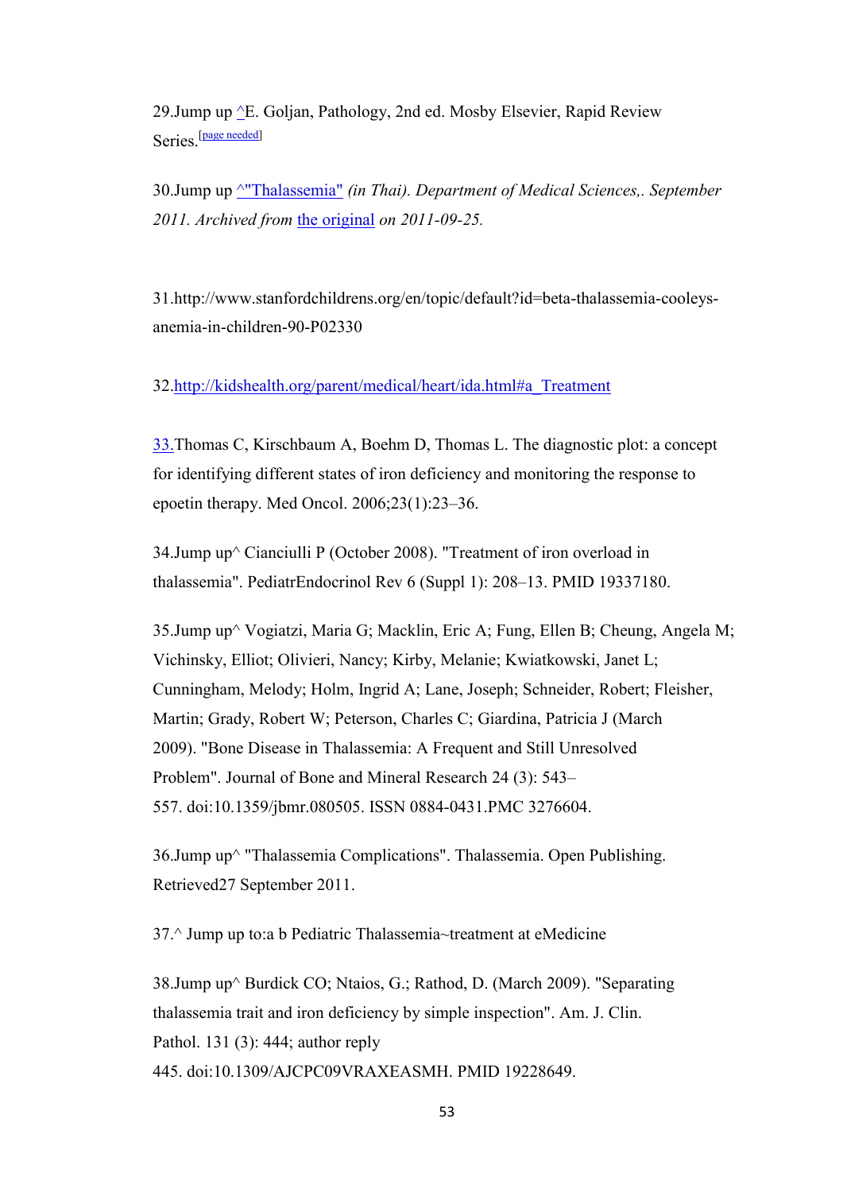29.Jump up ^E. Goljan, Pathology, 2nd ed. Mosby Elsevier, Rapid Review Series.[page needed]

30.Jump up ^"Thalassemia" *(in Thai). Department of Medical Sciences,. September 2011. Archived from* the original *on 2011-09-25.*

31.http://www.stanfordchildrens.org/en/topic/default?id=beta-thalassemia-cooleys-anemia-in-children-90-P02330

32.http://kidshealth.org/parent/medical/heart/ida.html#a_Treatment

33.Thomas C, Kirschbaum A, Boehm D, Thomas L. The diagnostic plot: a concept for identifying different states of iron deficiency and monitoring the response to epoetin therapy. Med Oncol. 2006;23(1):23–36.

34.Jump up^ Cianciulli P (October 2008). "Treatment of iron overload in thalassemia". PediatrEndocrinol Rev 6 (Suppl 1): 208–13. PMID 19337180.

35.Jump up^ Vogiatzi, Maria G; Macklin, Eric A; Fung, Ellen B; Cheung, Angela M; Vichinsky, Elliot; Olivieri, Nancy; Kirby, Melanie; Kwiatkowski, Janet L; Cunningham, Melody; Holm, Ingrid A; Lane, Joseph; Schneider, Robert; Fleisher, Martin; Grady, Robert W; Peterson, Charles C; Giardina, Patricia J (March 2009). "Bone Disease in Thalassemia: A Frequent and Still Unresolved Problem". Journal of Bone and Mineral Research 24 (3): 543–557. doi:10.1359/jbmr.080505. ISSN 0884-0431.PMC 3276604.

36.Jump up^ "Thalassemia Complications". Thalassemia. Open Publishing. Retrieved27 September 2011.

37.^ Jump up to:a b Pediatric Thalassemia~treatment at eMedicine

38.Jump up^ Burdick CO; Ntaios, G.; Rathod, D. (March 2009). "Separating thalassemia trait and iron deficiency by simple inspection". Am. J. Clin. Pathol. 131 (3): 444; author reply 445. doi:10.1309/AJCPC09VRAXEASMH. PMID 19228649.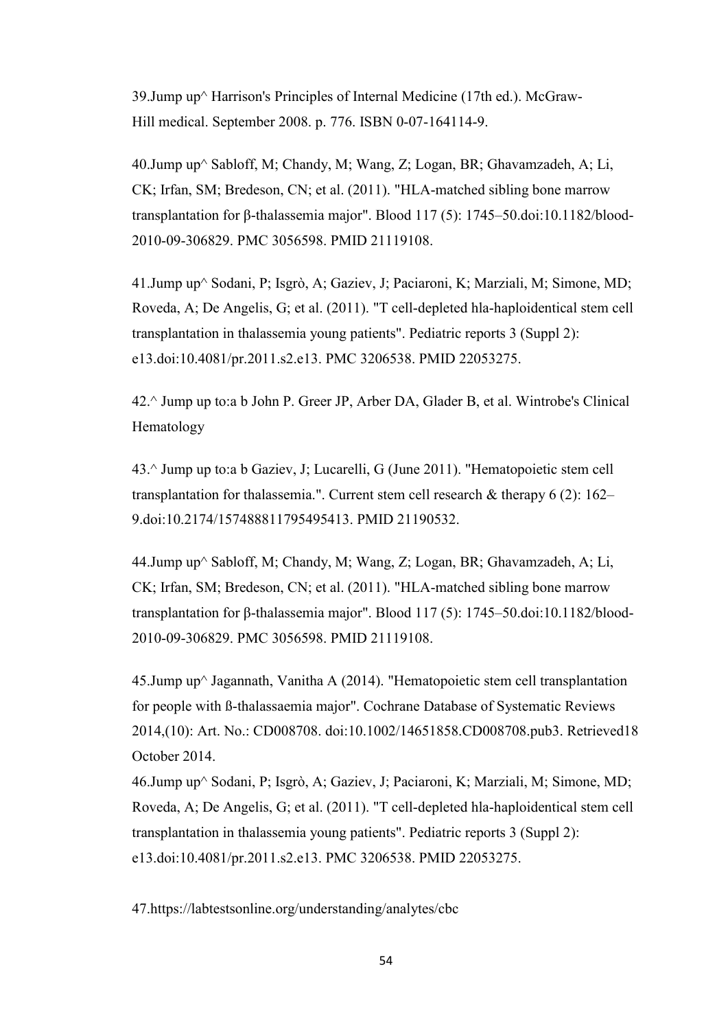39.Jump up^ Harrison's Principles of Internal Medicine (17th ed.). McGraw-Hill medical. September 2008. p. 776. ISBN 0-07-164114-9.

40.Jump up^ Sabloff, M; Chandy, M; Wang, Z; Logan, BR; Ghavamzadeh, A; Li, CK; Irfan, SM; Bredeson, CN; et al. (2011). "HLA-matched sibling bone marrow transplantation for β-thalassemia major". Blood 117 (5): 1745–50.doi:10.1182/blood-2010-09-306829. PMC 3056598. PMID 21119108.

41.Jump up^ Sodani, P; Isgrò, A; Gaziev, J; Paciaroni, K; Marziali, M; Simone, MD; Roveda, A; De Angelis, G; et al. (2011). "T cell-depleted hla-haploidentical stem cell transplantation in thalassemia young patients". Pediatric reports 3 (Suppl 2): e13.doi:10.4081/pr.2011.s2.e13. PMC 3206538. PMID 22053275.

42.^ Jump up to:a b John P. Greer JP, Arber DA, Glader B, et al. Wintrobe's Clinical Hematology

43.^ Jump up to:a b Gaziev, J; Lucarelli, G (June 2011). "Hematopoietic stem cell transplantation for thalassemia.". Current stem cell research & therapy 6 (2): 162–9.doi:10.2174/157488811795495413. PMID 21190532.

44.Jump up^ Sabloff, M; Chandy, M; Wang, Z; Logan, BR; Ghavamzadeh, A; Li, CK; Irfan, SM; Bredeson, CN; et al. (2011). "HLA-matched sibling bone marrow transplantation for β-thalassemia major". Blood 117 (5): 1745–50.doi:10.1182/blood-2010-09-306829. PMC 3056598. PMID 21119108.

45.Jump up^ Jagannath, Vanitha A (2014). "Hematopoietic stem cell transplantation for people with ß-thalassaemia major". Cochrane Database of Systematic Reviews 2014,(10): Art. No.: CD008708. doi:10.1002/14651858.CD008708.pub3. Retrieved18 October 2014.

46.Jump up^ Sodani, P; Isgrò, A; Gaziev, J; Paciaroni, K; Marziali, M; Simone, MD; Roveda, A; De Angelis, G; et al. (2011). "T cell-depleted hla-haploidentical stem cell transplantation in thalassemia young patients". Pediatric reports 3 (Suppl 2): e13.doi:10.4081/pr.2011.s2.e13. PMC 3206538. PMID 22053275.

47.https://labtestsonline.org/understanding/analytes/cbc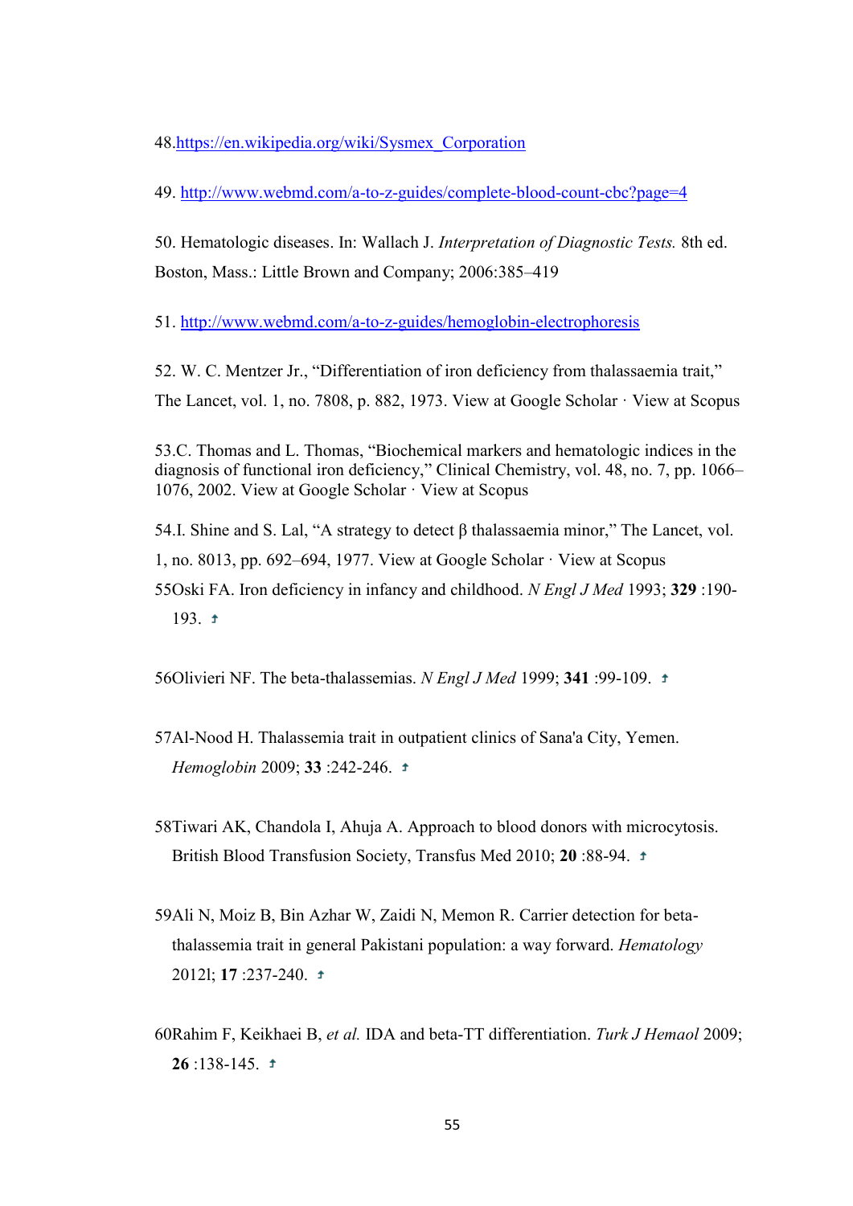48.https://en.wikipedia.org/wiki/Sysmex_Corporation

49. http://www.webmd.com/a-to-z-guides/complete-blood-count-cbc?page=4

50. Hematologic diseases. In: Wallach J. *Interpretation of Diagnostic Tests.* 8th ed. Boston, Mass.: Little Brown and Company; 2006:385–419

51. http://www.webmd.com/a-to-z-guides/hemoglobin-electrophoresis

52. W. C. Mentzer Jr., "Differentiation of iron deficiency from thalassaemia trait," The Lancet, vol. 1, no. 7808, p. 882, 1973. View at Google Scholar · View at Scopus

53.C. Thomas and L. Thomas, "Biochemical markers and hematologic indices in the diagnosis of functional iron deficiency," Clinical Chemistry, vol. 48, no. 7, pp. 1066–1076, 2002. View at Google Scholar · View at Scopus

54.I. Shine and S. Lal, "A strategy to detect β thalassaemia minor," The Lancet, vol. 1, no. 8013, pp. 692–694, 1977. View at Google Scholar · View at Scopus

55Oski FA. Iron deficiency in infancy and childhood. *N Engl J Med* 1993; **329** :190-193. ↑

56Olivieri NF. The beta-thalassemias. *N Engl J Med* 1999; **341** :99-109. ↑

57Al-Nood H. Thalassemia trait in outpatient clinics of Sana'a City, Yemen. *Hemoglobin* 2009; **33** :242-246. ↑

58Tiwari AK, Chandola I, Ahuja A. Approach to blood donors with microcytosis. British Blood Transfusion Society, Transfus Med 2010; **20** :88-94. ↑

59Ali N, Moiz B, Bin Azhar W, Zaidi N, Memon R. Carrier detection for beta-thalassemia trait in general Pakistani population: a way forward. *Hematology* 2012l; **17** :237-240. ↑

60Rahim F, Keikhaei B, *et al.* IDA and beta-TT differentiation. *Turk J Hemaol* 2009; **26** :138-145. ↑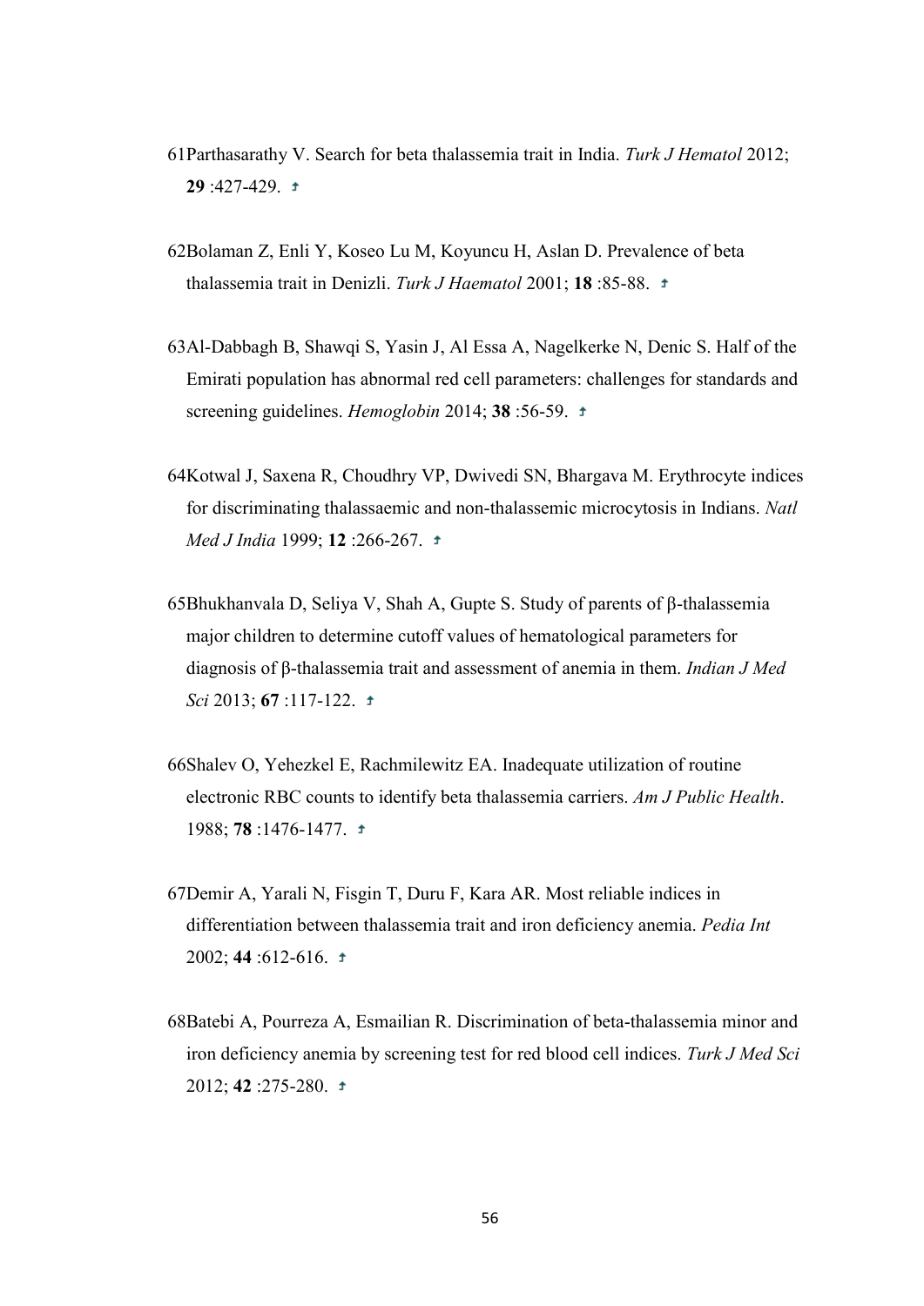61Parthasarathy V. Search for beta thalassemia trait in India. *Turk J Hematol* 2012; **29** :427-429. ↑

62Bolaman Z, Enli Y, Koseo Lu M, Koyuncu H, Aslan D. Prevalence of beta thalassemia trait in Denizli. *Turk J Haematol* 2001; **18** :85-88. ↑

63Al-Dabbagh B, Shawqi S, Yasin J, Al Essa A, Nagelkerke N, Denic S. Half of the Emirati population has abnormal red cell parameters: challenges for standards and screening guidelines. *Hemoglobin* 2014; **38** :56-59. ↑

64Kotwal J, Saxena R, Choudhry VP, Dwivedi SN, Bhargava M. Erythrocyte indices for discriminating thalassaemic and non-thalassemic microcytosis in Indians. *Natl Med J India* 1999; **12** :266-267. ↑

65Bhukhanvala D, Seliya V, Shah A, Gupte S. Study of parents of β-thalassemia major children to determine cutoff values of hematological parameters for diagnosis of β-thalassemia trait and assessment of anemia in them. *Indian J Med Sci* 2013; **67** :117-122. ↑

66Shalev O, Yehezkel E, Rachmilewitz EA. Inadequate utilization of routine electronic RBC counts to identify beta thalassemia carriers. *Am J Public Health*. 1988; **78** :1476-1477. ↑

67Demir A, Yarali N, Fisgin T, Duru F, Kara AR. Most reliable indices in differentiation between thalassemia trait and iron deficiency anemia. *Pedia Int* 2002; **44** :612-616. ↑

68Batebi A, Pourreza A, Esmailian R. Discrimination of beta-thalassemia minor and iron deficiency anemia by screening test for red blood cell indices. *Turk J Med Sci* 2012; **42** :275-280. ↑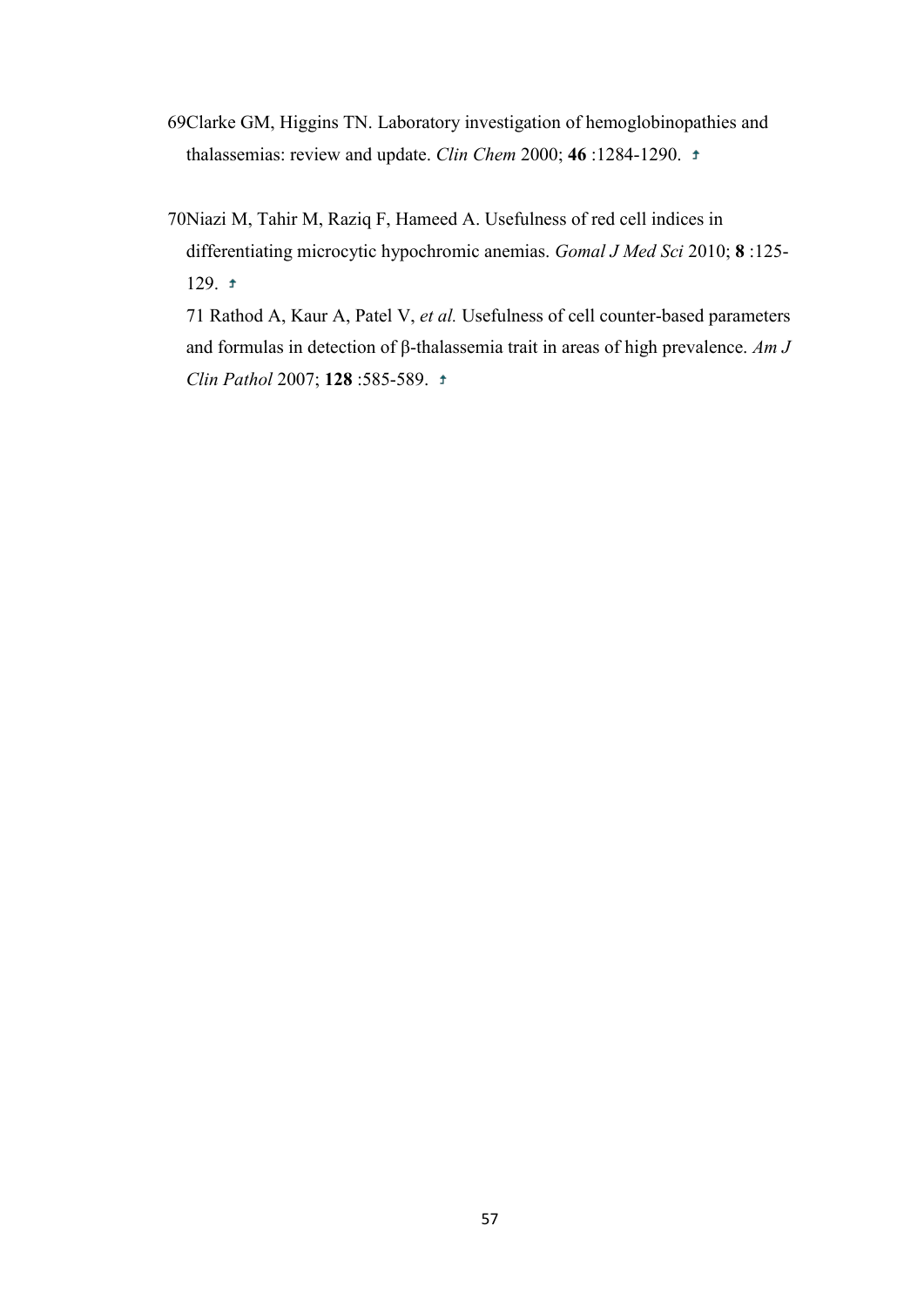69Clarke GM, Higgins TN. Laboratory investigation of hemoglobinopathies and thalassemias: review and update. *Clin Chem* 2000; **46** :1284-1290. ↑

70Niazi M, Tahir M, Raziq F, Hameed A. Usefulness of red cell indices in differentiating microcytic hypochromic anemias. *Gomal J Med Sci* 2010; **8** :125-129. ↑

71 Rathod A, Kaur A, Patel V, *et al.* Usefulness of cell counter-based parameters and formulas in detection of β-thalassemia trait in areas of high prevalence. *Am J Clin Pathol* 2007; **128** :585-589. ↑